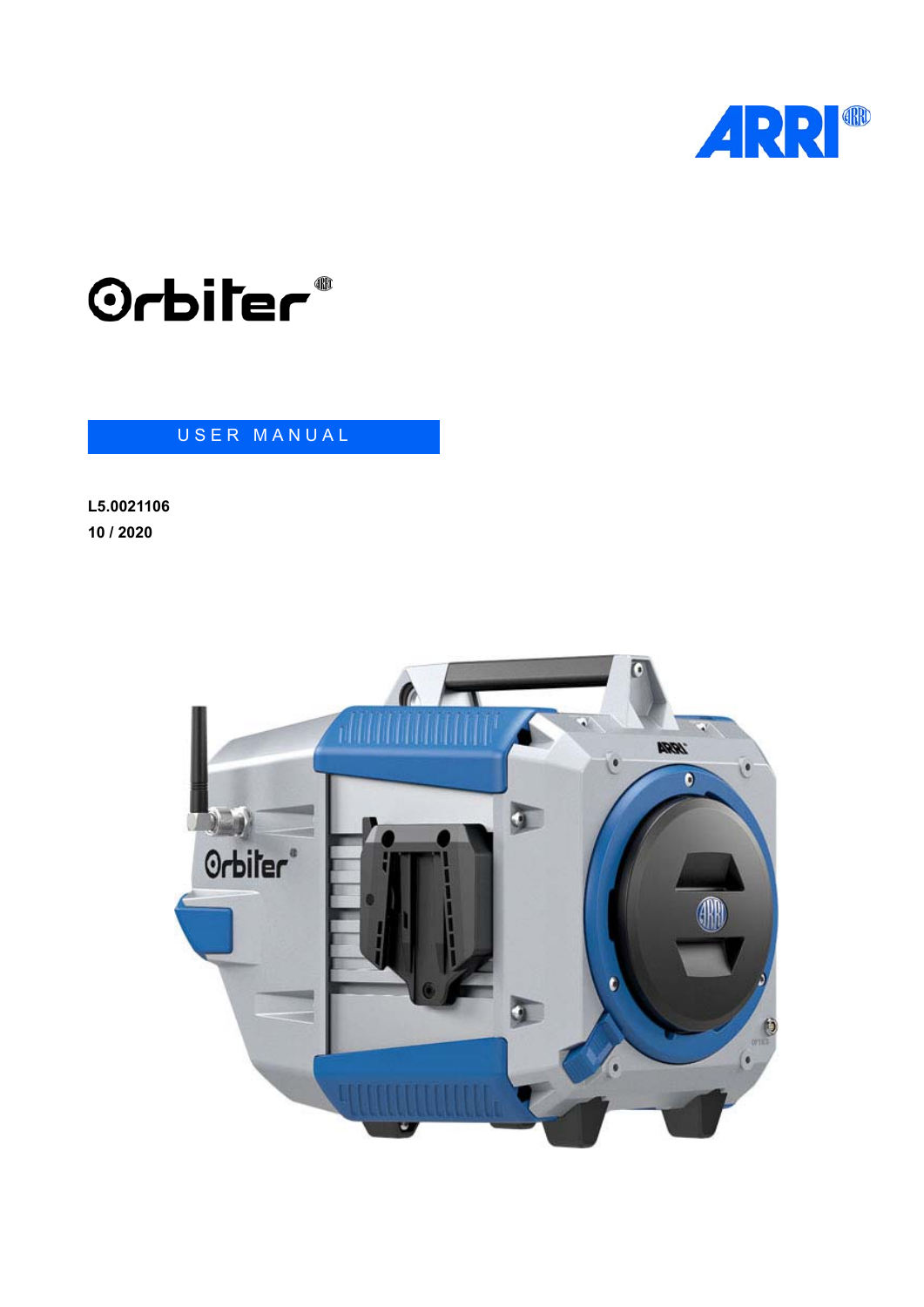ARRI

# Orbiter

## USER MANUAL

**L5.0021106**

**10 / 2020**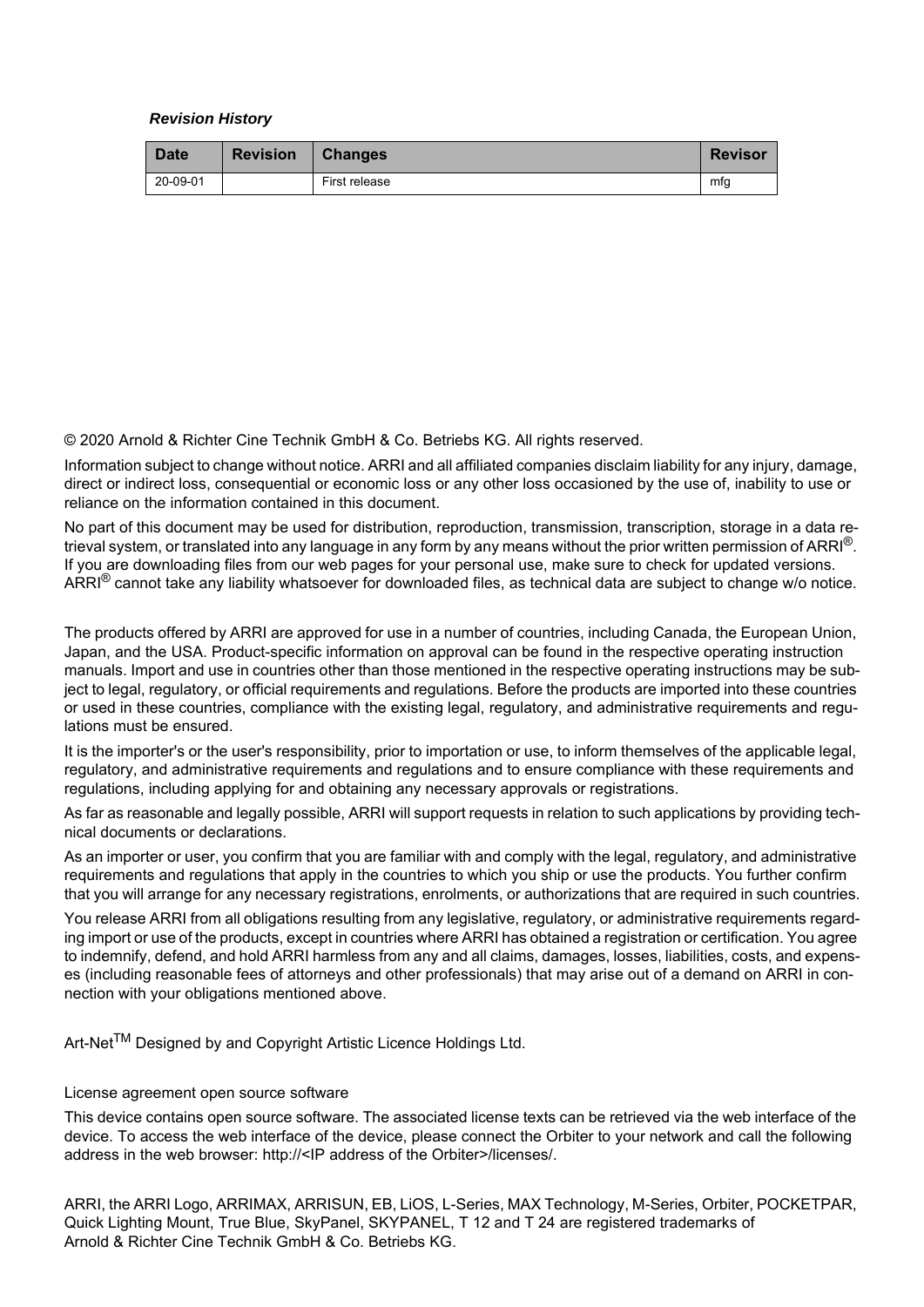***Revision History***

| Date | Revision | Changes | Revisor |
|---|---|---|---|
| 20-09-01 | | First release | mfg |

© 2020 Arnold & Richter Cine Technik GmbH & Co. Betriebs KG. All rights reserved.

Information subject to change without notice. ARRI and all affiliated companies disclaim liability for any injury, damage, direct or indirect loss, consequential or economic loss or any other loss occasioned by the use of, inability to use or reliance on the information contained in this document.

No part of this document may be used for distribution, reproduction, transmission, transcription, storage in a data retrieval system, or translated into any language in any form by any means without the prior written permission of ARRI®. If you are downloading files from our web pages for your personal use, make sure to check for updated versions. ARRI® cannot take any liability whatsoever for downloaded files, as technical data are subject to change w/o notice.

The products offered by ARRI are approved for use in a number of countries, including Canada, the European Union, Japan, and the USA. Product-specific information on approval can be found in the respective operating instruction manuals. Import and use in countries other than those mentioned in the respective operating instructions may be subject to legal, regulatory, or official requirements and regulations. Before the products are imported into these countries or used in these countries, compliance with the existing legal, regulatory, and administrative requirements and regulations must be ensured.

It is the importer's or the user's responsibility, prior to importation or use, to inform themselves of the applicable legal, regulatory, and administrative requirements and regulations and to ensure compliance with these requirements and regulations, including applying for and obtaining any necessary approvals or registrations.

As far as reasonable and legally possible, ARRI will support requests in relation to such applications by providing technical documents or declarations.

As an importer or user, you confirm that you are familiar with and comply with the legal, regulatory, and administrative requirements and regulations that apply in the countries to which you ship or use the products. You further confirm that you will arrange for any necessary registrations, enrolments, or authorizations that are required in such countries.

You release ARRI from all obligations resulting from any legislative, regulatory, or administrative requirements regarding import or use of the products, except in countries where ARRI has obtained a registration or certification. You agree to indemnify, defend, and hold ARRI harmless from any and all claims, damages, losses, liabilities, costs, and expenses (including reasonable fees of attorneys and other professionals) that may arise out of a demand on ARRI in connection with your obligations mentioned above.

Art-Net™ Designed by and Copyright Artistic Licence Holdings Ltd.

License agreement open source software

This device contains open source software. The associated license texts can be retrieved via the web interface of the device. To access the web interface of the device, please connect the Orbiter to your network and call the following address in the web browser: http://<IP address of the Orbiter>/licenses/.

ARRI, the ARRI Logo, ARRIMAX, ARRISUN, EB, LiOS, L-Series, MAX Technology, M-Series, Orbiter, POCKETPAR, Quick Lighting Mount, True Blue, SkyPanel, SKYPANEL, T 12 and T 24 are registered trademarks of Arnold & Richter Cine Technik GmbH & Co. Betriebs KG.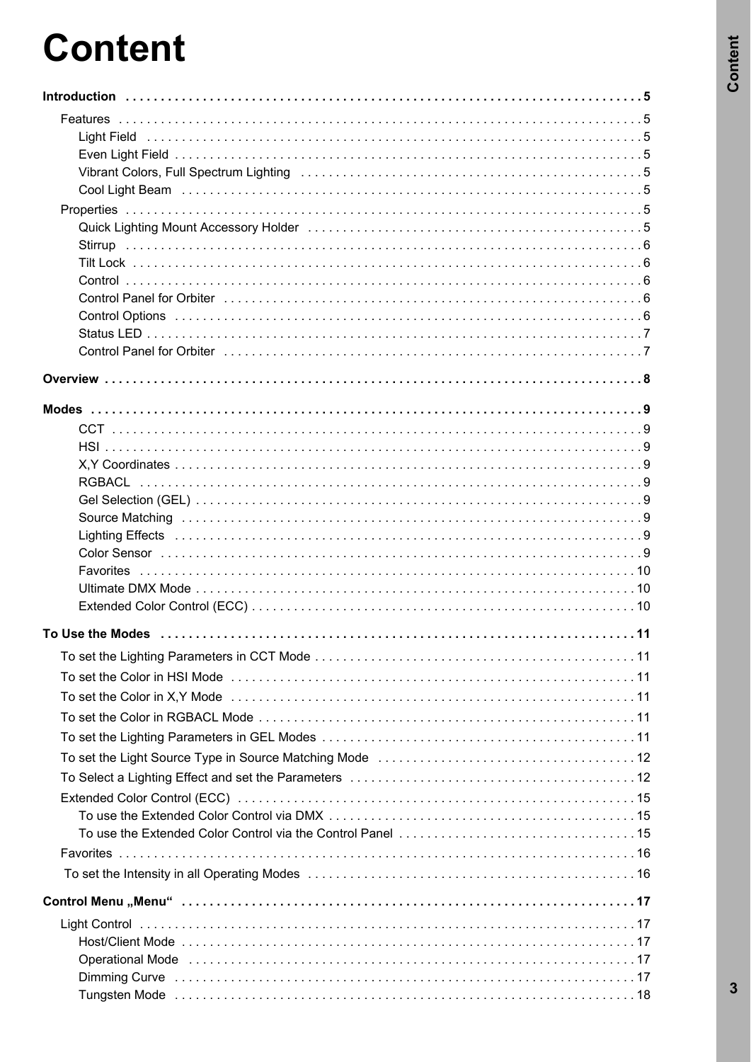# Content

**Introduction** . . . . . . . . . . 5

- Features . . . . . . . . . . 5
  - Light Field . . . . . . . . . . 5
  - Even Light Field . . . . . . . . . . 5
  - Vibrant Colors, Full Spectrum Lighting . . . . . . . . . . 5
  - Cool Light Beam . . . . . . . . . . 5
- Properties . . . . . . . . . . 5
  - Quick Lighting Mount Accessory Holder . . . . . . . . . . 5
  - Stirrup . . . . . . . . . . 6
  - Tilt Lock . . . . . . . . . . 6
  - Control . . . . . . . . . . 6
  - Control Panel for Orbiter . . . . . . . . . . 6
  - Control Options . . . . . . . . . . 6
  - Status LED . . . . . . . . . . 7
  - Control Panel for Orbiter . . . . . . . . . . 7

**Overview** . . . . . . . . . . 8

**Modes** . . . . . . . . . . 9

- CCT . . . . . . . . . . 9
- HSI . . . . . . . . . . 9
- X,Y Coordinates . . . . . . . . . . 9
- RGBACL . . . . . . . . . . 9
- Gel Selection (GEL) . . . . . . . . . . 9
- Source Matching . . . . . . . . . . 9
- Lighting Effects . . . . . . . . . . 9
- Color Sensor . . . . . . . . . . 9
- Favorites . . . . . . . . . . 10
- Ultimate DMX Mode . . . . . . . . . . 10
- Extended Color Control (ECC) . . . . . . . . . . 10

**To Use the Modes** . . . . . . . . . . 11

- To set the Lighting Parameters in CCT Mode . . . . . . . . . . 11
- To set the Color in HSI Mode . . . . . . . . . . 11
- To set the Color in X,Y Mode . . . . . . . . . . 11
- To set the Color in RGBACL Mode . . . . . . . . . . 11
- To set the Lighting Parameters in GEL Modes . . . . . . . . . . 11
- To set the Light Source Type in Source Matching Mode . . . . . . . . . . 12
- To Select a Lighting Effect and set the Parameters . . . . . . . . . . 12
- Extended Color Control (ECC) . . . . . . . . . . 15
  - To use the Extended Color Control via DMX . . . . . . . . . . 15
  - To use the Extended Color Control via the Control Panel . . . . . . . . . . 15
- Favorites . . . . . . . . . . 16
- To set the Intensity in all Operating Modes . . . . . . . . . . 16

**Control Menu „Menu“** . . . . . . . . . . 17

- Light Control . . . . . . . . . . 17
  - Host/Client Mode . . . . . . . . . . 17
  - Operational Mode . . . . . . . . . . 17
  - Dimming Curve . . . . . . . . . . 17
  - Tungsten Mode . . . . . . . . . . 18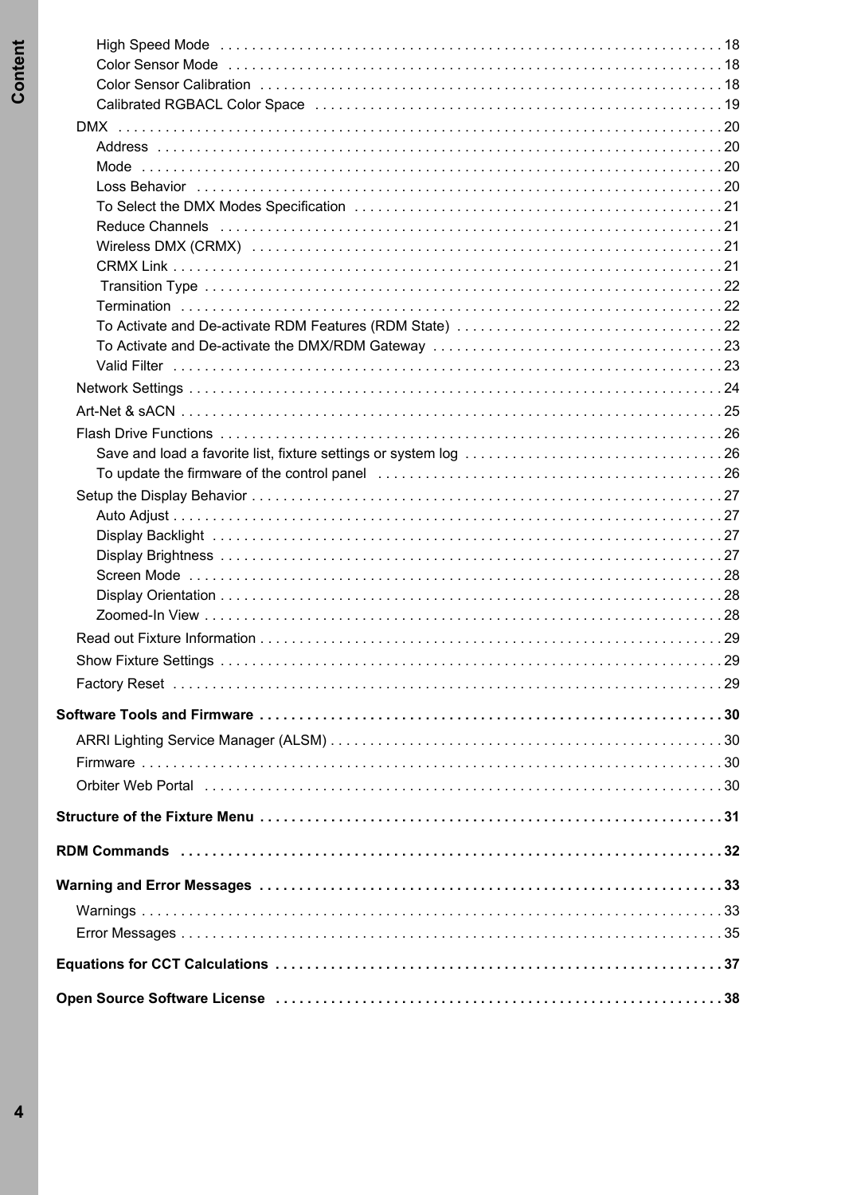- High Speed Mode ... 18
- Color Sensor Mode ... 18
- Color Sensor Calibration ... 18
- Calibrated RGBACL Color Space ... 19

DMX ... 20

- Address ... 20
- Mode ... 20
- Loss Behavior ... 20
- To Select the DMX Modes Specification ... 21
- Reduce Channels ... 21
- Wireless DMX (CRMX) ... 21
- CRMX Link ... 21
- Transition Type ... 22
- Termination ... 22
- To Activate and De-activate RDM Features (RDM State) ... 22
- To Activate and De-activate the DMX/RDM Gateway ... 23
- Valid Filter ... 23

Network Settings ... 24

Art-Net & sACN ... 25

Flash Drive Functions ... 26

- Save and load a favorite list, fixture settings or system log ... 26
- To update the firmware of the control panel ... 26

Setup the Display Behavior ... 27

- Auto Adjust ... 27
- Display Backlight ... 27
- Display Brightness ... 27
- Screen Mode ... 28
- Display Orientation ... 28
- Zoomed-In View ... 28

Read out Fixture Information ... 29

Show Fixture Settings ... 29

Factory Reset ... 29

**Software Tools and Firmware ... 30**

ARRI Lighting Service Manager (ALSM) ... 30

Firmware ... 30

Orbiter Web Portal ... 30

**Structure of the Fixture Menu ... 31**

**RDM Commands ... 32**

**Warning and Error Messages ... 33**

Warnings ... 33

Error Messages ... 35

**Equations for CCT Calculations ... 37**

**Open Source Software License ... 38**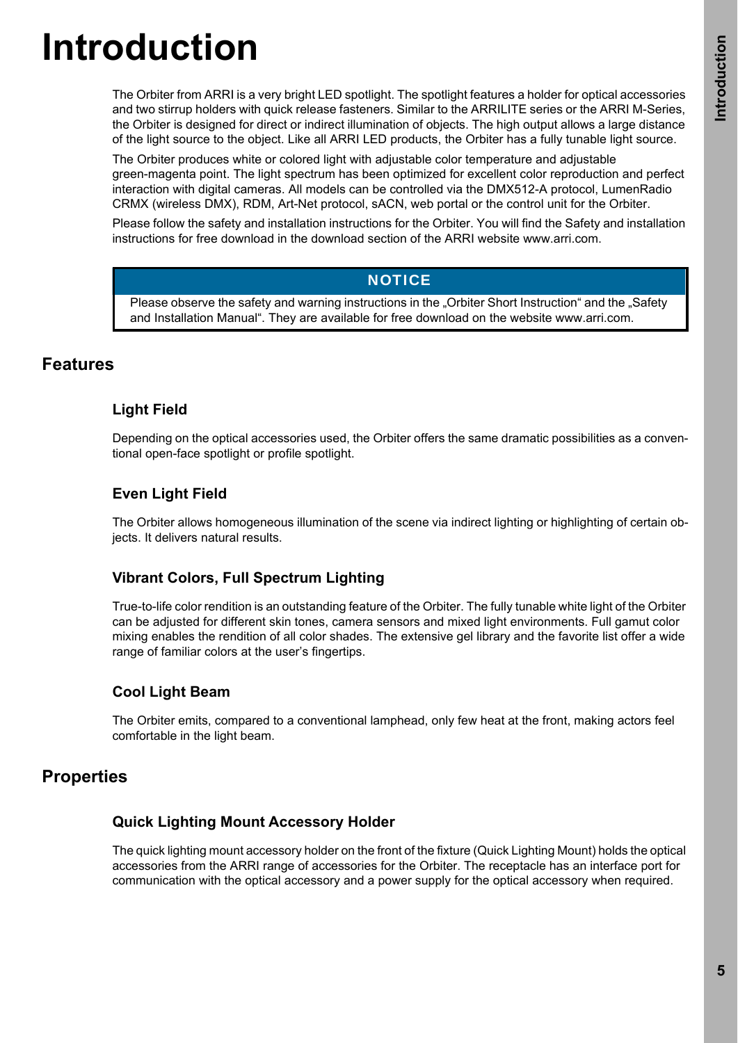# Introduction

The Orbiter from ARRI is a very bright LED spotlight. The spotlight features a holder for optical accessories and two stirrup holders with quick release fasteners. Similar to the ARRILITE series or the ARRI M-Series, the Orbiter is designed for direct or indirect illumination of objects. The high output allows a large distance of the light source to the object. Like all ARRI LED products, the Orbiter has a fully tunable light source.

The Orbiter produces white or colored light with adjustable color temperature and adjustable green-magenta point. The light spectrum has been optimized for excellent color reproduction and perfect interaction with digital cameras. All models can be controlled via the DMX512-A protocol, LumenRadio CRMX (wireless DMX), RDM, Art-Net protocol, sACN, web portal or the control unit for the Orbiter.

Please follow the safety and installation instructions for the Orbiter. You will find the Safety and installation instructions for free download in the download section of the ARRI website www.arri.com.

> **NOTICE**
>
> Please observe the safety and warning instructions in the „Orbiter Short Instruction“ and the „Safety and Installation Manual“. They are available for free download on the website www.arri.com.

## Features

### Light Field

Depending on the optical accessories used, the Orbiter offers the same dramatic possibilities as a conventional open-face spotlight or profile spotlight.

### Even Light Field

The Orbiter allows homogeneous illumination of the scene via indirect lighting or highlighting of certain objects. It delivers natural results.

### Vibrant Colors, Full Spectrum Lighting

True-to-life color rendition is an outstanding feature of the Orbiter. The fully tunable white light of the Orbiter can be adjusted for different skin tones, camera sensors and mixed light environments. Full gamut color mixing enables the rendition of all color shades. The extensive gel library and the favorite list offer a wide range of familiar colors at the user’s fingertips.

### Cool Light Beam

The Orbiter emits, compared to a conventional lamphead, only few heat at the front, making actors feel comfortable in the light beam.

## Properties

### Quick Lighting Mount Accessory Holder

The quick lighting mount accessory holder on the front of the fixture (Quick Lighting Mount) holds the optical accessories from the ARRI range of accessories for the Orbiter. The receptacle has an interface port for communication with the optical accessory and a power supply for the optical accessory when required.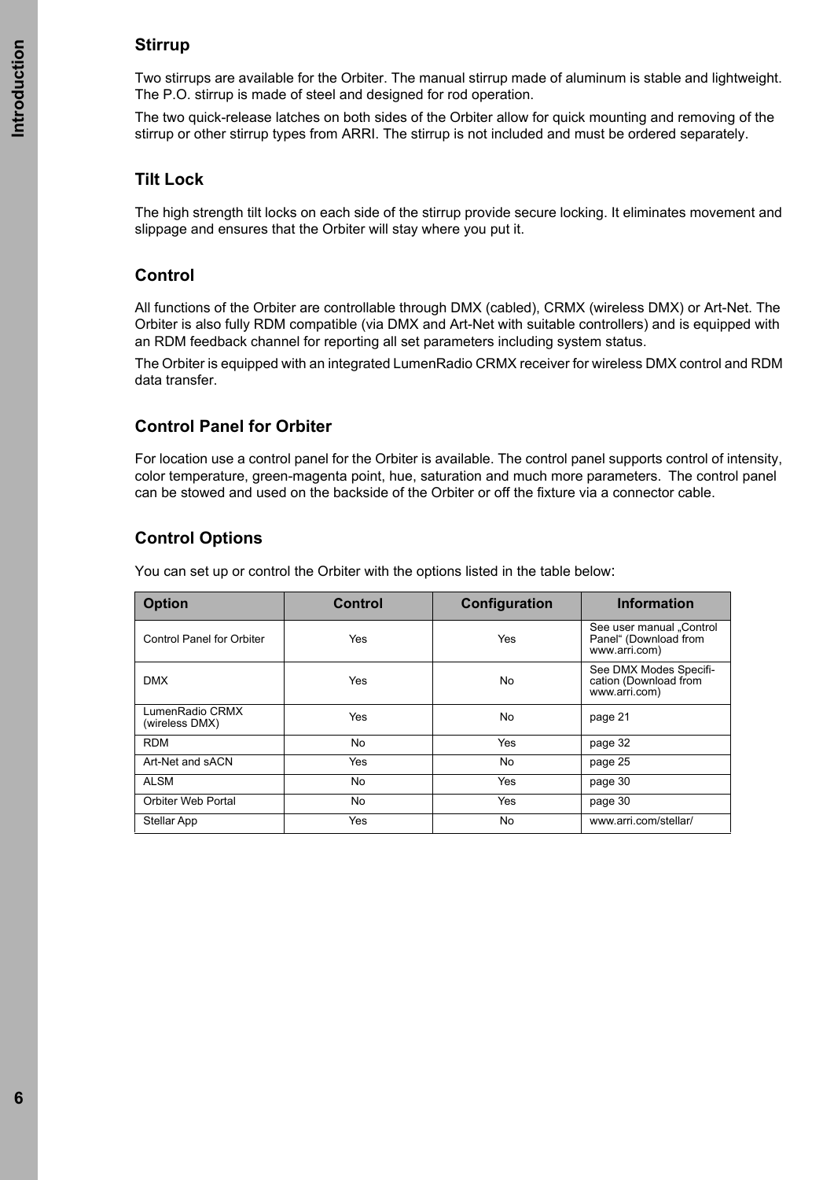## Stirrup

Two stirrups are available for the Orbiter. The manual stirrup made of aluminum is stable and lightweight. The P.O. stirrup is made of steel and designed for rod operation.

The two quick-release latches on both sides of the Orbiter allow for quick mounting and removing of the stirrup or other stirrup types from ARRI. The stirrup is not included and must be ordered separately.

## Tilt Lock

The high strength tilt locks on each side of the stirrup provide secure locking. It eliminates movement and slippage and ensures that the Orbiter will stay where you put it.

## Control

All functions of the Orbiter are controllable through DMX (cabled), CRMX (wireless DMX) or Art-Net. The Orbiter is also fully RDM compatible (via DMX and Art-Net with suitable controllers) and is equipped with an RDM feedback channel for reporting all set parameters including system status.

The Orbiter is equipped with an integrated LumenRadio CRMX receiver for wireless DMX control and RDM data transfer.

## Control Panel for Orbiter

For location use a control panel for the Orbiter is available. The control panel supports control of intensity, color temperature, green-magenta point, hue, saturation and much more parameters. The control panel can be stowed and used on the backside of the Orbiter or off the fixture via a connector cable.

## Control Options

You can set up or control the Orbiter with the options listed in the table below:

| Option | Control | Configuration | Information |
|---|---|---|---|
| Control Panel for Orbiter | Yes | Yes | See user manual „Control Panel“ (Download from www.arri.com) |
| DMX | Yes | No | See DMX Modes Specification (Download from www.arri.com) |
| LumenRadio CRMX (wireless DMX) | Yes | No | page 21 |
| RDM | No | Yes | page 32 |
| Art-Net and sACN | Yes | No | page 25 |
| ALSM | No | Yes | page 30 |
| Orbiter Web Portal | No | Yes | page 30 |
| Stellar App | Yes | No | www.arri.com/stellar/ |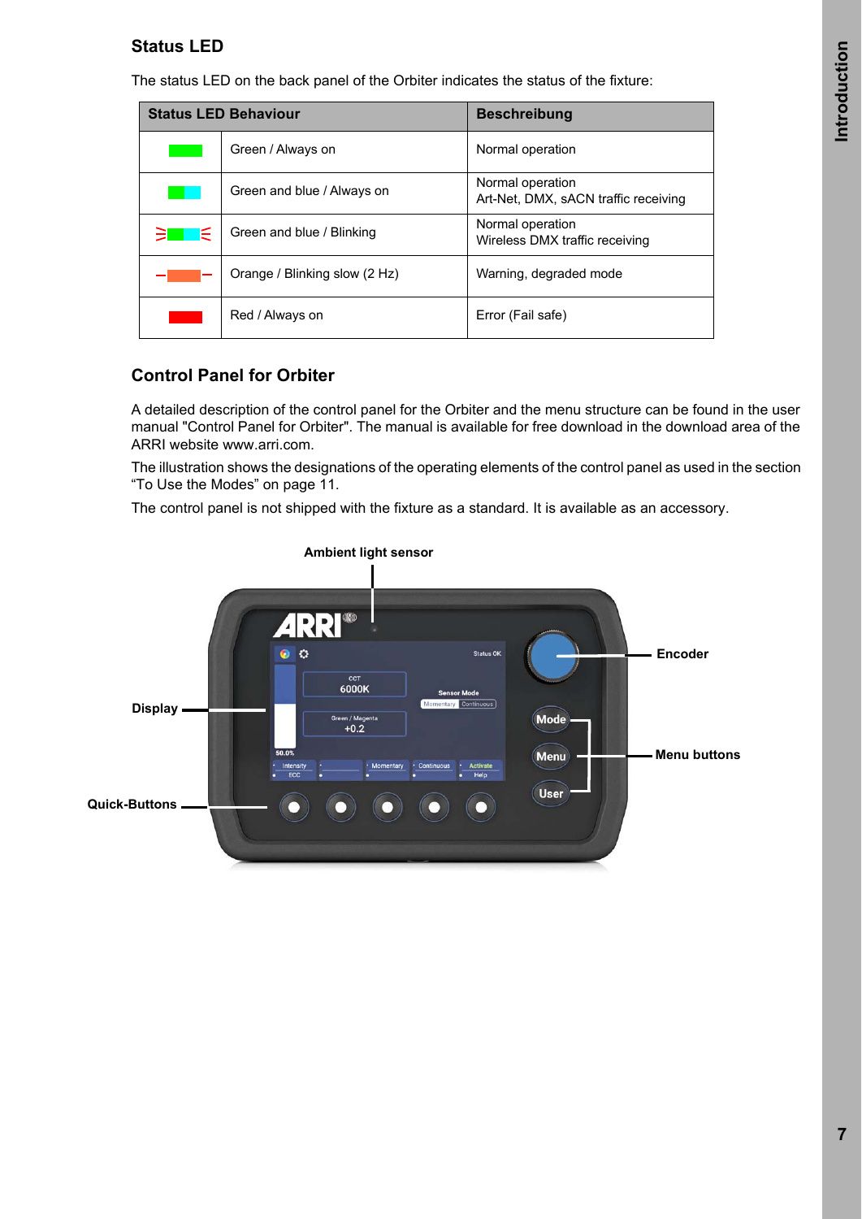## Status LED

The status LED on the back panel of the Orbiter indicates the status of the fixture:

| Status LED Behaviour | | Beschreibung |
|---|---|---|
| | Green / Always on | Normal operation |
| | Green and blue / Always on | Normal operation<br>Art-Net, DMX, sACN traffic receiving |
| | Green and blue / Blinking | Normal operation<br>Wireless DMX traffic receiving |
| | Orange / Blinking slow (2 Hz) | Warning, degraded mode |
| | Red / Always on | Error (Fail safe) |

## Control Panel for Orbiter

A detailed description of the control panel for the Orbiter and the menu structure can be found in the user manual "Control Panel for Orbiter". The manual is available for free download in the download area of the ARRI website www.arri.com.

The illustration shows the designations of the operating elements of the control panel as used in the section “To Use the Modes” on page 11.

The control panel is not shipped with the fixture as a standard. It is available as an accessory.

Ambient light sensor

Encoder

Display

Menu buttons

Quick-Buttons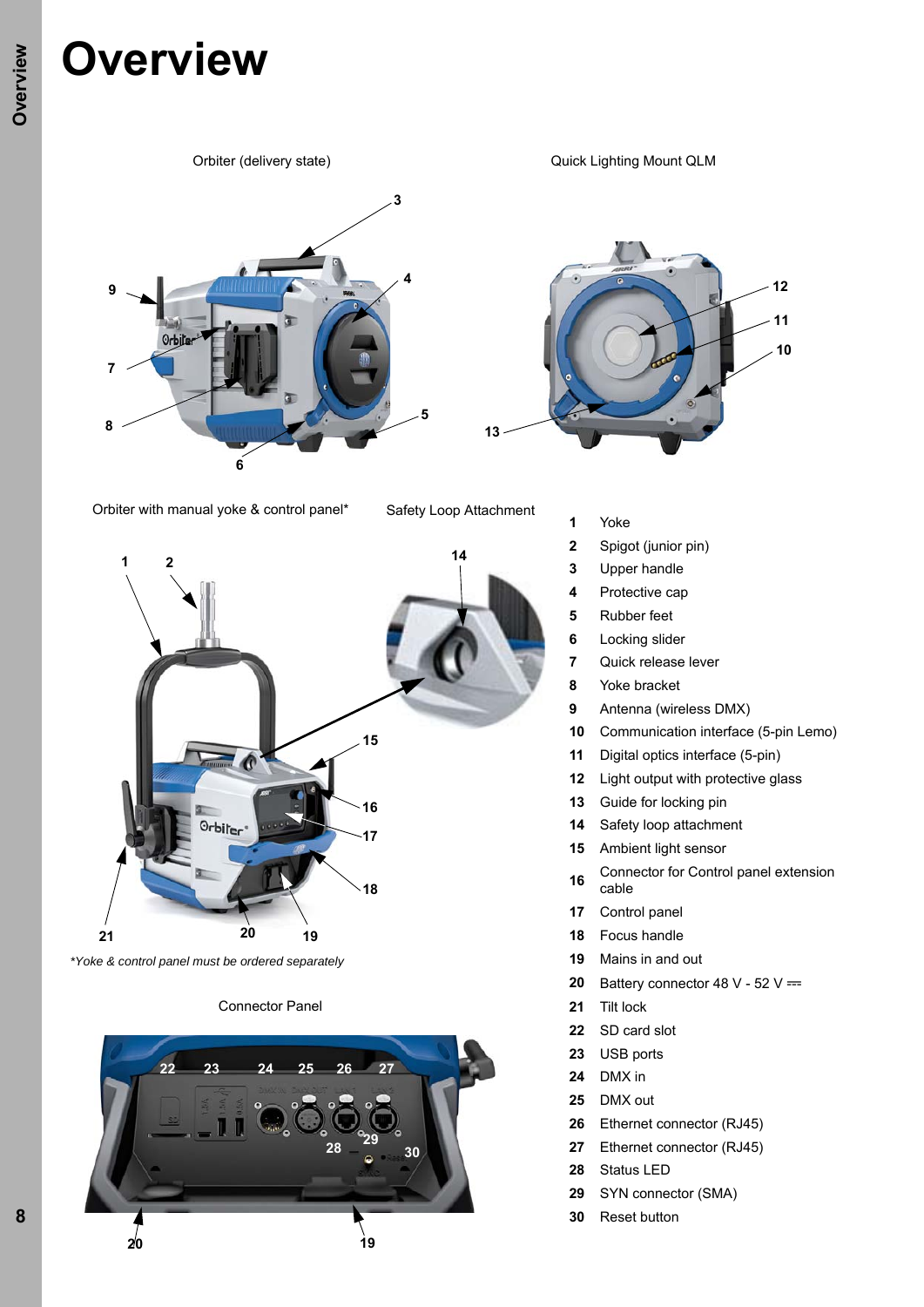# Overview

Orbiter (delivery state)

Quick Lighting Mount QLM

Orbiter with manual yoke & control panel*

Safety Loop Attachment

*Yoke & control panel must be ordered separately*

Connector Panel

| | |
|---|---|
| 1 | Yoke |
| 2 | Spigot (junior pin) |
| 3 | Upper handle |
| 4 | Protective cap |
| 5 | Rubber feet |
| 6 | Locking slider |
| 7 | Quick release lever |
| 8 | Yoke bracket |
| 9 | Antenna (wireless DMX) |
| 10 | Communication interface (5-pin Lemo) |
| 11 | Digital optics interface (5-pin) |
| 12 | Light output with protective glass |
| 13 | Guide for locking pin |
| 14 | Safety loop attachment |
| 15 | Ambient light sensor |
| 16 | Connector for Control panel extension cable |
| 17 | Control panel |
| 18 | Focus handle |
| 19 | Mains in and out |
| 20 | Battery connector 48 V - 52 V ⎓ |
| 21 | Tilt lock |
| 22 | SD card slot |
| 23 | USB ports |
| 24 | DMX in |
| 25 | DMX out |
| 26 | Ethernet connector (RJ45) |
| 27 | Ethernet connector (RJ45) |
| 28 | Status LED |
| 29 | SYN connector (SMA) |
| 30 | Reset button |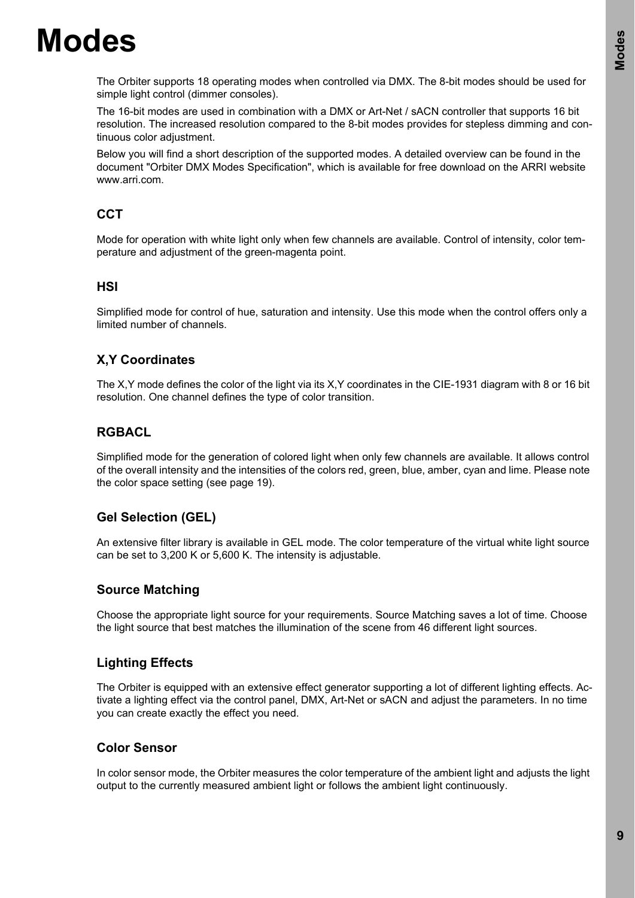# Modes

The Orbiter supports 18 operating modes when controlled via DMX. The 8-bit modes should be used for simple light control (dimmer consoles).

The 16-bit modes are used in combination with a DMX or Art-Net / sACN controller that supports 16 bit resolution. The increased resolution compared to the 8-bit modes provides for stepless dimming and continuous color adjustment.

Below you will find a short description of the supported modes. A detailed overview can be found in the document "Orbiter DMX Modes Specification", which is available for free download on the ARRI website www.arri.com.

### CCT

Mode for operation with white light only when few channels are available. Control of intensity, color temperature and adjustment of the green-magenta point.

### HSI

Simplified mode for control of hue, saturation and intensity. Use this mode when the control offers only a limited number of channels.

### X,Y Coordinates

The X,Y mode defines the color of the light via its X,Y coordinates in the CIE-1931 diagram with 8 or 16 bit resolution. One channel defines the type of color transition.

### RGBACL

Simplified mode for the generation of colored light when only few channels are available. It allows control of the overall intensity and the intensities of the colors red, green, blue, amber, cyan and lime. Please note the color space setting (see page 19).

### Gel Selection (GEL)

An extensive filter library is available in GEL mode. The color temperature of the virtual white light source can be set to 3,200 K or 5,600 K. The intensity is adjustable.

### Source Matching

Choose the appropriate light source for your requirements. Source Matching saves a lot of time. Choose the light source that best matches the illumination of the scene from 46 different light sources.

### Lighting Effects

The Orbiter is equipped with an extensive effect generator supporting a lot of different lighting effects. Activate a lighting effect via the control panel, DMX, Art-Net or sACN and adjust the parameters. In no time you can create exactly the effect you need.

### Color Sensor

In color sensor mode, the Orbiter measures the color temperature of the ambient light and adjusts the light output to the currently measured ambient light or follows the ambient light continuously.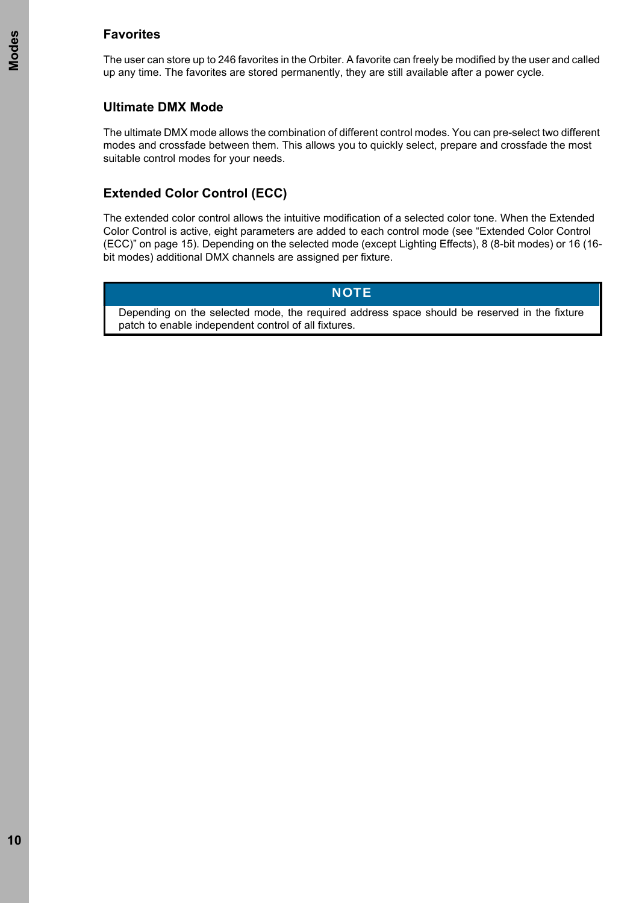## Favorites

The user can store up to 246 favorites in the Orbiter. A favorite can freely be modified by the user and called up any time. The favorites are stored permanently, they are still available after a power cycle.

## Ultimate DMX Mode

The ultimate DMX mode allows the combination of different control modes. You can pre-select two different modes and crossfade between them. This allows you to quickly select, prepare and crossfade the most suitable control modes for your needs.

## Extended Color Control (ECC)

The extended color control allows the intuitive modification of a selected color tone. When the Extended Color Control is active, eight parameters are added to each control mode (see “Extended Color Control (ECC)” on page 15). Depending on the selected mode (except Lighting Effects), 8 (8-bit modes) or 16 (16-bit modes) additional DMX channels are assigned per fixture.

> **NOTE**
>
> Depending on the selected mode, the required address space should be reserved in the fixture patch to enable independent control of all fixtures.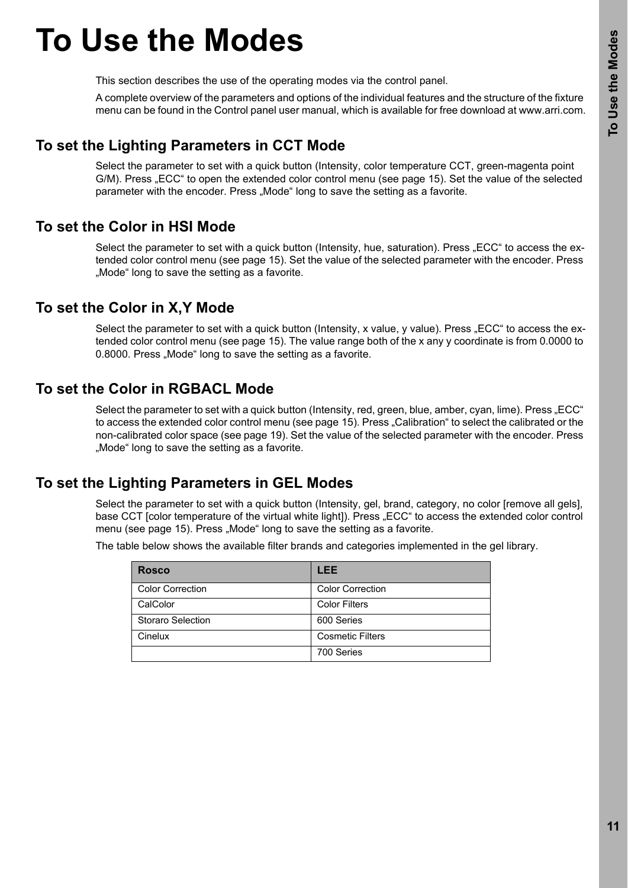# To Use the Modes

This section describes the use of the operating modes via the control panel.

A complete overview of the parameters and options of the individual features and the structure of the fixture menu can be found in the Control panel user manual, which is available for free download at www.arri.com.

## To set the Lighting Parameters in CCT Mode

Select the parameter to set with a quick button (Intensity, color temperature CCT, green-magenta point G/M). Press „ECC" to open the extended color control menu (see page 15). Set the value of the selected parameter with the encoder. Press „Mode" long to save the setting as a favorite.

## To set the Color in HSI Mode

Select the parameter to set with a quick button (Intensity, hue, saturation). Press „ECC" to access the extended color control menu (see page 15). Set the value of the selected parameter with the encoder. Press „Mode" long to save the setting as a favorite.

## To set the Color in X,Y Mode

Select the parameter to set with a quick button (Intensity, x value, y value). Press „ECC" to access the extended color control menu (see page 15). The value range both of the x any y coordinate is from 0.0000 to 0.8000. Press „Mode" long to save the setting as a favorite.

## To set the Color in RGBACL Mode

Select the parameter to set with a quick button (Intensity, red, green, blue, amber, cyan, lime). Press „ECC" to access the extended color control menu (see page 15). Press „Calibration" to select the calibrated or the non-calibrated color space (see page 19). Set the value of the selected parameter with the encoder. Press „Mode" long to save the setting as a favorite.

## To set the Lighting Parameters in GEL Modes

Select the parameter to set with a quick button (Intensity, gel, brand, category, no color [remove all gels], base CCT [color temperature of the virtual white light]). Press „ECC" to access the extended color control menu (see page 15). Press „Mode" long to save the setting as a favorite.

The table below shows the available filter brands and categories implemented in the gel library.

| Rosco | LEE |
|---|---|
| Color Correction | Color Correction |
| CalColor | Color Filters |
| Storaro Selection | 600 Series |
| Cinelux | Cosmetic Filters |
| | 700 Series |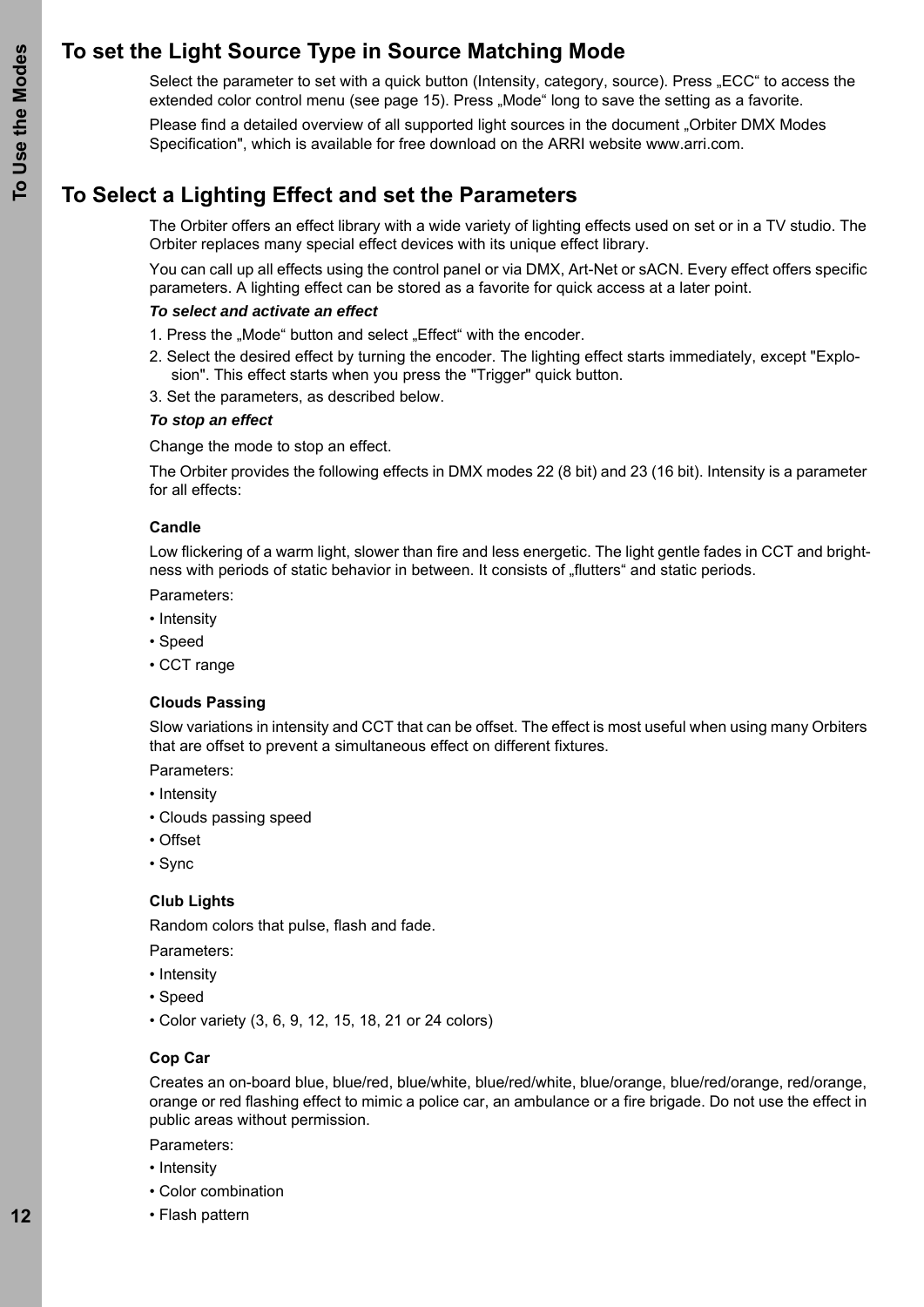## To set the Light Source Type in Source Matching Mode

Select the parameter to set with a quick button (Intensity, category, source). Press „ECC“ to access the extended color control menu (see page 15). Press „Mode“ long to save the setting as a favorite.

Please find a detailed overview of all supported light sources in the document „Orbiter DMX Modes Specification", which is available for free download on the ARRI website www.arri.com.

## To Select a Lighting Effect and set the Parameters

The Orbiter offers an effect library with a wide variety of lighting effects used on set or in a TV studio. The Orbiter replaces many special effect devices with its unique effect library.

You can call up all effects using the control panel or via DMX, Art-Net or sACN. Every effect offers specific parameters. A lighting effect can be stored as a favorite for quick access at a later point.

***To select and activate an effect***

1. Press the „Mode“ button and select „Effect“ with the encoder.
2. Select the desired effect by turning the encoder. The lighting effect starts immediately, except "Explosion". This effect starts when you press the "Trigger" quick button.
3. Set the parameters, as described below.

***To stop an effect***

Change the mode to stop an effect.

The Orbiter provides the following effects in DMX modes 22 (8 bit) and 23 (16 bit). Intensity is a parameter for all effects:

**Candle**

Low flickering of a warm light, slower than fire and less energetic. The light gentle fades in CCT and brightness with periods of static behavior in between. It consists of „flutters“ and static periods.

Parameters:

- Intensity
- Speed
- CCT range

**Clouds Passing**

Slow variations in intensity and CCT that can be offset. The effect is most useful when using many Orbiters that are offset to prevent a simultaneous effect on different fixtures.

Parameters:

- Intensity
- Clouds passing speed
- Offset
- Sync

**Club Lights**

Random colors that pulse, flash and fade.

Parameters:

- Intensity
- Speed
- Color variety (3, 6, 9, 12, 15, 18, 21 or 24 colors)

**Cop Car**

Creates an on-board blue, blue/red, blue/white, blue/red/white, blue/orange, blue/red/orange, red/orange, orange or red flashing effect to mimic a police car, an ambulance or a fire brigade. Do not use the effect in public areas without permission.

Parameters:

- Intensity
- Color combination
- Flash pattern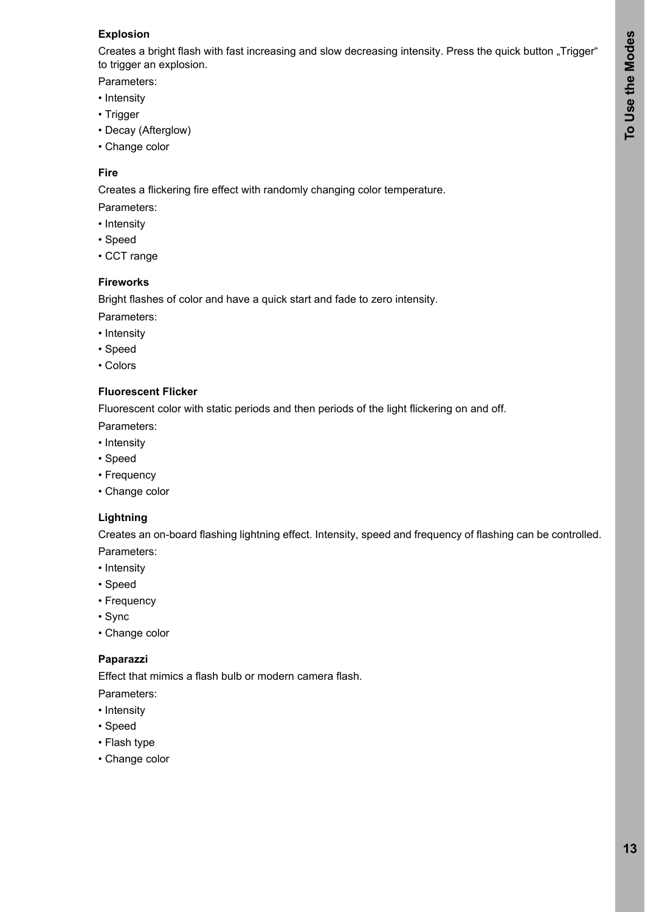### Explosion

Creates a bright flash with fast increasing and slow decreasing intensity. Press the quick button „Trigger“ to trigger an explosion.

Parameters:

- Intensity
- Trigger
- Decay (Afterglow)
- Change color

### Fire

Creates a flickering fire effect with randomly changing color temperature.

Parameters:

- Intensity
- Speed
- CCT range

### Fireworks

Bright flashes of color and have a quick start and fade to zero intensity.

Parameters:

- Intensity
- Speed
- Colors

### Fluorescent Flicker

Fluorescent color with static periods and then periods of the light flickering on and off.

Parameters:

- Intensity
- Speed
- Frequency
- Change color

### Lightning

Creates an on-board flashing lightning effect. Intensity, speed and frequency of flashing can be controlled.

Parameters:

- Intensity
- Speed
- Frequency
- Sync
- Change color

### Paparazzi

Effect that mimics a flash bulb or modern camera flash.

Parameters:

- Intensity
- Speed
- Flash type
- Change color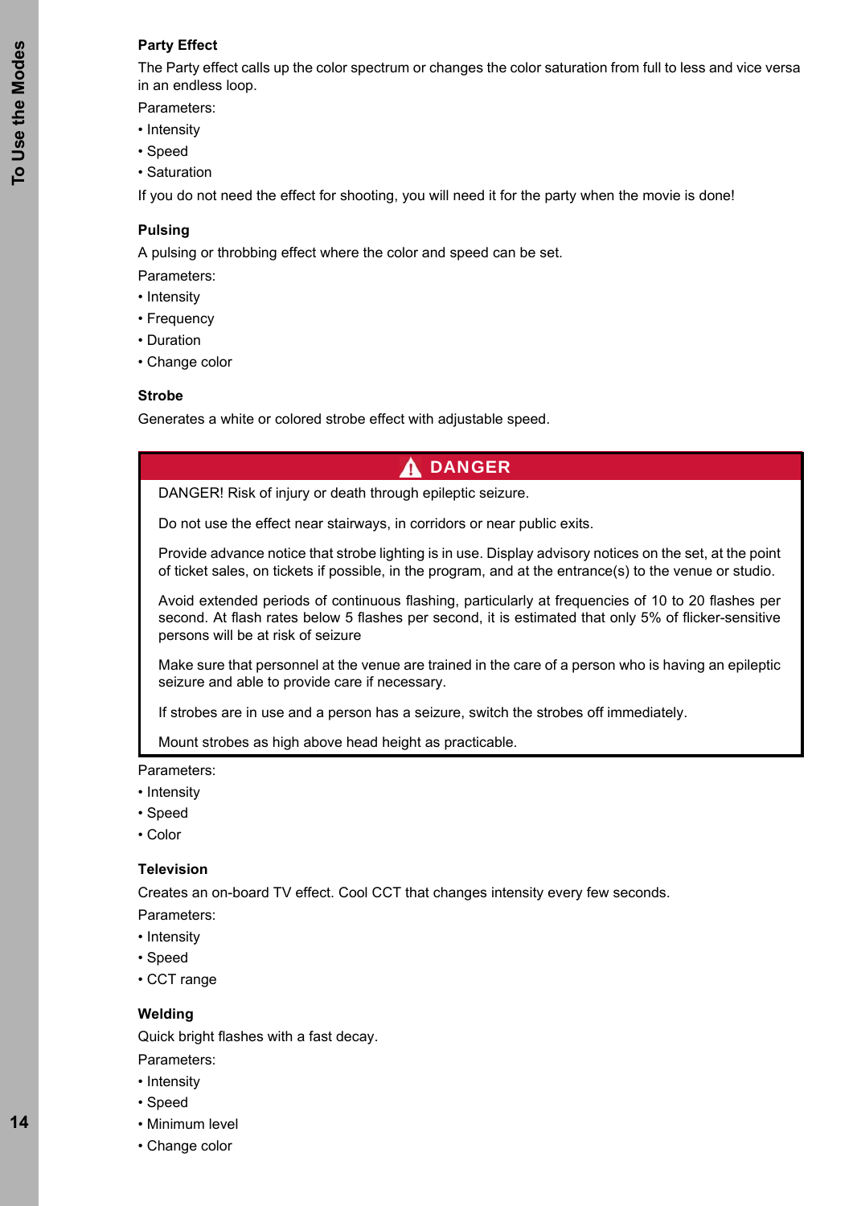### Party Effect

The Party effect calls up the color spectrum or changes the color saturation from full to less and vice versa in an endless loop.

Parameters:

- Intensity
- Speed
- Saturation

If you do not need the effect for shooting, you will need it for the party when the movie is done!

### Pulsing

A pulsing or throbbing effect where the color and speed can be set.

Parameters:

- Intensity
- Frequency
- Duration
- Change color

### Strobe

Generates a white or colored strobe effect with adjustable speed.

> **⚠ DANGER**
>
> DANGER! Risk of injury or death through epileptic seizure.
>
> Do not use the effect near stairways, in corridors or near public exits.
>
> Provide advance notice that strobe lighting is in use. Display advisory notices on the set, at the point of ticket sales, on tickets if possible, in the program, and at the entrance(s) to the venue or studio.
>
> Avoid extended periods of continuous flashing, particularly at frequencies of 10 to 20 flashes per second. At flash rates below 5 flashes per second, it is estimated that only 5% of flicker-sensitive persons will be at risk of seizure
>
> Make sure that personnel at the venue are trained in the care of a person who is having an epileptic seizure and able to provide care if necessary.
>
> If strobes are in use and a person has a seizure, switch the strobes off immediately.
>
> Mount strobes as high above head height as practicable.

Parameters:

- Intensity
- Speed
- Color

### Television

Creates an on-board TV effect. Cool CCT that changes intensity every few seconds.

Parameters:

- Intensity
- Speed
- CCT range

### Welding

Quick bright flashes with a fast decay.

Parameters:

- Intensity
- Speed
- Minimum level
- Change color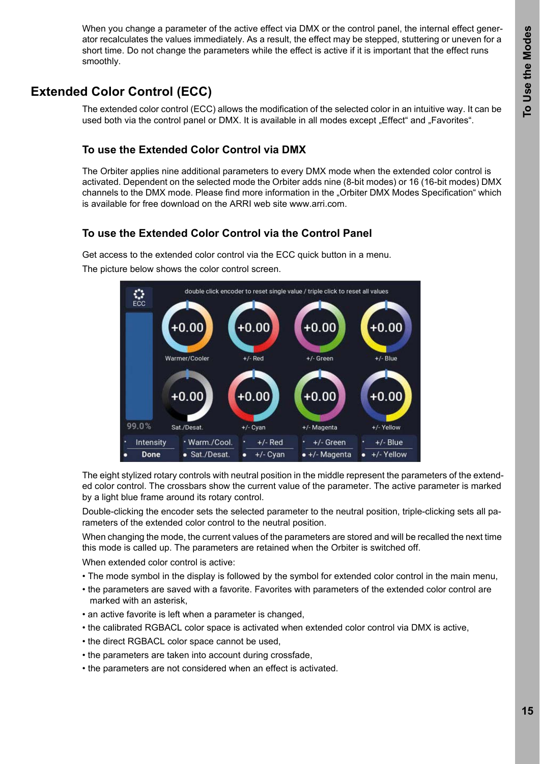When you change a parameter of the active effect via DMX or the control panel, the internal effect generator recalculates the values immediately. As a result, the effect may be stepped, stuttering or uneven for a short time. Do not change the parameters while the effect is active if it is important that the effect runs smoothly.

## Extended Color Control (ECC)

The extended color control (ECC) allows the modification of the selected color in an intuitive way. It can be used both via the control panel or DMX. It is available in all modes except „Effect“ and „Favorites“.

### To use the Extended Color Control via DMX

The Orbiter applies nine additional parameters to every DMX mode when the extended color control is activated. Dependent on the selected mode the Orbiter adds nine (8-bit modes) or 16 (16-bit modes) DMX channels to the DMX mode. Please find more information in the „Orbiter DMX Modes Specification“ which is available for free download on the ARRI web site www.arri.com.

### To use the Extended Color Control via the Control Panel

Get access to the extended color control via the ECC quick button in a menu.

The picture below shows the color control screen.

The eight stylized rotary controls with neutral position in the middle represent the parameters of the extended color control. The crossbars show the current value of the parameter. The active parameter is marked by a light blue frame around its rotary control.

Double-clicking the encoder sets the selected parameter to the neutral position, triple-clicking sets all parameters of the extended color control to the neutral position.

When changing the mode, the current values of the parameters are stored and will be recalled the next time this mode is called up. The parameters are retained when the Orbiter is switched off.

When extended color control is active:

- The mode symbol in the display is followed by the symbol for extended color control in the main menu,
- the parameters are saved with a favorite. Favorites with parameters of the extended color control are marked with an asterisk,
- an active favorite is left when a parameter is changed,
- the calibrated RGBACL color space is activated when extended color control via DMX is active,
- the direct RGBACL color space cannot be used,
- the parameters are taken into account during crossfade,
- the parameters are not considered when an effect is activated.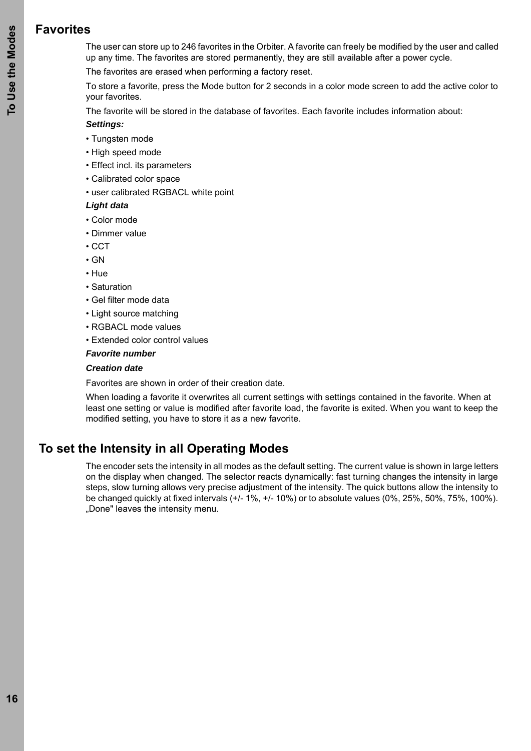## Favorites

The user can store up to 246 favorites in the Orbiter. A favorite can freely be modified by the user and called up any time. The favorites are stored permanently, they are still available after a power cycle.

The favorites are erased when performing a factory reset.

To store a favorite, press the Mode button for 2 seconds in a color mode screen to add the active color to your favorites.

The favorite will be stored in the database of favorites. Each favorite includes information about:

***Settings:***

• Tungsten mode

• High speed mode

• Effect incl. its parameters

• Calibrated color space

• user calibrated RGBACL white point

***Light data***

• Color mode

• Dimmer value

• CCT

• GN

• Hue

• Saturation

• Gel filter mode data

• Light source matching

• RGBACL mode values

• Extended color control values

***Favorite number***

***Creation date***

Favorites are shown in order of their creation date.

When loading a favorite it overwrites all current settings with settings contained in the favorite. When at least one setting or value is modified after favorite load, the favorite is exited. When you want to keep the modified setting, you have to store it as a new favorite.

## To set the Intensity in all Operating Modes

The encoder sets the intensity in all modes as the default setting. The current value is shown in large letters on the display when changed. The selector reacts dynamically: fast turning changes the intensity in large steps, slow turning allows very precise adjustment of the intensity. The quick buttons allow the intensity to be changed quickly at fixed intervals (+/- 1%, +/- 10%) or to absolute values (0%, 25%, 50%, 75%, 100%). „Done" leaves the intensity menu.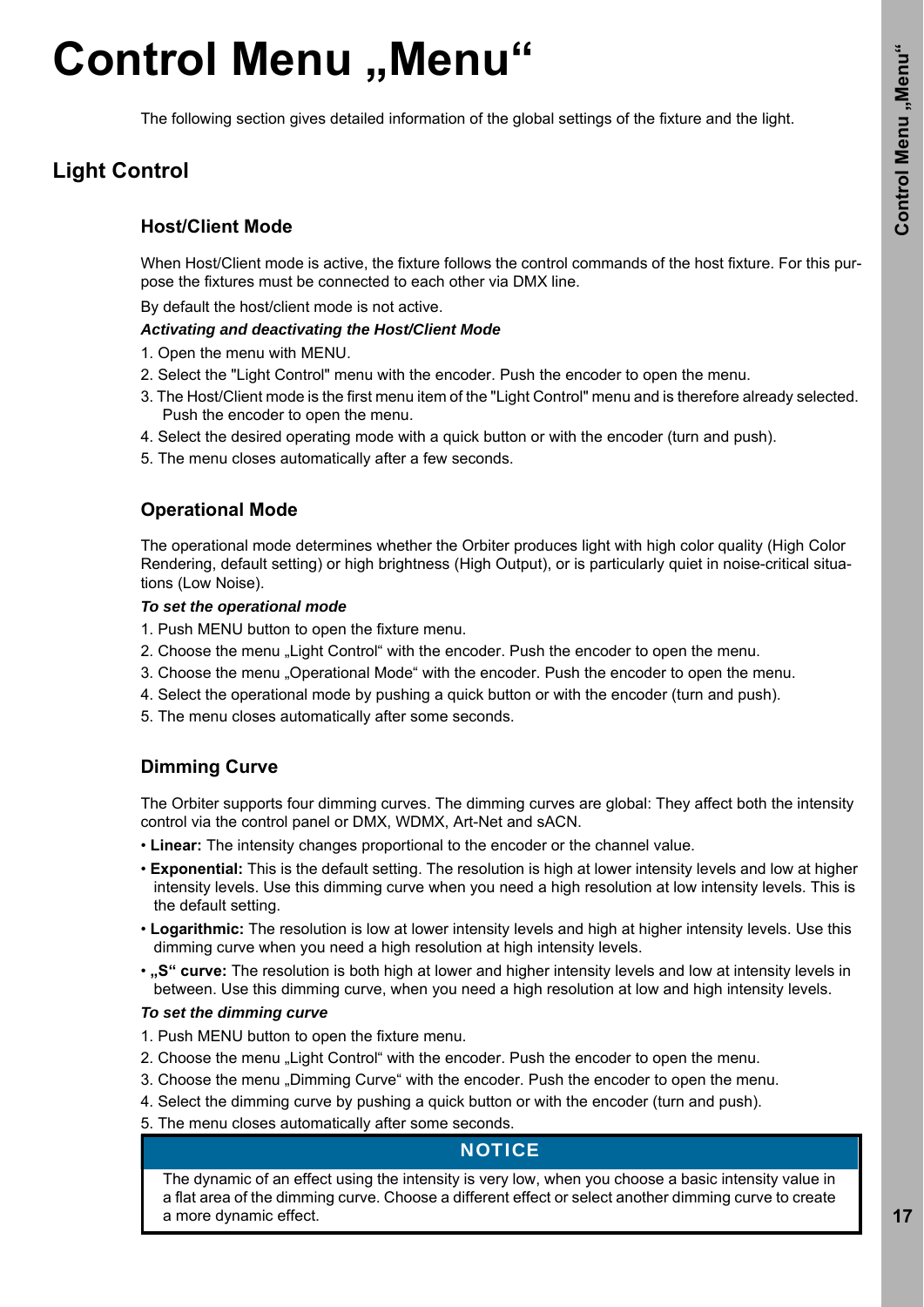# Control Menu „Menu“

The following section gives detailed information of the global settings of the fixture and the light.

## Light Control

### Host/Client Mode

When Host/Client mode is active, the fixture follows the control commands of the host fixture. For this purpose the fixtures must be connected to each other via DMX line.

By default the host/client mode is not active.

***Activating and deactivating the Host/Client Mode***

1. Open the menu with MENU.
2. Select the "Light Control" menu with the encoder. Push the encoder to open the menu.
3. The Host/Client mode is the first menu item of the "Light Control" menu and is therefore already selected. Push the encoder to open the menu.
4. Select the desired operating mode with a quick button or with the encoder (turn and push).
5. The menu closes automatically after a few seconds.

### Operational Mode

The operational mode determines whether the Orbiter produces light with high color quality (High Color Rendering, default setting) or high brightness (High Output), or is particularly quiet in noise-critical situations (Low Noise).

***To set the operational mode***

1. Push MENU button to open the fixture menu.
2. Choose the menu „Light Control“ with the encoder. Push the encoder to open the menu.
3. Choose the menu „Operational Mode“ with the encoder. Push the encoder to open the menu.
4. Select the operational mode by pushing a quick button or with the encoder (turn and push).
5. The menu closes automatically after some seconds.

### Dimming Curve

The Orbiter supports four dimming curves. The dimming curves are global: They affect both the intensity control via the control panel or DMX, WDMX, Art-Net and sACN.

- **Linear:** The intensity changes proportional to the encoder or the channel value.
- **Exponential:** This is the default setting. The resolution is high at lower intensity levels and low at higher intensity levels. Use this dimming curve when you need a high resolution at low intensity levels. This is the default setting.
- **Logarithmic:** The resolution is low at lower intensity levels and high at higher intensity levels. Use this dimming curve when you need a high resolution at high intensity levels.
- **„S“ curve:** The resolution is both high at lower and higher intensity levels and low at intensity levels in between. Use this dimming curve, when you need a high resolution at low and high intensity levels.

***To set the dimming curve***

1. Push MENU button to open the fixture menu.
2. Choose the menu „Light Control“ with the encoder. Push the encoder to open the menu.
3. Choose the menu „Dimming Curve“ with the encoder. Push the encoder to open the menu.
4. Select the dimming curve by pushing a quick button or with the encoder (turn and push).
5. The menu closes automatically after some seconds.

**NOTICE**

The dynamic of an effect using the intensity is very low, when you choose a basic intensity value in a flat area of the dimming curve. Choose a different effect or select another dimming curve to create a more dynamic effect.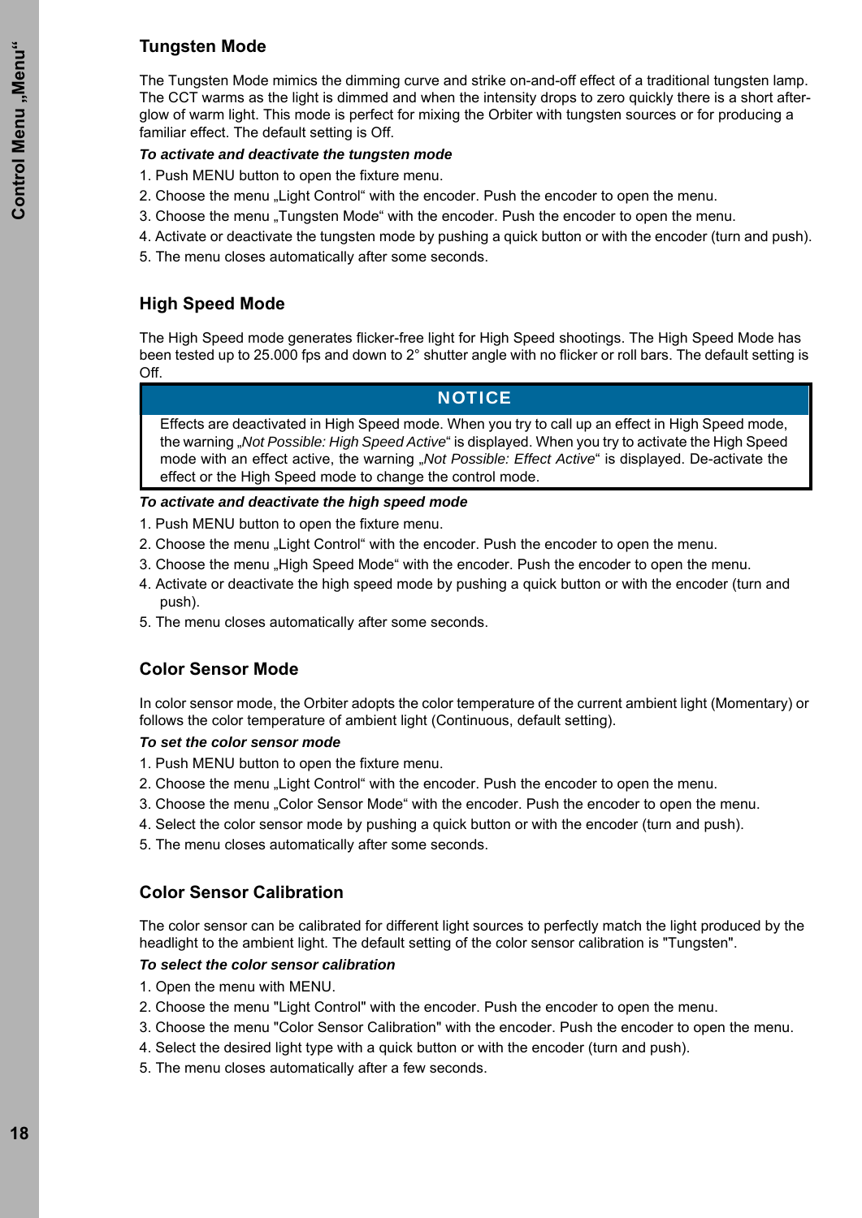## Tungsten Mode

The Tungsten Mode mimics the dimming curve and strike on-and-off effect of a traditional tungsten lamp. The CCT warms as the light is dimmed and when the intensity drops to zero quickly there is a short after-glow of warm light. This mode is perfect for mixing the Orbiter with tungsten sources or for producing a familiar effect. The default setting is Off.

***To activate and deactivate the tungsten mode***

1. Push MENU button to open the fixture menu.
2. Choose the menu „Light Control“ with the encoder. Push the encoder to open the menu.
3. Choose the menu „Tungsten Mode“ with the encoder. Push the encoder to open the menu.
4. Activate or deactivate the tungsten mode by pushing a quick button or with the encoder (turn and push).
5. The menu closes automatically after some seconds.

## High Speed Mode

The High Speed mode generates flicker-free light for High Speed shootings. The High Speed Mode has been tested up to 25.000 fps and down to 2° shutter angle with no flicker or roll bars. The default setting is Off.

**NOTICE**

Effects are deactivated in High Speed mode. When you try to call up an effect in High Speed mode, the warning „*Not Possible: High Speed Active*“ is displayed. When you try to activate the High Speed mode with an effect active, the warning „*Not Possible: Effect Active*“ is displayed. De-activate the effect or the High Speed mode to change the control mode.

***To activate and deactivate the high speed mode***

1. Push MENU button to open the fixture menu.
2. Choose the menu „Light Control“ with the encoder. Push the encoder to open the menu.
3. Choose the menu „High Speed Mode“ with the encoder. Push the encoder to open the menu.
4. Activate or deactivate the high speed mode by pushing a quick button or with the encoder (turn and push).
5. The menu closes automatically after some seconds.

## Color Sensor Mode

In color sensor mode, the Orbiter adopts the color temperature of the current ambient light (Momentary) or follows the color temperature of ambient light (Continuous, default setting).

***To set the color sensor mode***

1. Push MENU button to open the fixture menu.
2. Choose the menu „Light Control“ with the encoder. Push the encoder to open the menu.
3. Choose the menu „Color Sensor Mode“ with the encoder. Push the encoder to open the menu.
4. Select the color sensor mode by pushing a quick button or with the encoder (turn and push).
5. The menu closes automatically after some seconds.

## Color Sensor Calibration

The color sensor can be calibrated for different light sources to perfectly match the light produced by the headlight to the ambient light. The default setting of the color sensor calibration is "Tungsten".

***To select the color sensor calibration***

1. Open the menu with MENU.
2. Choose the menu "Light Control" with the encoder. Push the encoder to open the menu.
3. Choose the menu "Color Sensor Calibration" with the encoder. Push the encoder to open the menu.
4. Select the desired light type with a quick button or with the encoder (turn and push).
5. The menu closes automatically after a few seconds.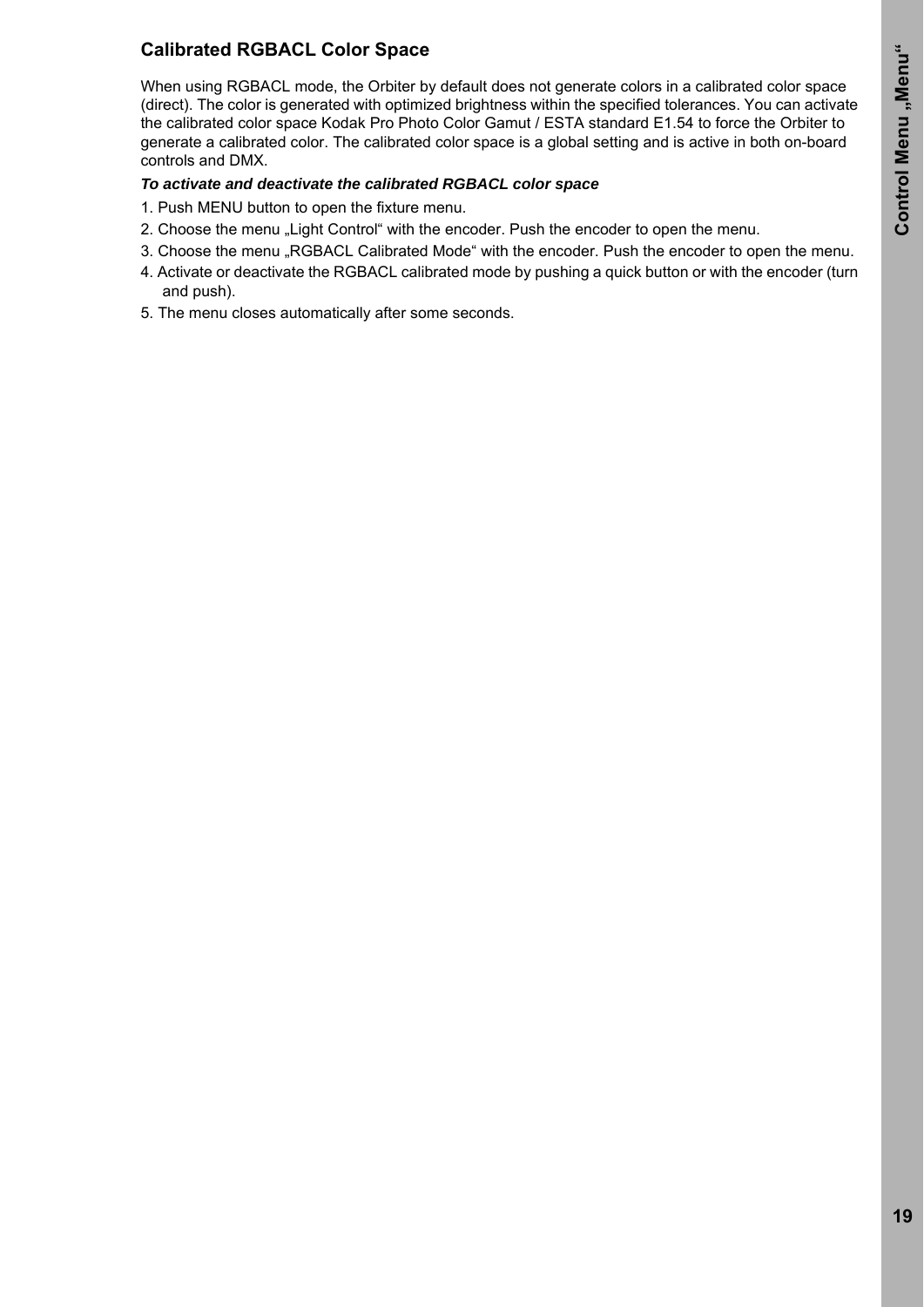## Calibrated RGBACL Color Space

When using RGBACL mode, the Orbiter by default does not generate colors in a calibrated color space (direct). The color is generated with optimized brightness within the specified tolerances. You can activate the calibrated color space Kodak Pro Photo Color Gamut / ESTA standard E1.54 to force the Orbiter to generate a calibrated color. The calibrated color space is a global setting and is active in both on-board controls and DMX.

***To activate and deactivate the calibrated RGBACL color space***

1. Push MENU button to open the fixture menu.
2. Choose the menu „Light Control“ with the encoder. Push the encoder to open the menu.
3. Choose the menu „RGBACL Calibrated Mode“ with the encoder. Push the encoder to open the menu.
4. Activate or deactivate the RGBACL calibrated mode by pushing a quick button or with the encoder (turn and push).
5. The menu closes automatically after some seconds.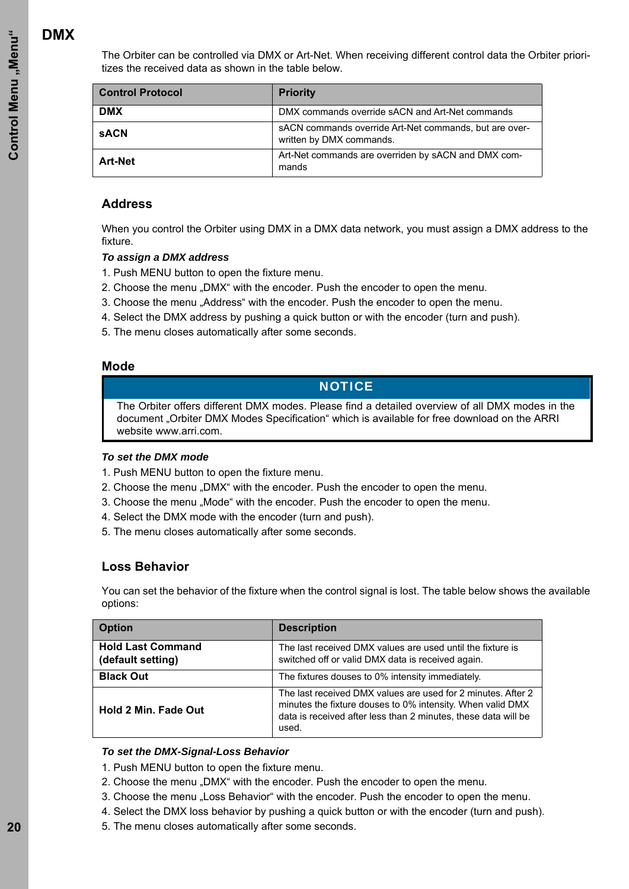# DMX

The Orbiter can be controlled via DMX or Art-Net. When receiving different control data the Orbiter prioritizes the received data as shown in the table below.

| Control Protocol | Priority |
|---|---|
| DMX | DMX commands override sACN and Art-Net commands |
| sACN | sACN commands override Art-Net commands, but are overwritten by DMX commands. |
| Art-Net | Art-Net commands are overriden by sACN and DMX commands |

## Address

When you control the Orbiter using DMX in a DMX data network, you must assign a DMX address to the fixture.

***To assign a DMX address***

1. Push MENU button to open the fixture menu.
2. Choose the menu „DMX“ with the encoder. Push the encoder to open the menu.
3. Choose the menu „Address“ with the encoder. Push the encoder to open the menu.
4. Select the DMX address by pushing a quick button or with the encoder (turn and push).
5. The menu closes automatically after some seconds.

## Mode

**NOTICE**

The Orbiter offers different DMX modes. Please find a detailed overview of all DMX modes in the document „Orbiter DMX Modes Specification“ which is available for free download on the ARRI website www.arri.com.

***To set the DMX mode***

1. Push MENU button to open the fixture menu.
2. Choose the menu „DMX“ with the encoder. Push the encoder to open the menu.
3. Choose the menu „Mode“ with the encoder. Push the encoder to open the menu.
4. Select the DMX mode with the encoder (turn and push).
5. The menu closes automatically after some seconds.

## Loss Behavior

You can set the behavior of the fixture when the control signal is lost. The table below shows the available options:

| Option | Description |
|---|---|
| Hold Last Command (default setting) | The last received DMX values are used until the fixture is switched off or valid DMX data is received again. |
| Black Out | The fixtures douses to 0% intensity immediately. |
| Hold 2 Min. Fade Out | The last received DMX values are used for 2 minutes. After 2 minutes the fixture douses to 0% intensity. When valid DMX data is received after less than 2 minutes, these data will be used. |

***To set the DMX-Signal-Loss Behavior***

1. Push MENU button to open the fixture menu.
2. Choose the menu „DMX“ with the encoder. Push the encoder to open the menu.
3. Choose the menu „Loss Behavior“ with the encoder. Push the encoder to open the menu.
4. Select the DMX loss behavior by pushing a quick button or with the encoder (turn and push).
5. The menu closes automatically after some seconds.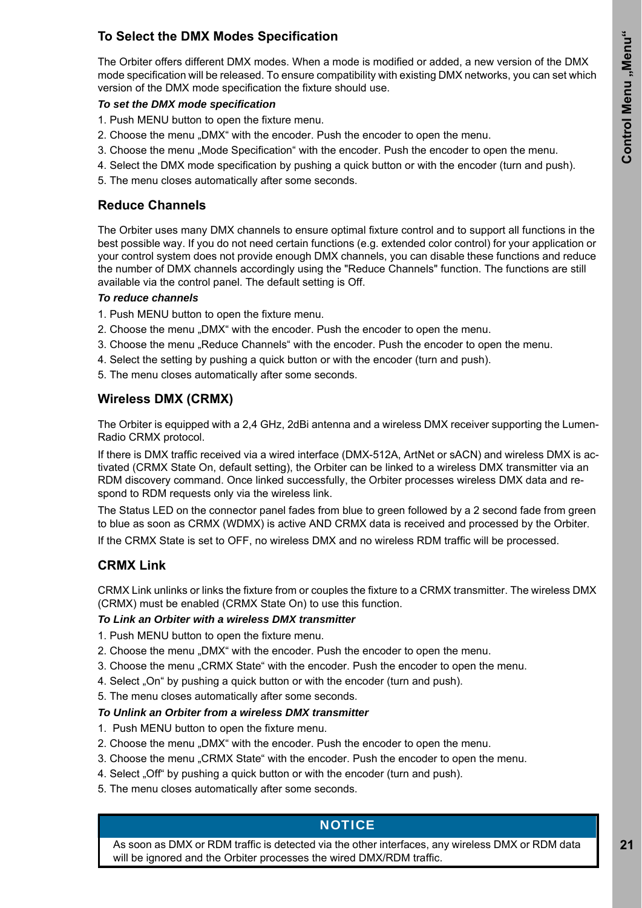## To Select the DMX Modes Specification

The Orbiter offers different DMX modes. When a mode is modified or added, a new version of the DMX mode specification will be released. To ensure compatibility with existing DMX networks, you can set which version of the DMX mode specification the fixture should use.

***To set the DMX mode specification***

1. Push MENU button to open the fixture menu.
2. Choose the menu „DMX“ with the encoder. Push the encoder to open the menu.
3. Choose the menu „Mode Specification“ with the encoder. Push the encoder to open the menu.
4. Select the DMX mode specification by pushing a quick button or with the encoder (turn and push).
5. The menu closes automatically after some seconds.

## Reduce Channels

The Orbiter uses many DMX channels to ensure optimal fixture control and to support all functions in the best possible way. If you do not need certain functions (e.g. extended color control) for your application or your control system does not provide enough DMX channels, you can disable these functions and reduce the number of DMX channels accordingly using the "Reduce Channels" function. The functions are still available via the control panel. The default setting is Off.

***To reduce channels***

1. Push MENU button to open the fixture menu.
2. Choose the menu „DMX“ with the encoder. Push the encoder to open the menu.
3. Choose the menu „Reduce Channels“ with the encoder. Push the encoder to open the menu.
4. Select the setting by pushing a quick button or with the encoder (turn and push).
5. The menu closes automatically after some seconds.

## Wireless DMX (CRMX)

The Orbiter is equipped with a 2,4 GHz, 2dBi antenna and a wireless DMX receiver supporting the LumenRadio CRMX protocol.

If there is DMX traffic received via a wired interface (DMX-512A, ArtNet or sACN) and wireless DMX is activated (CRMX State On, default setting), the Orbiter can be linked to a wireless DMX transmitter via an RDM discovery command. Once linked successfully, the Orbiter processes wireless DMX data and respond to RDM requests only via the wireless link.

The Status LED on the connector panel fades from blue to green followed by a 2 second fade from green to blue as soon as CRMX (WDMX) is active AND CRMX data is received and processed by the Orbiter.

If the CRMX State is set to OFF, no wireless DMX and no wireless RDM traffic will be processed.

## CRMX Link

CRMX Link unlinks or links the fixture from or couples the fixture to a CRMX transmitter. The wireless DMX (CRMX) must be enabled (CRMX State On) to use this function.

***To Link an Orbiter with a wireless DMX transmitter***

1. Push MENU button to open the fixture menu.
2. Choose the menu „DMX“ with the encoder. Push the encoder to open the menu.
3. Choose the menu „CRMX State“ with the encoder. Push the encoder to open the menu.
4. Select „On“ by pushing a quick button or with the encoder (turn and push).
5. The menu closes automatically after some seconds.

***To Unlink an Orbiter from a wireless DMX transmitter***

1. Push MENU button to open the fixture menu.
2. Choose the menu „DMX“ with the encoder. Push the encoder to open the menu.
3. Choose the menu „CRMX State“ with the encoder. Push the encoder to open the menu.
4. Select „Off“ by pushing a quick button or with the encoder (turn and push).
5. The menu closes automatically after some seconds.

**NOTICE**

As soon as DMX or RDM traffic is detected via the other interfaces, any wireless DMX or RDM data will be ignored and the Orbiter processes the wired DMX/RDM traffic.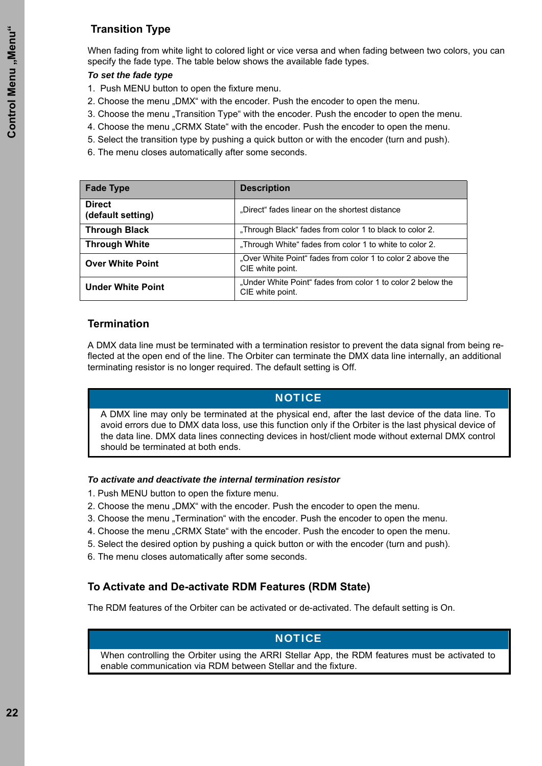## Transition Type

When fading from white light to colored light or vice versa and when fading between two colors, you can specify the fade type. The table below shows the available fade types.

***To set the fade type***

1. Push MENU button to open the fixture menu.
2. Choose the menu „DMX“ with the encoder. Push the encoder to open the menu.
3. Choose the menu „Transition Type“ with the encoder. Push the encoder to open the menu.
4. Choose the menu „CRMX State“ with the encoder. Push the encoder to open the menu.
5. Select the transition type by pushing a quick button or with the encoder (turn and push).
6. The menu closes automatically after some seconds.

| Fade Type | Description |
|---|---|
| **Direct (default setting)** | „Direct“ fades linear on the shortest distance |
| **Through Black** | „Through Black“ fades from color 1 to black to color 2. |
| **Through White** | „Through White“ fades from color 1 to white to color 2. |
| **Over White Point** | „Over White Point“ fades from color 1 to color 2 above the CIE white point. |
| **Under White Point** | „Under White Point“ fades from color 1 to color 2 below the CIE white point. |

## Termination

A DMX data line must be terminated with a termination resistor to prevent the data signal from being reflected at the open end of the line. The Orbiter can terminate the DMX data line internally, an additional terminating resistor is no longer required. The default setting is Off.

> **NOTICE**
>
> A DMX line may only be terminated at the physical end, after the last device of the data line. To avoid errors due to DMX data loss, use this function only if the Orbiter is the last physical device of the data line. DMX data lines connecting devices in host/client mode without external DMX control should be terminated at both ends.

***To activate and deactivate the internal termination resistor***

1. Push MENU button to open the fixture menu.
2. Choose the menu „DMX“ with the encoder. Push the encoder to open the menu.
3. Choose the menu „Termination“ with the encoder. Push the encoder to open the menu.
4. Choose the menu „CRMX State“ with the encoder. Push the encoder to open the menu.
5. Select the desired option by pushing a quick button or with the encoder (turn and push).
6. The menu closes automatically after some seconds.

## To Activate and De-activate RDM Features (RDM State)

The RDM features of the Orbiter can be activated or de-activated. The default setting is On.

> **NOTICE**
>
> When controlling the Orbiter using the ARRI Stellar App, the RDM features must be activated to enable communication via RDM between Stellar and the fixture.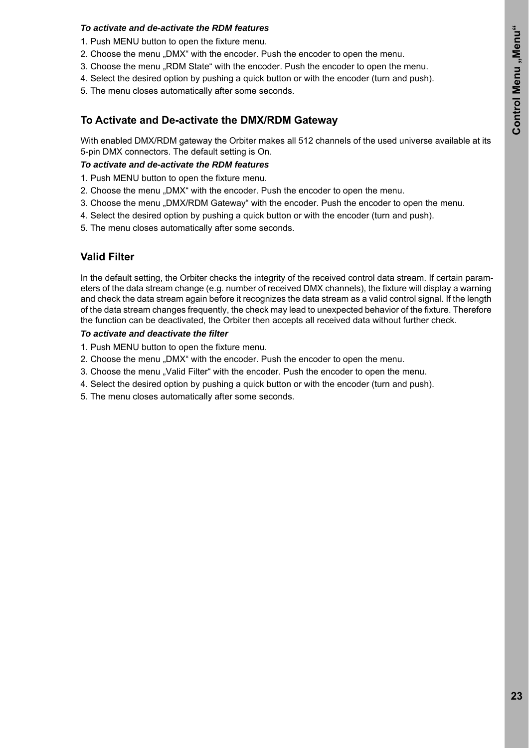*To activate and de-activate the RDM features*

1. Push MENU button to open the fixture menu.
2. Choose the menu „DMX“ with the encoder. Push the encoder to open the menu.
3. Choose the menu „RDM State“ with the encoder. Push the encoder to open the menu.
4. Select the desired option by pushing a quick button or with the encoder (turn and push).
5. The menu closes automatically after some seconds.

## To Activate and De-activate the DMX/RDM Gateway

With enabled DMX/RDM gateway the Orbiter makes all 512 channels of the used universe available at its 5-pin DMX connectors. The default setting is On.

*To activate and de-activate the RDM features*

1. Push MENU button to open the fixture menu.
2. Choose the menu „DMX“ with the encoder. Push the encoder to open the menu.
3. Choose the menu „DMX/RDM Gateway“ with the encoder. Push the encoder to open the menu.
4. Select the desired option by pushing a quick button or with the encoder (turn and push).
5. The menu closes automatically after some seconds.

## Valid Filter

In the default setting, the Orbiter checks the integrity of the received control data stream. If certain parameters of the data stream change (e.g. number of received DMX channels), the fixture will display a warning and check the data stream again before it recognizes the data stream as a valid control signal. If the length of the data stream changes frequently, the check may lead to unexpected behavior of the fixture. Therefore the function can be deactivated, the Orbiter then accepts all received data without further check.

*To activate and deactivate the filter*

1. Push MENU button to open the fixture menu.
2. Choose the menu „DMX“ with the encoder. Push the encoder to open the menu.
3. Choose the menu „Valid Filter“ with the encoder. Push the encoder to open the menu.
4. Select the desired option by pushing a quick button or with the encoder (turn and push).
5. The menu closes automatically after some seconds.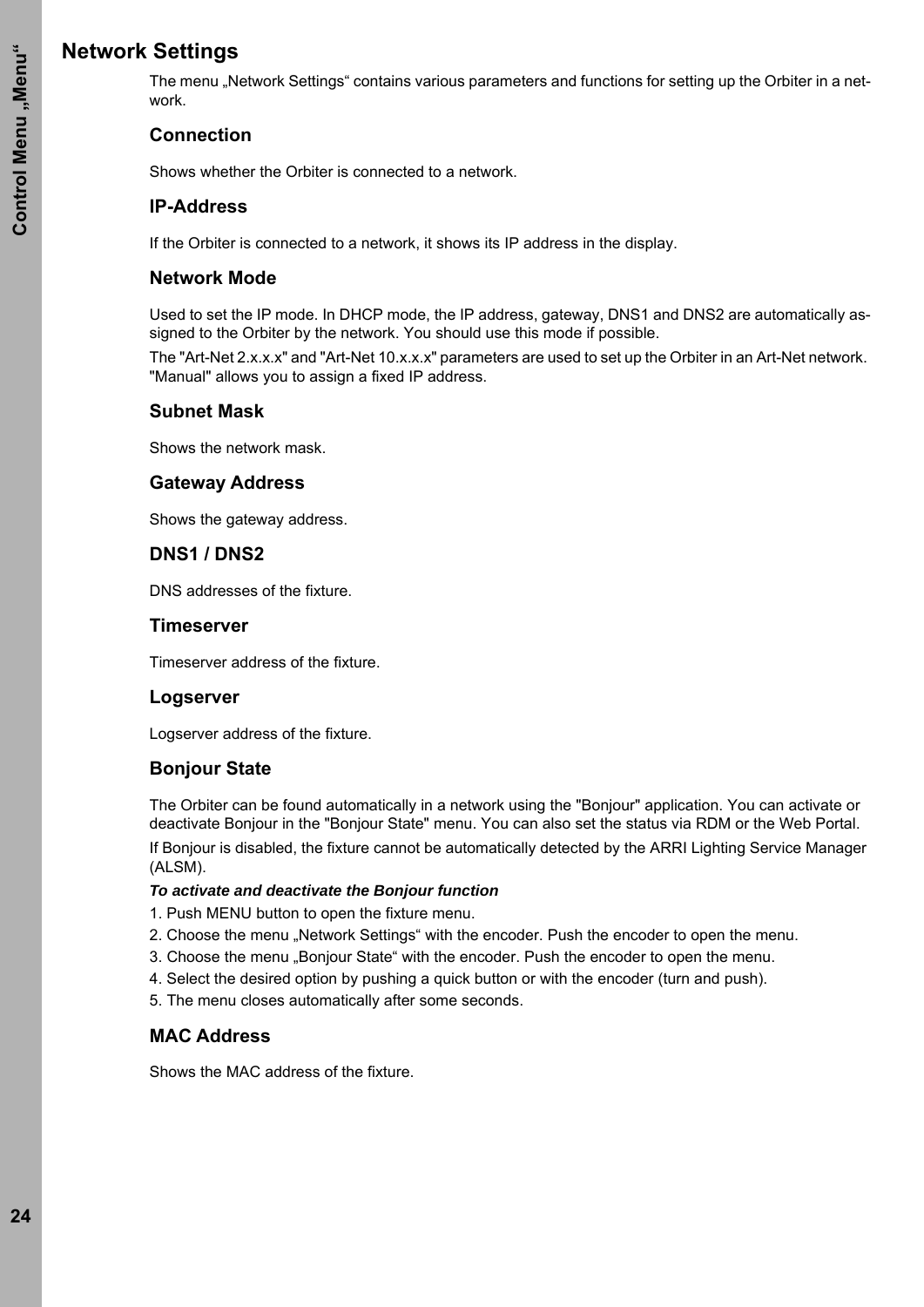## Network Settings

The menu „Network Settings“ contains various parameters and functions for setting up the Orbiter in a network.

### Connection

Shows whether the Orbiter is connected to a network.

### IP-Address

If the Orbiter is connected to a network, it shows its IP address in the display.

### Network Mode

Used to set the IP mode. In DHCP mode, the IP address, gateway, DNS1 and DNS2 are automatically assigned to the Orbiter by the network. You should use this mode if possible.

The "Art-Net 2.x.x.x" and "Art-Net 10.x.x.x" parameters are used to set up the Orbiter in an Art-Net network. "Manual" allows you to assign a fixed IP address.

### Subnet Mask

Shows the network mask.

### Gateway Address

Shows the gateway address.

### DNS1 / DNS2

DNS addresses of the fixture.

### Timeserver

Timeserver address of the fixture.

### Logserver

Logserver address of the fixture.

### Bonjour State

The Orbiter can be found automatically in a network using the "Bonjour" application. You can activate or deactivate Bonjour in the "Bonjour State" menu. You can also set the status via RDM or the Web Portal.

If Bonjour is disabled, the fixture cannot be automatically detected by the ARRI Lighting Service Manager (ALSM).

***To activate and deactivate the Bonjour function***

1. Push MENU button to open the fixture menu.
2. Choose the menu „Network Settings“ with the encoder. Push the encoder to open the menu.
3. Choose the menu „Bonjour State“ with the encoder. Push the encoder to open the menu.
4. Select the desired option by pushing a quick button or with the encoder (turn and push).
5. The menu closes automatically after some seconds.

### MAC Address

Shows the MAC address of the fixture.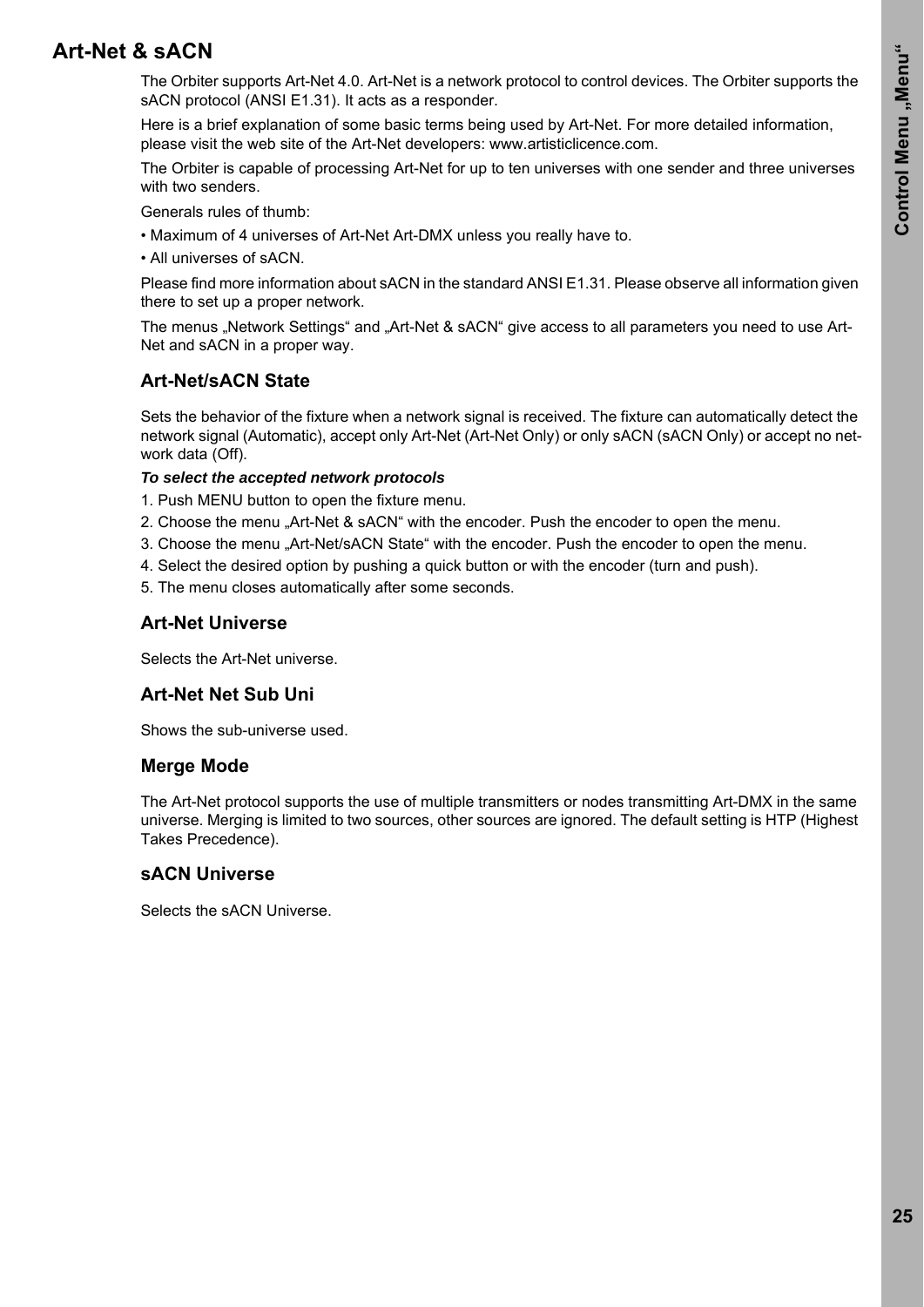## Art-Net & sACN

The Orbiter supports Art-Net 4.0. Art-Net is a network protocol to control devices. The Orbiter supports the sACN protocol (ANSI E1.31). It acts as a responder.

Here is a brief explanation of some basic terms being used by Art-Net. For more detailed information, please visit the web site of the Art-Net developers: www.artisticlicence.com.

The Orbiter is capable of processing Art-Net for up to ten universes with one sender and three universes with two senders.

Generals rules of thumb:

- Maximum of 4 universes of Art-Net Art-DMX unless you really have to.
- All universes of sACN.

Please find more information about sACN in the standard ANSI E1.31. Please observe all information given there to set up a proper network.

The menus „Network Settings“ and „Art-Net & sACN“ give access to all parameters you need to use Art-Net and sACN in a proper way.

### Art-Net/sACN State

Sets the behavior of the fixture when a network signal is received. The fixture can automatically detect the network signal (Automatic), accept only Art-Net (Art-Net Only) or only sACN (sACN Only) or accept no network data (Off).

***To select the accepted network protocols***

1. Push MENU button to open the fixture menu.
2. Choose the menu „Art-Net & sACN“ with the encoder. Push the encoder to open the menu.
3. Choose the menu „Art-Net/sACN State“ with the encoder. Push the encoder to open the menu.
4. Select the desired option by pushing a quick button or with the encoder (turn and push).
5. The menu closes automatically after some seconds.

### Art-Net Universe

Selects the Art-Net universe.

### Art-Net Net Sub Uni

Shows the sub-universe used.

### Merge Mode

The Art-Net protocol supports the use of multiple transmitters or nodes transmitting Art-DMX in the same universe. Merging is limited to two sources, other sources are ignored. The default setting is HTP (Highest Takes Precedence).

### sACN Universe

Selects the sACN Universe.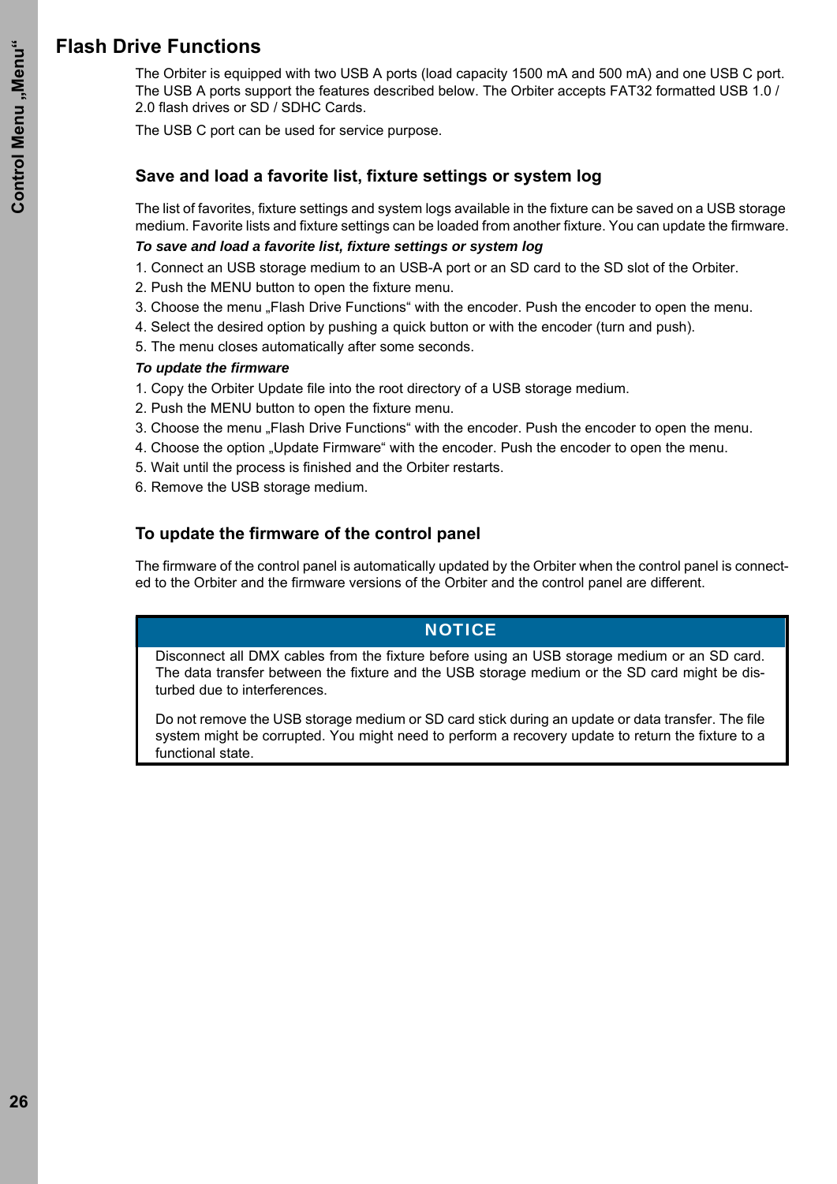## Flash Drive Functions

The Orbiter is equipped with two USB A ports (load capacity 1500 mA and 500 mA) and one USB C port. The USB A ports support the features described below. The Orbiter accepts FAT32 formatted USB 1.0 / 2.0 flash drives or SD / SDHC Cards.

The USB C port can be used for service purpose.

### Save and load a favorite list, fixture settings or system log

The list of favorites, fixture settings and system logs available in the fixture can be saved on a USB storage medium. Favorite lists and fixture settings can be loaded from another fixture. You can update the firmware.

***To save and load a favorite list, fixture settings or system log***

1. Connect an USB storage medium to an USB-A port or an SD card to the SD slot of the Orbiter.
2. Push the MENU button to open the fixture menu.
3. Choose the menu „Flash Drive Functions“ with the encoder. Push the encoder to open the menu.
4. Select the desired option by pushing a quick button or with the encoder (turn and push).
5. The menu closes automatically after some seconds.

***To update the firmware***

1. Copy the Orbiter Update file into the root directory of a USB storage medium.
2. Push the MENU button to open the fixture menu.
3. Choose the menu „Flash Drive Functions“ with the encoder. Push the encoder to open the menu.
4. Choose the option „Update Firmware“ with the encoder. Push the encoder to open the menu.
5. Wait until the process is finished and the Orbiter restarts.
6. Remove the USB storage medium.

### To update the firmware of the control panel

The firmware of the control panel is automatically updated by the Orbiter when the control panel is connected to the Orbiter and the firmware versions of the Orbiter and the control panel are different.

**NOTICE**

Disconnect all DMX cables from the fixture before using an USB storage medium or an SD card. The data transfer between the fixture and the USB storage medium or the SD card might be disturbed due to interferences.

Do not remove the USB storage medium or SD card stick during an update or data transfer. The file system might be corrupted. You might need to perform a recovery update to return the fixture to a functional state.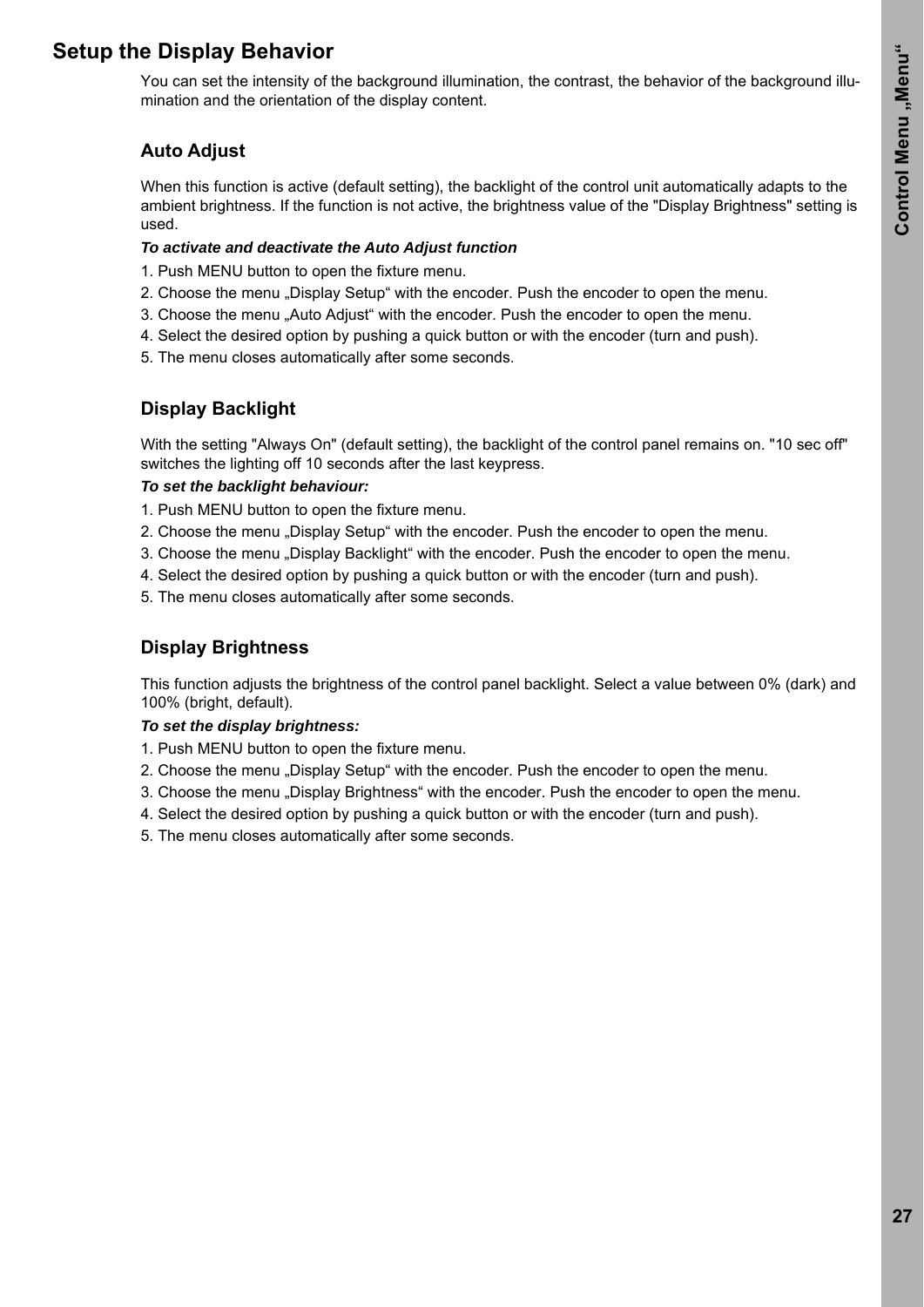## Setup the Display Behavior

You can set the intensity of the background illumination, the contrast, the behavior of the background illumination and the orientation of the display content.

### Auto Adjust

When this function is active (default setting), the backlight of the control unit automatically adapts to the ambient brightness. If the function is not active, the brightness value of the "Display Brightness" setting is used.

***To activate and deactivate the Auto Adjust function***

1. Push MENU button to open the fixture menu.
2. Choose the menu „Display Setup“ with the encoder. Push the encoder to open the menu.
3. Choose the menu „Auto Adjust“ with the encoder. Push the encoder to open the menu.
4. Select the desired option by pushing a quick button or with the encoder (turn and push).
5. The menu closes automatically after some seconds.

### Display Backlight

With the setting "Always On" (default setting), the backlight of the control panel remains on. "10 sec off" switches the lighting off 10 seconds after the last keypress.

***To set the backlight behaviour:***

1. Push MENU button to open the fixture menu.
2. Choose the menu „Display Setup“ with the encoder. Push the encoder to open the menu.
3. Choose the menu „Display Backlight“ with the encoder. Push the encoder to open the menu.
4. Select the desired option by pushing a quick button or with the encoder (turn and push).
5. The menu closes automatically after some seconds.

### Display Brightness

This function adjusts the brightness of the control panel backlight. Select a value between 0% (dark) and 100% (bright, default).

***To set the display brightness:***

1. Push MENU button to open the fixture menu.
2. Choose the menu „Display Setup“ with the encoder. Push the encoder to open the menu.
3. Choose the menu „Display Brightness“ with the encoder. Push the encoder to open the menu.
4. Select the desired option by pushing a quick button or with the encoder (turn and push).
5. The menu closes automatically after some seconds.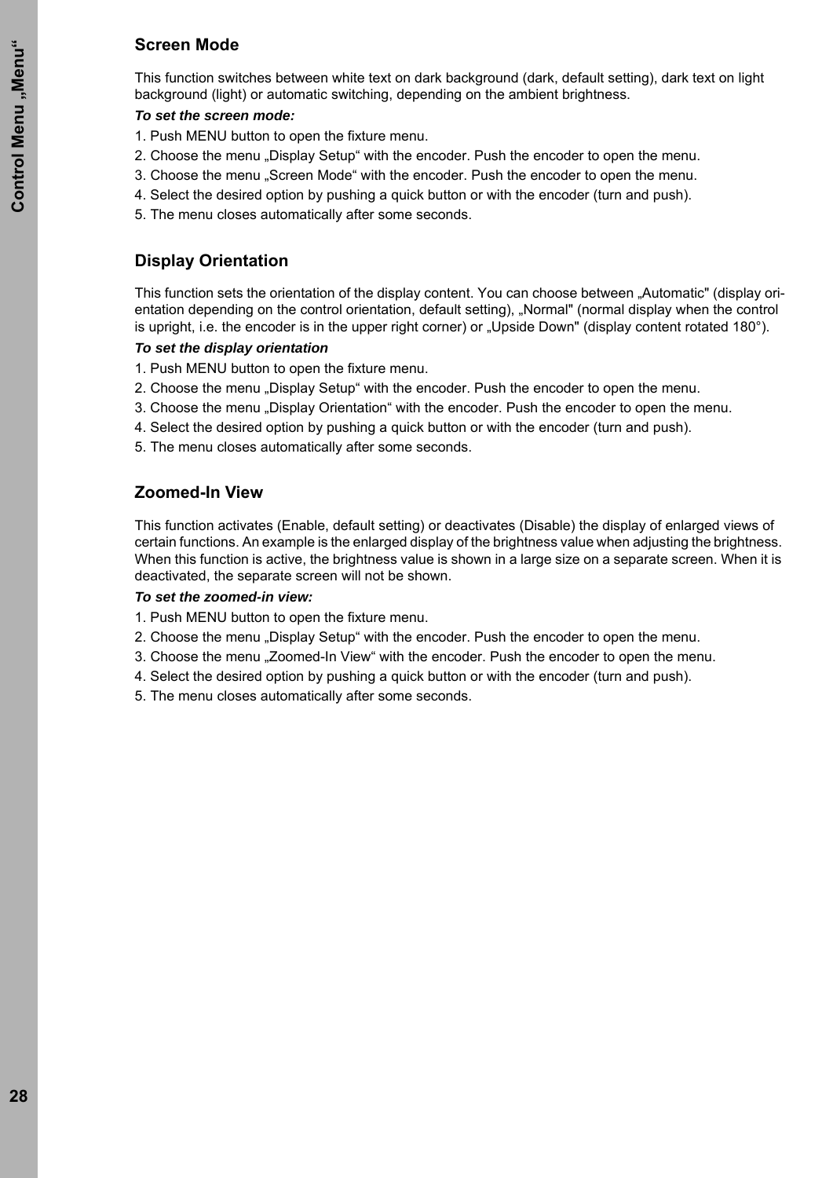## Screen Mode

This function switches between white text on dark background (dark, default setting), dark text on light background (light) or automatic switching, depending on the ambient brightness.

***To set the screen mode:***

1. Push MENU button to open the fixture menu.
2. Choose the menu „Display Setup“ with the encoder. Push the encoder to open the menu.
3. Choose the menu „Screen Mode“ with the encoder. Push the encoder to open the menu.
4. Select the desired option by pushing a quick button or with the encoder (turn and push).
5. The menu closes automatically after some seconds.

## Display Orientation

This function sets the orientation of the display content. You can choose between „Automatic" (display orientation depending on the control orientation, default setting), „Normal" (normal display when the control is upright, i.e. the encoder is in the upper right corner) or „Upside Down" (display content rotated 180°).

***To set the display orientation***

1. Push MENU button to open the fixture menu.
2. Choose the menu „Display Setup“ with the encoder. Push the encoder to open the menu.
3. Choose the menu „Display Orientation“ with the encoder. Push the encoder to open the menu.
4. Select the desired option by pushing a quick button or with the encoder (turn and push).
5. The menu closes automatically after some seconds.

## Zoomed-In View

This function activates (Enable, default setting) or deactivates (Disable) the display of enlarged views of certain functions. An example is the enlarged display of the brightness value when adjusting the brightness. When this function is active, the brightness value is shown in a large size on a separate screen. When it is deactivated, the separate screen will not be shown.

***To set the zoomed-in view:***

1. Push MENU button to open the fixture menu.
2. Choose the menu „Display Setup“ with the encoder. Push the encoder to open the menu.
3. Choose the menu „Zoomed-In View“ with the encoder. Push the encoder to open the menu.
4. Select the desired option by pushing a quick button or with the encoder (turn and push).
5. The menu closes automatically after some seconds.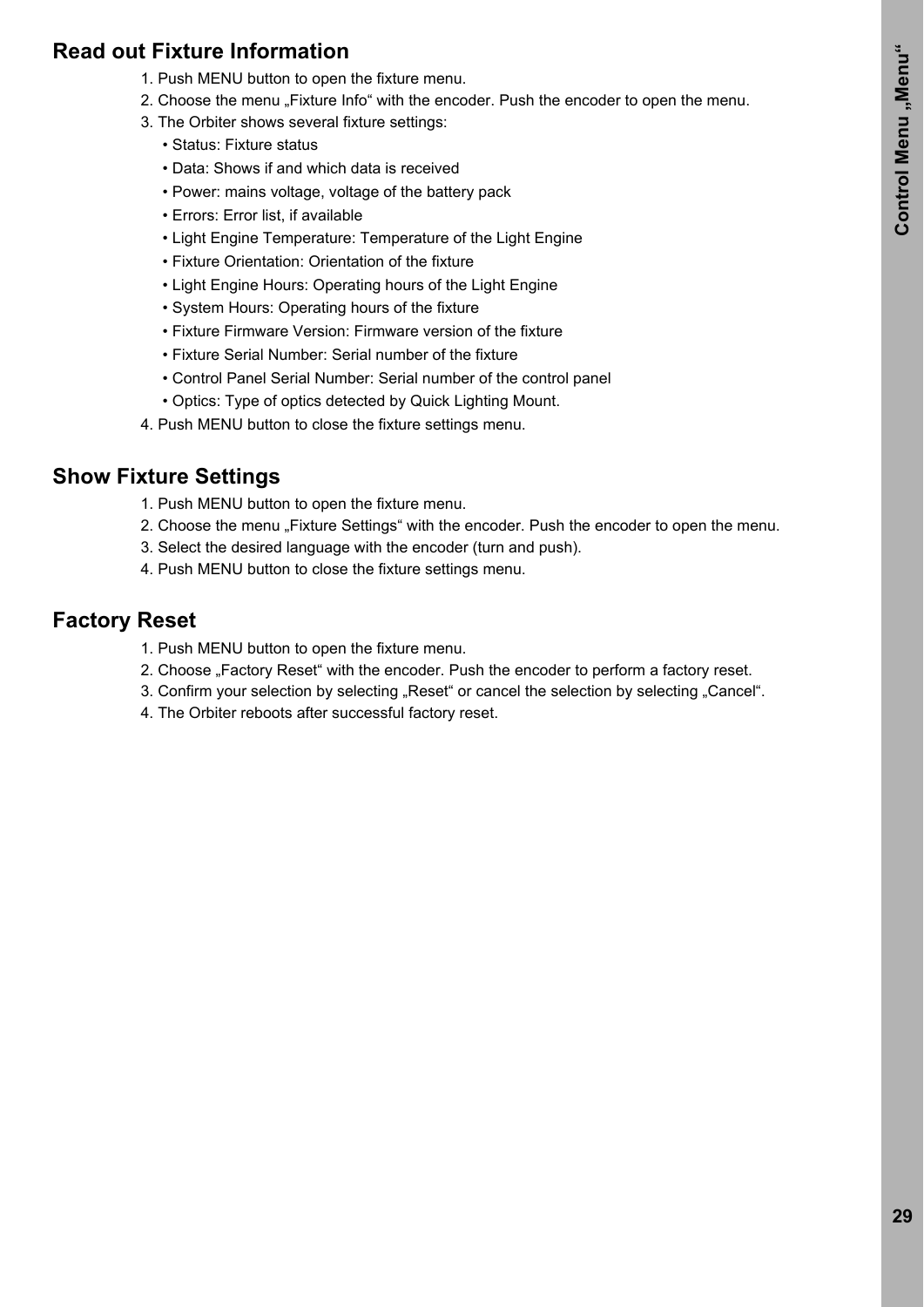## Read out Fixture Information

1. Push MENU button to open the fixture menu.
2. Choose the menu „Fixture Info“ with the encoder. Push the encoder to open the menu.
3. The Orbiter shows several fixture settings:
   - Status: Fixture status
   - Data: Shows if and which data is received
   - Power: mains voltage, voltage of the battery pack
   - Errors: Error list, if available
   - Light Engine Temperature: Temperature of the Light Engine
   - Fixture Orientation: Orientation of the fixture
   - Light Engine Hours: Operating hours of the Light Engine
   - System Hours: Operating hours of the fixture
   - Fixture Firmware Version: Firmware version of the fixture
   - Fixture Serial Number: Serial number of the fixture
   - Control Panel Serial Number: Serial number of the control panel
   - Optics: Type of optics detected by Quick Lighting Mount.
4. Push MENU button to close the fixture settings menu.

## Show Fixture Settings

1. Push MENU button to open the fixture menu.
2. Choose the menu „Fixture Settings“ with the encoder. Push the encoder to open the menu.
3. Select the desired language with the encoder (turn and push).
4. Push MENU button to close the fixture settings menu.

## Factory Reset

1. Push MENU button to open the fixture menu.
2. Choose „Factory Reset“ with the encoder. Push the encoder to perform a factory reset.
3. Confirm your selection by selecting „Reset“ or cancel the selection by selecting „Cancel“.
4. The Orbiter reboots after successful factory reset.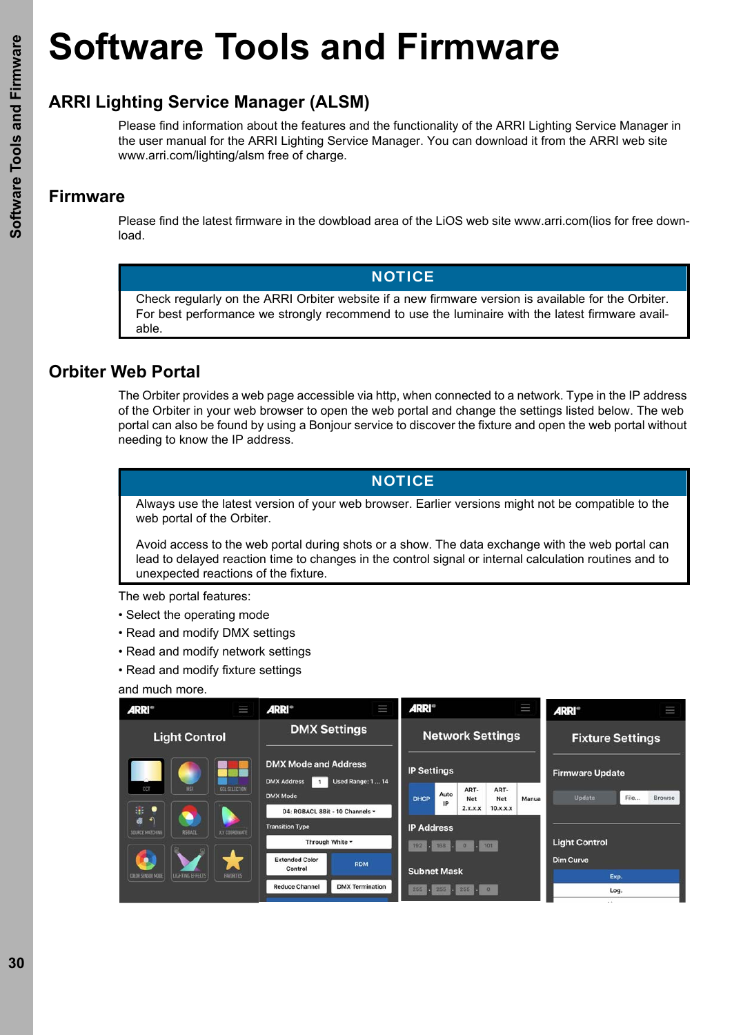# Software Tools and Firmware

## ARRI Lighting Service Manager (ALSM)

Please find information about the features and the functionality of the ARRI Lighting Service Manager in the user manual for the ARRI Lighting Service Manager. You can download it from the ARRI web site www.arri.com/lighting/alsm free of charge.

## Firmware

Please find the latest firmware in the dowbload area of the LiOS web site www.arri.com(lios for free download.

> **NOTICE**
>
> Check regularly on the ARRI Orbiter website if a new firmware version is available for the Orbiter. For best performance we strongly recommend to use the luminaire with the latest firmware available.

## Orbiter Web Portal

The Orbiter provides a web page accessible via http, when connected to a network. Type in the IP address of the Orbiter in your web browser to open the web portal and change the settings listed below. The web portal can also be found by using a Bonjour service to discover the fixture and open the web portal without needing to know the IP address.

> **NOTICE**
>
> Always use the latest version of your web browser. Earlier versions might not be compatible to the web portal of the Orbiter.
>
> Avoid access to the web portal during shots or a show. The data exchange with the web portal can lead to delayed reaction time to changes in the control signal or internal calculation routines and to unexpected reactions of the fixture.

The web portal features:

- Select the operating mode
- Read and modify DMX settings
- Read and modify network settings
- Read and modify fixture settings

and much more.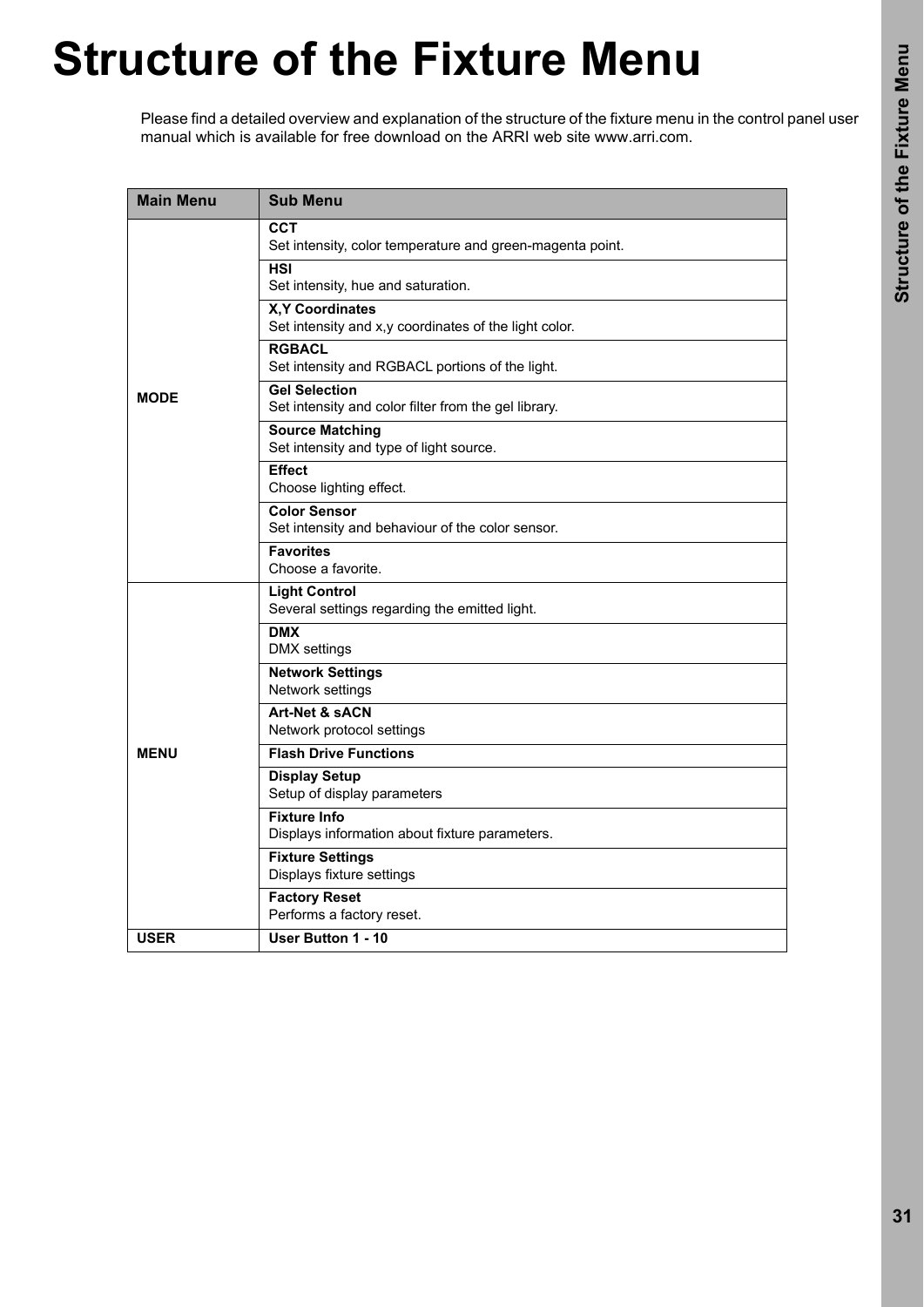# Structure of the Fixture Menu

Please find a detailed overview and explanation of the structure of the fixture menu in the control panel user manual which is available for free download on the ARRI web site www.arri.com.

| Main Menu | Sub Menu |
|---|---|
| **MODE** | **CCT**<br>Set intensity, color temperature and green-magenta point. |
| | **HSI**<br>Set intensity, hue and saturation. |
| | **X,Y Coordinates**<br>Set intensity and x,y coordinates of the light color. |
| | **RGBACL**<br>Set intensity and RGBACL portions of the light. |
| | **Gel Selection**<br>Set intensity and color filter from the gel library. |
| | **Source Matching**<br>Set intensity and type of light source. |
| | **Effect**<br>Choose lighting effect. |
| | **Color Sensor**<br>Set intensity and behaviour of the color sensor. |
| | **Favorites**<br>Choose a favorite. |
| **MENU** | **Light Control**<br>Several settings regarding the emitted light. |
| | **DMX**<br>DMX settings |
| | **Network Settings**<br>Network settings |
| | **Art-Net & sACN**<br>Network protocol settings |
| | **Flash Drive Functions** |
| | **Display Setup**<br>Setup of display parameters |
| | **Fixture Info**<br>Displays information about fixture parameters. |
| | **Fixture Settings**<br>Displays fixture settings |
| | **Factory Reset**<br>Performs a factory reset. |
| **USER** | **User Button 1 - 10** |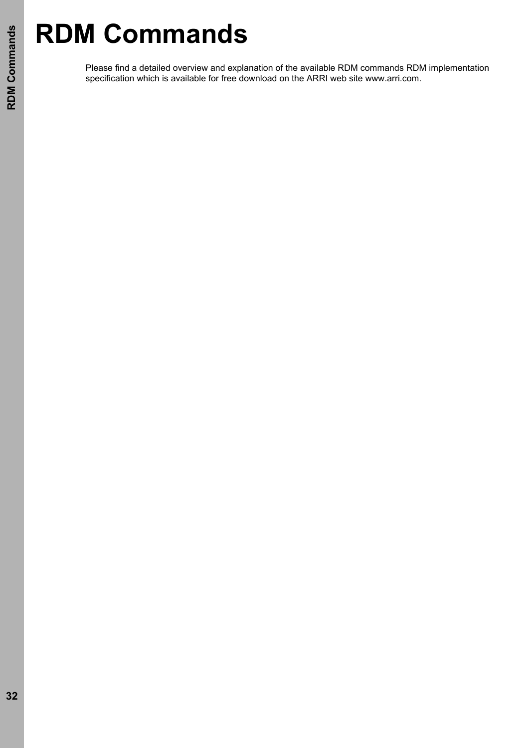# RDM Commands

Please find a detailed overview and explanation of the available RDM commands RDM implementation specification which is available for free download on the ARRI web site www.arri.com.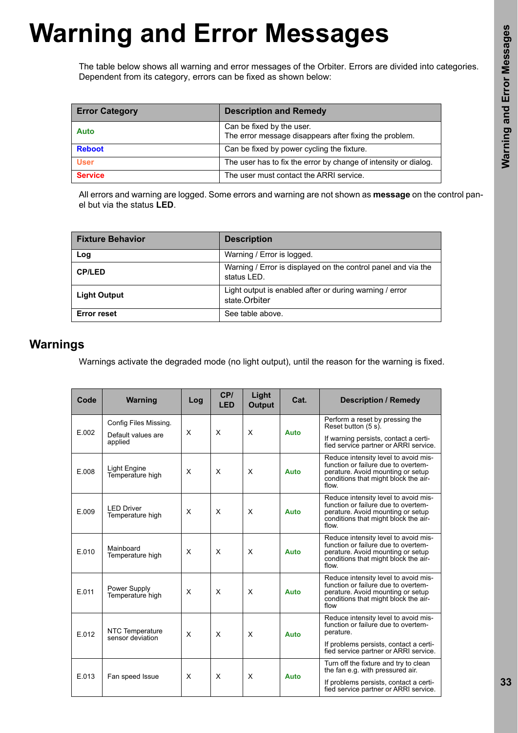# Warning and Error Messages

The table below shows all warning and error messages of the Orbiter. Errors are divided into categories. Dependent from its category, errors can be fixed as shown below:

| Error Category | Description and Remedy |
|---|---|
| **Auto** | Can be fixed by the user.<br>The error message disappears after fixing the problem. |
| **Reboot** | Can be fixed by power cycling the fixture. |
| **User** | The user has to fix the error by change of intensity or dialog. |
| **Service** | The user must contact the ARRI service. |

All errors and warning are logged. Some errors and warning are not shown as **message** on the control panel but via the status **LED**.

| Fixture Behavior | Description |
|---|---|
| **Log** | Warning / Error is logged. |
| **CP/LED** | Warning / Error is displayed on the control panel and via the status LED. |
| **Light Output** | Light output is enabled after or during warning / error state.Orbiter |
| **Error reset** | See table above. |

## Warnings

Warnings activate the degraded mode (no light output), until the reason for the warning is fixed.

| Code | Warning | Log | CP/ LED | Light Output | Cat. | Description / Remedy |
|---|---|---|---|---|---|---|
| E.002 | Config Files Missing.<br>Default values are applied | X | X | X | **Auto** | Perform a reset by pressing the Reset button (5 s).<br>If warning persists, contact a certified service partner or ARRI service. |
| E.008 | Light Engine Temperature high | X | X | X | **Auto** | Reduce intensity level to avoid misfunction or failure due to overtemperature. Avoid mounting or setup conditions that might block the airflow. |
| E.009 | LED Driver Temperature high | X | X | X | **Auto** | Reduce intensity level to avoid misfunction or failure due to overtemperature. Avoid mounting or setup conditions that might block the airflow. |
| E.010 | Mainboard Temperature high | X | X | X | **Auto** | Reduce intensity level to avoid misfunction or failure due to overtemperature. Avoid mounting or setup conditions that might block the airflow. |
| E.011 | Power Supply Temperature high | X | X | X | **Auto** | Reduce intensity level to avoid misfunction or failure due to overtemperature. Avoid mounting or setup conditions that might block the airflow |
| E.012 | NTC Temperature sensor deviation | X | X | X | **Auto** | Reduce intensity level to avoid misfunction or failure due to overtemperature.<br>If problems persists, contact a certified service partner or ARRI service. |
| E.013 | Fan speed Issue | X | X | X | **Auto** | Turn off the fixture and try to clean the fan e.g. with pressured air.<br>If problems persists, contact a certified service partner or ARRI service. |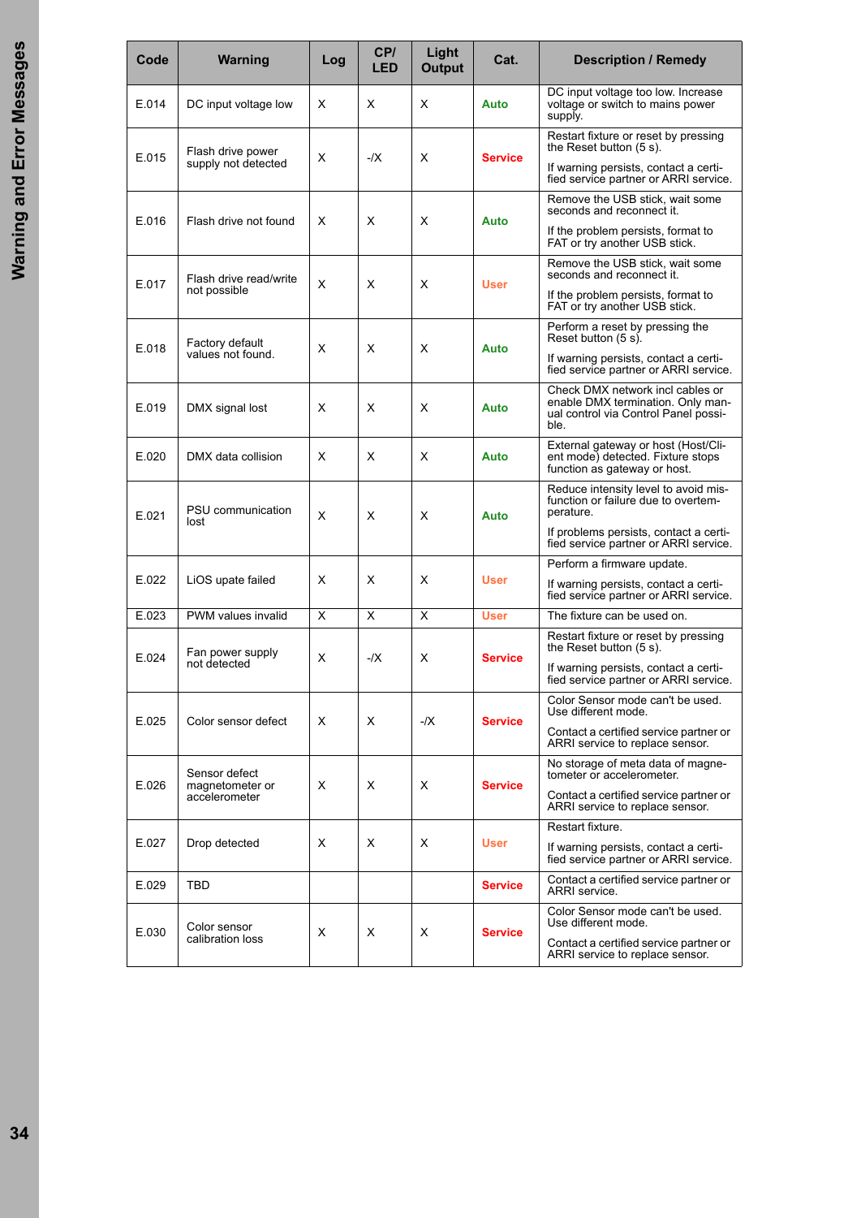| Code | Warning | Log | CP/ LED | Light Output | Cat. | Description / Remedy |
|---|---|---|---|---|---|---|
| E.014 | DC input voltage low | X | X | X | Auto | DC input voltage too low. Increase voltage or switch to mains power supply. |
| E.015 | Flash drive power supply not detected | X | -/X | X | Service | Restart fixture or reset by pressing the Reset button (5 s). If warning persists, contact a certified service partner or ARRI service. |
| E.016 | Flash drive not found | X | X | X | Auto | Remove the USB stick, wait some seconds and reconnect it. If the problem persists, format to FAT or try another USB stick. |
| E.017 | Flash drive read/write not possible | X | X | X | User | Remove the USB stick, wait some seconds and reconnect it. If the problem persists, format to FAT or try another USB stick. |
| E.018 | Factory default values not found. | X | X | X | Auto | Perform a reset by pressing the Reset button (5 s). If warning persists, contact a certified service partner or ARRI service. |
| E.019 | DMX signal lost | X | X | X | Auto | Check DMX network incl cables or enable DMX termination. Only manual control via Control Panel possible. |
| E.020 | DMX data collision | X | X | X | Auto | External gateway or host (Host/Client mode) detected. Fixture stops function as gateway or host. |
| E.021 | PSU communication lost | X | X | X | Auto | Reduce intensity level to avoid misfunction or failure due to overtemperature. If problems persists, contact a certified service partner or ARRI service. |
| E.022 | LiOS upate failed | X | X | X | User | Perform a firmware update. If warning persists, contact a certified service partner or ARRI service. |
| E.023 | PWM values invalid | X | X | X | User | The fixture can be used on. |
| E.024 | Fan power supply not detected | X | -/X | X | Service | Restart fixture or reset by pressing the Reset button (5 s). If warning persists, contact a certified service partner or ARRI service. |
| E.025 | Color sensor defect | X | X | -/X | Service | Color Sensor mode can't be used. Use different mode. Contact a certified service partner or ARRI service to replace sensor. |
| E.026 | Sensor defect magnetometer or accelerometer | X | X | X | Service | No storage of meta data of magnetometer or accelerometer. Contact a certified service partner or ARRI service to replace sensor. |
| E.027 | Drop detected | X | X | X | User | Restart fixture. If warning persists, contact a certified service partner or ARRI service. |
| E.029 | TBD | | | | Service | Contact a certified service partner or ARRI service. |
| E.030 | Color sensor calibration loss | X | X | X | Service | Color Sensor mode can't be used. Use different mode. Contact a certified service partner or ARRI service to replace sensor. |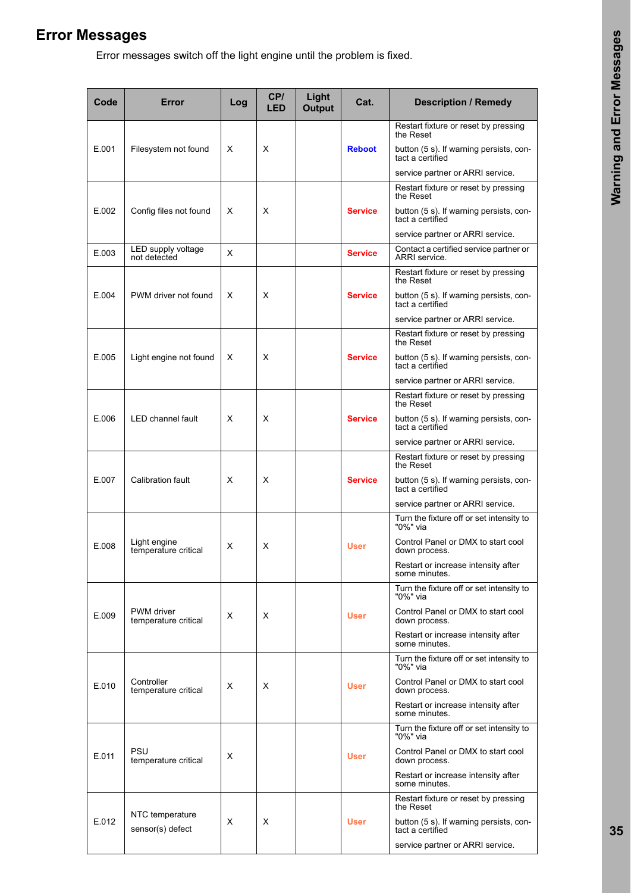## Error Messages

Error messages switch off the light engine until the problem is fixed.

| Code | Error | Log | CP/ LED | Light Output | Cat. | Description / Remedy |
|---|---|---|---|---|---|---|
| E.001 | Filesystem not found | X | X | | **Reboot** | Restart fixture or reset by pressing the Reset button (5 s). If warning persists, contact a certified service partner or ARRI service. |
| E.002 | Config files not found | X | X | | **Service** | Restart fixture or reset by pressing the Reset button (5 s). If warning persists, contact a certified service partner or ARRI service. |
| E.003 | LED supply voltage not detected | X | | | **Service** | Contact a certified service partner or ARRI service. |
| E.004 | PWM driver not found | X | X | | **Service** | Restart fixture or reset by pressing the Reset button (5 s). If warning persists, contact a certified service partner or ARRI service. |
| E.005 | Light engine not found | X | X | | **Service** | Restart fixture or reset by pressing the Reset button (5 s). If warning persists, contact a certified service partner or ARRI service. |
| E.006 | LED channel fault | X | X | | **Service** | Restart fixture or reset by pressing the Reset button (5 s). If warning persists, contact a certified service partner or ARRI service. |
| E.007 | Calibration fault | X | X | | **Service** | Restart fixture or reset by pressing the Reset button (5 s). If warning persists, contact a certified service partner or ARRI service. |
| E.008 | Light engine temperature critical | X | X | | **User** | Turn the fixture off or set intensity to "0%" via Control Panel or DMX to start cool down process. Restart or increase intensity after some minutes. |
| E.009 | PWM driver temperature critical | X | X | | **User** | Turn the fixture off or set intensity to "0%" via Control Panel or DMX to start cool down process. Restart or increase intensity after some minutes. |
| E.010 | Controller temperature critical | X | X | | **User** | Turn the fixture off or set intensity to "0%" via Control Panel or DMX to start cool down process. Restart or increase intensity after some minutes. |
| E.011 | PSU temperature critical | X | | | **User** | Turn the fixture off or set intensity to "0%" via Control Panel or DMX to start cool down process. Restart or increase intensity after some minutes. |
| E.012 | NTC temperature sensor(s) defect | X | X | | **User** | Restart fixture or reset by pressing the Reset button (5 s). If warning persists, contact a certified service partner or ARRI service. |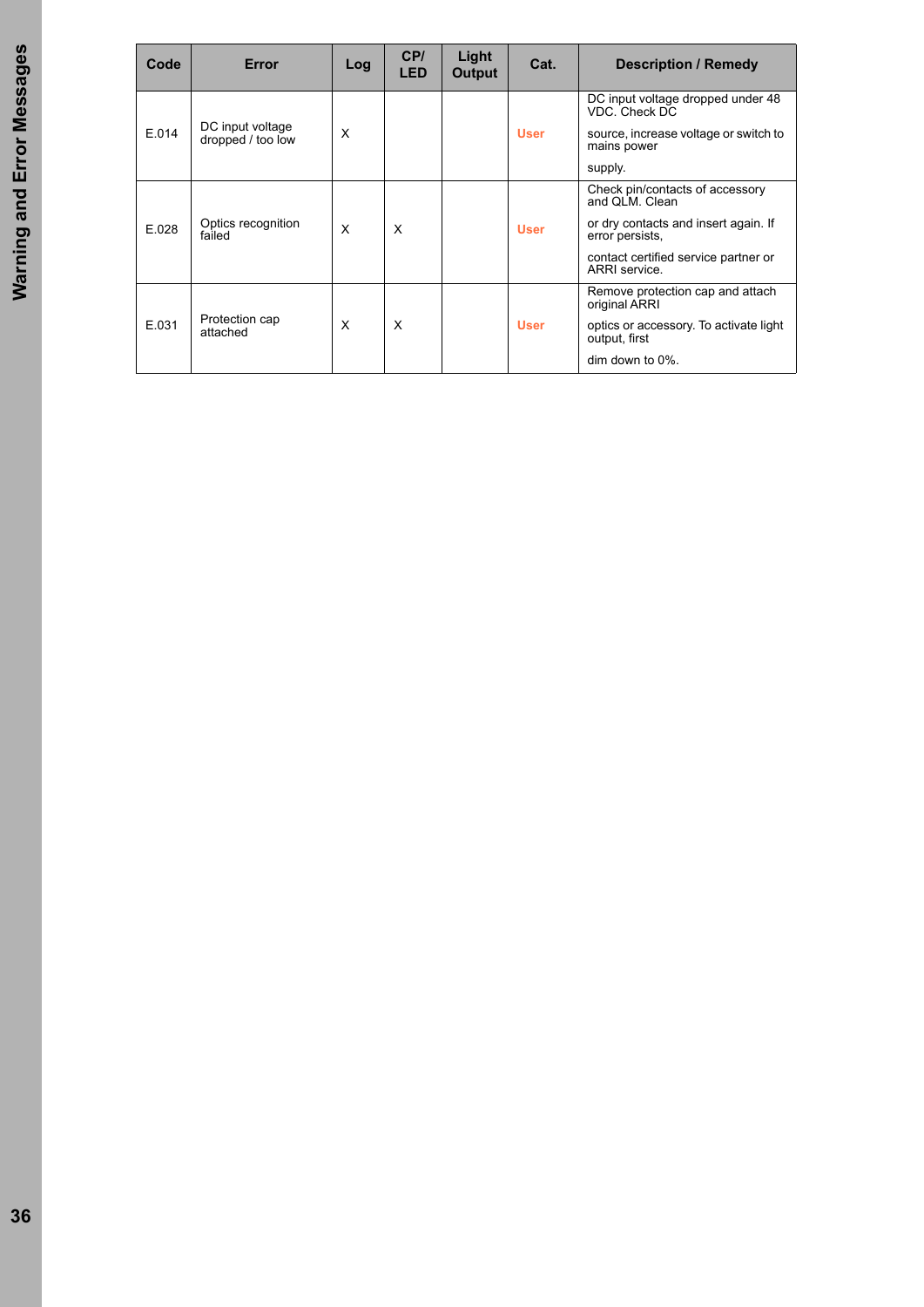| Code | Error | Log | CP/ LED | Light Output | Cat. | Description / Remedy |
|---|---|---|---|---|---|---|
| E.014 | DC input voltage dropped / too low | X | | | User | DC input voltage dropped under 48 VDC. Check DC source, increase voltage or switch to mains power supply. |
| E.028 | Optics recognition failed | X | X | | User | Check pin/contacts of accessory and QLM. Clean or dry contacts and insert again. If error persists, contact certified service partner or ARRI service. |
| E.031 | Protection cap attached | X | X | | User | Remove protection cap and attach original ARRI optics or accessory. To activate light output, first dim down to 0%. |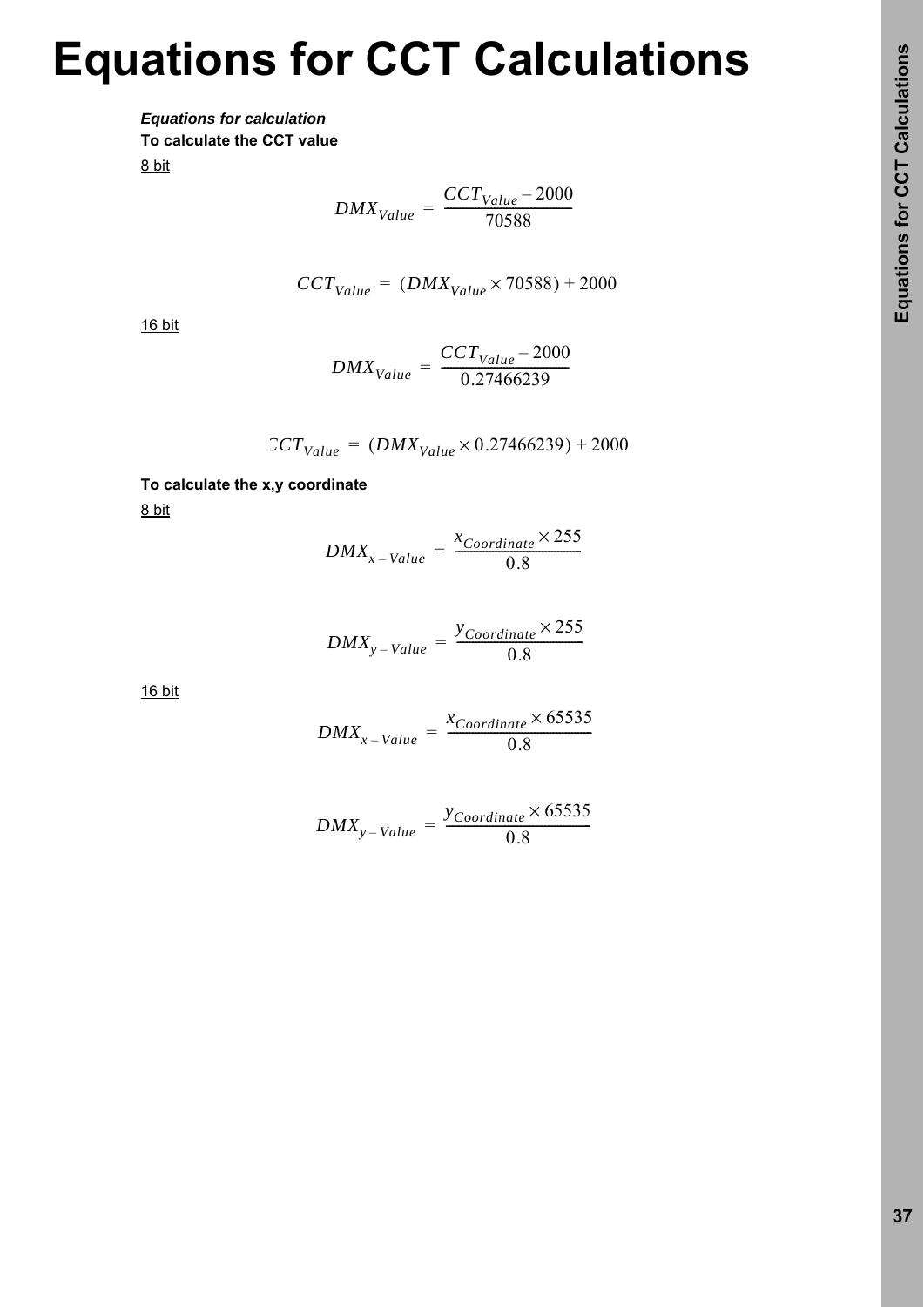# Equations for CCT Calculations

***Equations for calculation***

**To calculate the CCT value**

8 bit

$$DMX_{Value} = \frac{CCT_{Value} - 2000}{70588}$$

$$CCT_{Value} = (DMX_{Value} \times 70588) + 2000$$

16 bit

$$DMX_{Value} = \frac{CCT_{Value} - 2000}{0.27466239}$$

$$CCT_{Value} = (DMX_{Value} \times 0.27466239) + 2000$$

**To calculate the x,y coordinate**

8 bit

$$DMX_{x-Value} = \frac{x_{Coordinate} \times 255}{0.8}$$

$$DMX_{y-Value} = \frac{y_{Coordinate} \times 255}{0.8}$$

16 bit

$$DMX_{x-Value} = \frac{x_{Coordinate} \times 65535}{0.8}$$

$$DMX_{y-Value} = \frac{y_{Coordinate} \times 65535}{0.8}$$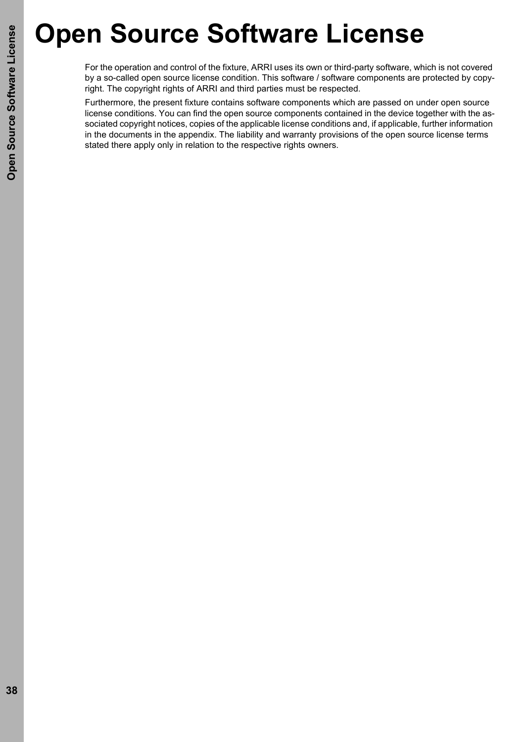# Open Source Software License

For the operation and control of the fixture, ARRI uses its own or third-party software, which is not covered by a so-called open source license condition. This software / software components are protected by copyright. The copyright rights of ARRI and third parties must be respected.

Furthermore, the present fixture contains software components which are passed on under open source license conditions. You can find the open source components contained in the device together with the associated copyright notices, copies of the applicable license conditions and, if applicable, further information in the documents in the appendix. The liability and warranty provisions of the open source license terms stated there apply only in relation to the respective rights owners.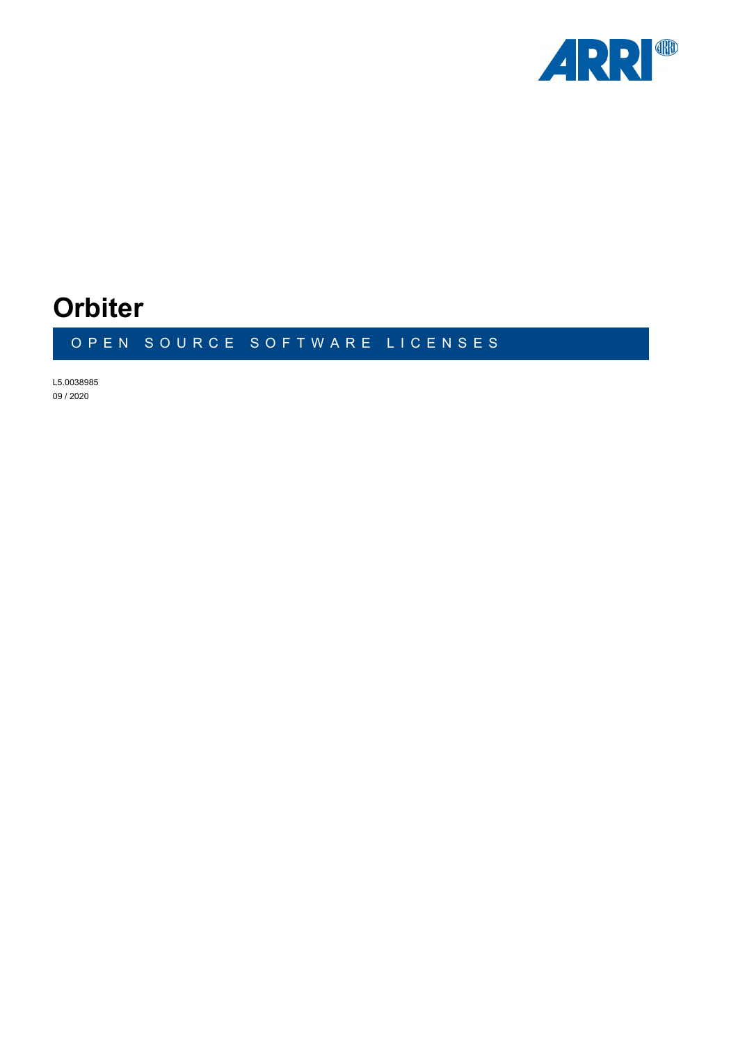# Orbiter

## OPEN SOURCE SOFTWARE LICENSES

L5.0038985
09 / 2020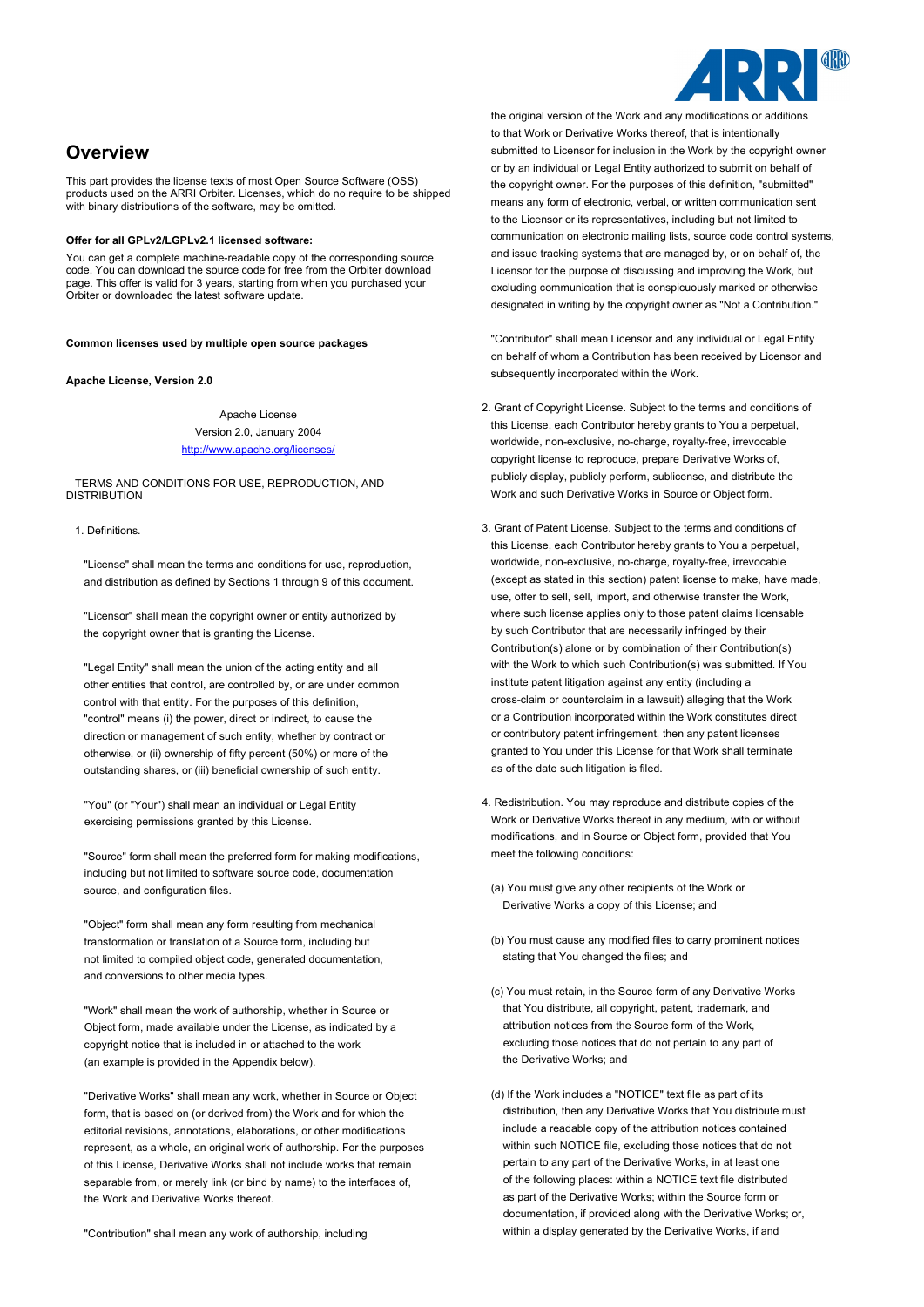## Overview

This part provides the license texts of most Open Source Software (OSS) products used on the ARRI Orbiter. Licenses, which do no require to be shipped with binary distributions of the software, may be omitted.

**Offer for all GPLv2/LGPLv2.1 licensed software:**

You can get a complete machine-readable copy of the corresponding source code. You can download the source code for free from the Orbiter download page. This offer is valid for 3 years, starting from when you purchased your Orbiter or downloaded the latest software update.

**Common licenses used by multiple open source packages**

**Apache License, Version 2.0**

Apache License
Version 2.0, January 2004
http://www.apache.org/licenses/

TERMS AND CONDITIONS FOR USE, REPRODUCTION, AND DISTRIBUTION

1. Definitions.

"License" shall mean the terms and conditions for use, reproduction, and distribution as defined by Sections 1 through 9 of this document.

"Licensor" shall mean the copyright owner or entity authorized by the copyright owner that is granting the License.

"Legal Entity" shall mean the union of the acting entity and all other entities that control, are controlled by, or are under common control with that entity. For the purposes of this definition, "control" means (i) the power, direct or indirect, to cause the direction or management of such entity, whether by contract or otherwise, or (ii) ownership of fifty percent (50%) or more of the outstanding shares, or (iii) beneficial ownership of such entity.

"You" (or "Your") shall mean an individual or Legal Entity exercising permissions granted by this License.

"Source" form shall mean the preferred form for making modifications, including but not limited to software source code, documentation source, and configuration files.

"Object" form shall mean any form resulting from mechanical transformation or translation of a Source form, including but not limited to compiled object code, generated documentation, and conversions to other media types.

"Work" shall mean the work of authorship, whether in Source or Object form, made available under the License, as indicated by a copyright notice that is included in or attached to the work (an example is provided in the Appendix below).

"Derivative Works" shall mean any work, whether in Source or Object form, that is based on (or derived from) the Work and for which the editorial revisions, annotations, elaborations, or other modifications represent, as a whole, an original work of authorship. For the purposes of this License, Derivative Works shall not include works that remain separable from, or merely link (or bind by name) to the interfaces of, the Work and Derivative Works thereof.

"Contribution" shall mean any work of authorship, including the original version of the Work and any modifications or additions to that Work or Derivative Works thereof, that is intentionally submitted to Licensor for inclusion in the Work by the copyright owner or by an individual or Legal Entity authorized to submit on behalf of the copyright owner. For the purposes of this definition, "submitted" means any form of electronic, verbal, or written communication sent to the Licensor or its representatives, including but not limited to communication on electronic mailing lists, source code control systems, and issue tracking systems that are managed by, or on behalf of, the Licensor for the purpose of discussing and improving the Work, but excluding communication that is conspicuously marked or otherwise designated in writing by the copyright owner as "Not a Contribution."

"Contributor" shall mean Licensor and any individual or Legal Entity on behalf of whom a Contribution has been received by Licensor and subsequently incorporated within the Work.

2. Grant of Copyright License. Subject to the terms and conditions of this License, each Contributor hereby grants to You a perpetual, worldwide, non-exclusive, no-charge, royalty-free, irrevocable copyright license to reproduce, prepare Derivative Works of, publicly display, publicly perform, sublicense, and distribute the Work and such Derivative Works in Source or Object form.

3. Grant of Patent License. Subject to the terms and conditions of this License, each Contributor hereby grants to You a perpetual, worldwide, non-exclusive, no-charge, royalty-free, irrevocable (except as stated in this section) patent license to make, have made, use, offer to sell, sell, import, and otherwise transfer the Work, where such license applies only to those patent claims licensable by such Contributor that are necessarily infringed by their Contribution(s) alone or by combination of their Contribution(s) with the Work to which such Contribution(s) was submitted. If You institute patent litigation against any entity (including a cross-claim or counterclaim in a lawsuit) alleging that the Work or a Contribution incorporated within the Work constitutes direct or contributory patent infringement, then any patent licenses granted to You under this License for that Work shall terminate as of the date such litigation is filed.

4. Redistribution. You may reproduce and distribute copies of the Work or Derivative Works thereof in any medium, with or without modifications, and in Source or Object form, provided that You meet the following conditions:

(a) You must give any other recipients of the Work or Derivative Works a copy of this License; and

(b) You must cause any modified files to carry prominent notices stating that You changed the files; and

(c) You must retain, in the Source form of any Derivative Works that You distribute, all copyright, patent, trademark, and attribution notices from the Source form of the Work, excluding those notices that do not pertain to any part of the Derivative Works; and

(d) If the Work includes a "NOTICE" text file as part of its distribution, then any Derivative Works that You distribute must include a readable copy of the attribution notices contained within such NOTICE file, excluding those notices that do not pertain to any part of the Derivative Works, in at least one of the following places: within a NOTICE text file distributed as part of the Derivative Works; within the Source form or documentation, if provided along with the Derivative Works; or, within a display generated by the Derivative Works, if and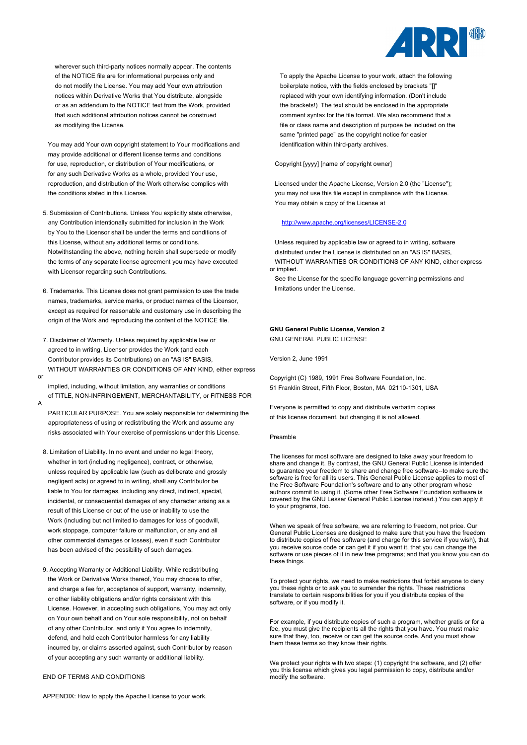wherever such third-party notices normally appear. The contents of the NOTICE file are for informational purposes only and do not modify the License. You may add Your own attribution notices within Derivative Works that You distribute, alongside or as an addendum to the NOTICE text from the Work, provided that such additional attribution notices cannot be construed as modifying the License.

You may add Your own copyright statement to Your modifications and may provide additional or different license terms and conditions for use, reproduction, or distribution of Your modifications, or for any such Derivative Works as a whole, provided Your use, reproduction, and distribution of the Work otherwise complies with the conditions stated in this License.

5. Submission of Contributions. Unless You explicitly state otherwise, any Contribution intentionally submitted for inclusion in the Work by You to the Licensor shall be under the terms and conditions of this License, without any additional terms or conditions. Notwithstanding the above, nothing herein shall supersede or modify the terms of any separate license agreement you may have executed with Licensor regarding such Contributions.

6. Trademarks. This License does not grant permission to use the trade names, trademarks, service marks, or product names of the Licensor, except as required for reasonable and customary use in describing the origin of the Work and reproducing the content of the NOTICE file.

7. Disclaimer of Warranty. Unless required by applicable law or agreed to in writing, Licensor provides the Work (and each Contributor provides its Contributions) on an "AS IS" BASIS, WITHOUT WARRANTIES OR CONDITIONS OF ANY KIND, either express or implied, including, without limitation, any warranties or conditions of TITLE, NON-INFRINGEMENT, MERCHANTABILITY, or FITNESS FOR A PARTICULAR PURPOSE. You are solely responsible for determining the appropriateness of using or redistributing the Work and assume any risks associated with Your exercise of permissions under this License.

8. Limitation of Liability. In no event and under no legal theory, whether in tort (including negligence), contract, or otherwise, unless required by applicable law (such as deliberate and grossly negligent acts) or agreed to in writing, shall any Contributor be liable to You for damages, including any direct, indirect, special, incidental, or consequential damages of any character arising as a result of this License or out of the use or inability to use the Work (including but not limited to damages for loss of goodwill, work stoppage, computer failure or malfunction, or any and all other commercial damages or losses), even if such Contributor has been advised of the possibility of such damages.

9. Accepting Warranty or Additional Liability. While redistributing the Work or Derivative Works thereof, You may choose to offer, and charge a fee for, acceptance of support, warranty, indemnity, or other liability obligations and/or rights consistent with this License. However, in accepting such obligations, You may act only on Your own behalf and on Your sole responsibility, not on behalf of any other Contributor, and only if You agree to indemnify, defend, and hold each Contributor harmless for any liability incurred by, or claims asserted against, such Contributor by reason of your accepting any such warranty or additional liability.

END OF TERMS AND CONDITIONS

APPENDIX: How to apply the Apache License to your work.

To apply the Apache License to your work, attach the following boilerplate notice, with the fields enclosed by brackets "[]" replaced with your own identifying information. (Don't include the brackets!) The text should be enclosed in the appropriate comment syntax for the file format. We also recommend that a file or class name and description of purpose be included on the same "printed page" as the copyright notice for easier identification within third-party archives.

Copyright [yyyy] [name of copyright owner]

Licensed under the Apache License, Version 2.0 (the "License"); you may not use this file except in compliance with the License. You may obtain a copy of the License at

http://www.apache.org/licenses/LICENSE-2.0

Unless required by applicable law or agreed to in writing, software distributed under the License is distributed on an "AS IS" BASIS, WITHOUT WARRANTIES OR CONDITIONS OF ANY KIND, either express or implied.
See the License for the specific language governing permissions and limitations under the License.

**GNU General Public License, Version 2**

GNU GENERAL PUBLIC LICENSE

Version 2, June 1991

Copyright (C) 1989, 1991 Free Software Foundation, Inc.
51 Franklin Street, Fifth Floor, Boston, MA 02110-1301, USA

Everyone is permitted to copy and distribute verbatim copies of this license document, but changing it is not allowed.

Preamble

The licenses for most software are designed to take away your freedom to share and change it. By contrast, the GNU General Public License is intended to guarantee your freedom to share and change free software--to make sure the software is free for all its users. This General Public License applies to most of the Free Software Foundation's software and to any other program whose authors commit to using it. (Some other Free Software Foundation software is covered by the GNU Lesser General Public License instead.) You can apply it to your programs, too.

When we speak of free software, we are referring to freedom, not price. Our General Public Licenses are designed to make sure that you have the freedom to distribute copies of free software (and charge for this service if you wish), that you receive source code or can get it if you want it, that you can change the software or use pieces of it in new free programs; and that you know you can do these things.

To protect your rights, we need to make restrictions that forbid anyone to deny you these rights or to ask you to surrender the rights. These restrictions translate to certain responsibilities for you if you distribute copies of the software, or if you modify it.

For example, if you distribute copies of such a program, whether gratis or for a fee, you must give the recipients all the rights that you have. You must make sure that they, too, receive or can get the source code. And you must show them these terms so they know their rights.

We protect your rights with two steps: (1) copyright the software, and (2) offer you this license which gives you legal permission to copy, distribute and/or modify the software.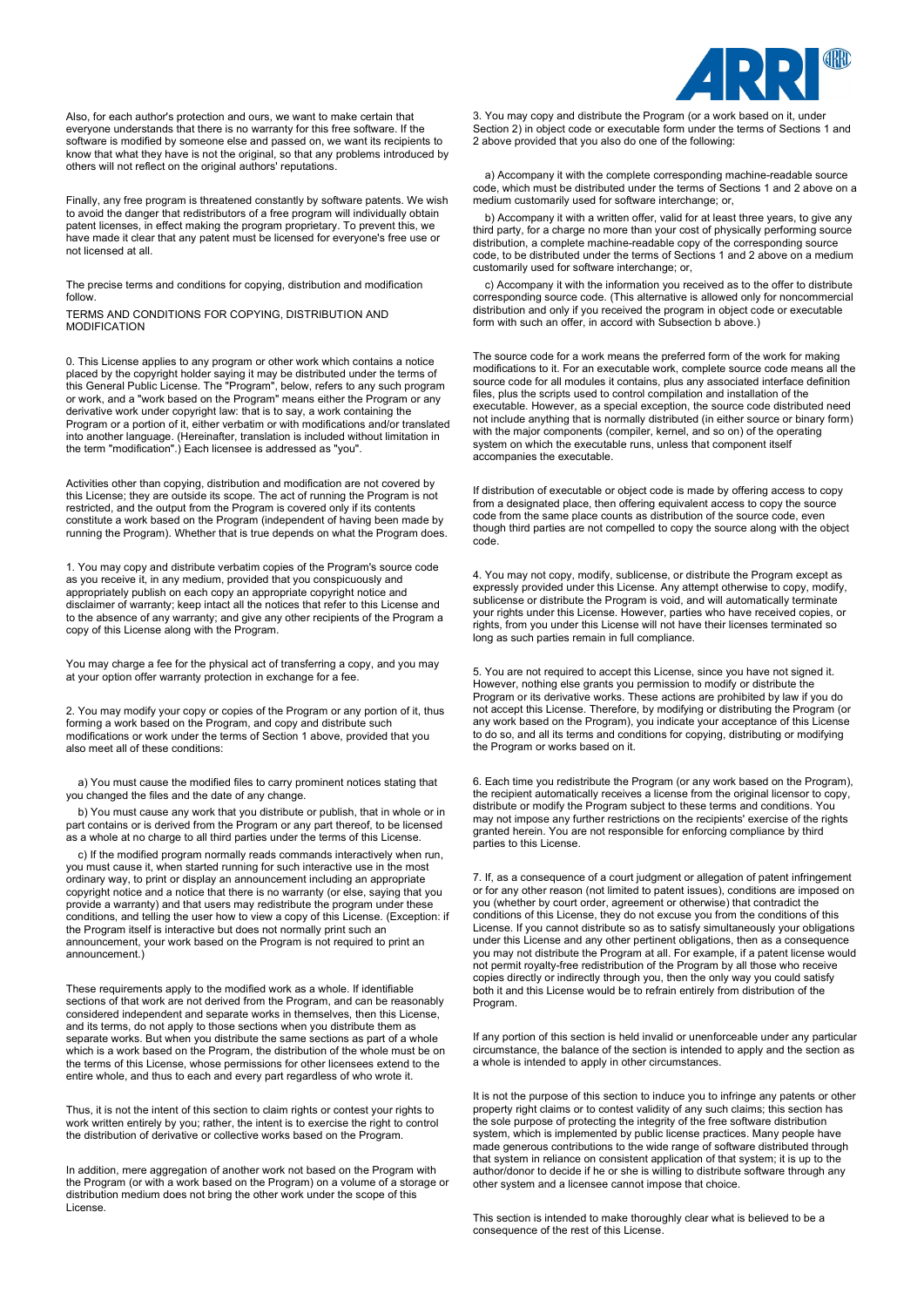Also, for each author's protection and ours, we want to make certain that everyone understands that there is no warranty for this free software. If the software is modified by someone else and passed on, we want its recipients to know that what they have is not the original, so that any problems introduced by others will not reflect on the original authors' reputations.

Finally, any free program is threatened constantly by software patents. We wish to avoid the danger that redistributors of a free program will individually obtain patent licenses, in effect making the program proprietary. To prevent this, we have made it clear that any patent must be licensed for everyone's free use or not licensed at all.

The precise terms and conditions for copying, distribution and modification follow.

TERMS AND CONDITIONS FOR COPYING, DISTRIBUTION AND MODIFICATION

0. This License applies to any program or other work which contains a notice placed by the copyright holder saying it may be distributed under the terms of this General Public License. The "Program", below, refers to any such program or work, and a "work based on the Program" means either the Program or any derivative work under copyright law: that is to say, a work containing the Program or a portion of it, either verbatim or with modifications and/or translated into another language. (Hereinafter, translation is included without limitation in the term "modification".) Each licensee is addressed as "you".

Activities other than copying, distribution and modification are not covered by this License; they are outside its scope. The act of running the Program is not restricted, and the output from the Program is covered only if its contents constitute a work based on the Program (independent of having been made by running the Program). Whether that is true depends on what the Program does.

1. You may copy and distribute verbatim copies of the Program's source code as you receive it, in any medium, provided that you conspicuously and appropriately publish on each copy an appropriate copyright notice and disclaimer of warranty; keep intact all the notices that refer to this License and to the absence of any warranty; and give any other recipients of the Program a copy of this License along with the Program.

You may charge a fee for the physical act of transferring a copy, and you may at your option offer warranty protection in exchange for a fee.

2. You may modify your copy or copies of the Program or any portion of it, thus forming a work based on the Program, and copy and distribute such modifications or work under the terms of Section 1 above, provided that you also meet all of these conditions:

a) You must cause the modified files to carry prominent notices stating that you changed the files and the date of any change.

b) You must cause any work that you distribute or publish, that in whole or in part contains or is derived from the Program or any part thereof, to be licensed as a whole at no charge to all third parties under the terms of this License.

c) If the modified program normally reads commands interactively when run, you must cause it, when started running for such interactive use in the most ordinary way, to print or display an announcement including an appropriate copyright notice and a notice that there is no warranty (or else, saying that you provide a warranty) and that users may redistribute the program under these conditions, and telling the user how to view a copy of this License. (Exception: if the Program itself is interactive but does not normally print such an announcement, your work based on the Program is not required to print an announcement.)

These requirements apply to the modified work as a whole. If identifiable sections of that work are not derived from the Program, and can be reasonably considered independent and separate works in themselves, then this License, and its terms, do not apply to those sections when you distribute them as separate works. But when you distribute the same sections as part of a whole which is a work based on the Program, the distribution of the whole must be on the terms of this License, whose permissions for other licensees extend to the entire whole, and thus to each and every part regardless of who wrote it.

Thus, it is not the intent of this section to claim rights or contest your rights to work written entirely by you; rather, the intent is to exercise the right to control the distribution of derivative or collective works based on the Program.

In addition, mere aggregation of another work not based on the Program with the Program (or with a work based on the Program) on a volume of a storage or distribution medium does not bring the other work under the scope of this License.

3. You may copy and distribute the Program (or a work based on it, under Section 2) in object code or executable form under the terms of Sections 1 and 2 above provided that you also do one of the following:

a) Accompany it with the complete corresponding machine-readable source code, which must be distributed under the terms of Sections 1 and 2 above on a medium customarily used for software interchange; or,

b) Accompany it with a written offer, valid for at least three years, to give any third party, for a charge no more than your cost of physically performing source distribution, a complete machine-readable copy of the corresponding source code, to be distributed under the terms of Sections 1 and 2 above on a medium customarily used for software interchange; or,

c) Accompany it with the information you received as to the offer to distribute corresponding source code. (This alternative is allowed only for noncommercial distribution and only if you received the program in object code or executable form with such an offer, in accord with Subsection b above.)

The source code for a work means the preferred form of the work for making modifications to it. For an executable work, complete source code means all the source code for all modules it contains, plus any associated interface definition files, plus the scripts used to control compilation and installation of the executable. However, as a special exception, the source code distributed need not include anything that is normally distributed (in either source or binary form) with the major components (compiler, kernel, and so on) of the operating system on which the executable runs, unless that component itself accompanies the executable.

If distribution of executable or object code is made by offering access to copy from a designated place, then offering equivalent access to copy the source code from the same place counts as distribution of the source code, even though third parties are not compelled to copy the source along with the object code.

4. You may not copy, modify, sublicense, or distribute the Program except as expressly provided under this License. Any attempt otherwise to copy, modify, sublicense or distribute the Program is void, and will automatically terminate your rights under this License. However, parties who have received copies, or rights, from you under this License will not have their licenses terminated so long as such parties remain in full compliance.

5. You are not required to accept this License, since you have not signed it. However, nothing else grants you permission to modify or distribute the Program or its derivative works. These actions are prohibited by law if you do not accept this License. Therefore, by modifying or distributing the Program (or any work based on the Program), you indicate your acceptance of this License to do so, and all its terms and conditions for copying, distributing or modifying the Program or works based on it.

6. Each time you redistribute the Program (or any work based on the Program), the recipient automatically receives a license from the original licensor to copy, distribute or modify the Program subject to these terms and conditions. You may not impose any further restrictions on the recipients' exercise of the rights granted herein. You are not responsible for enforcing compliance by third parties to this License.

7. If, as a consequence of a court judgment or allegation of patent infringement or for any other reason (not limited to patent issues), conditions are imposed on you (whether by court order, agreement or otherwise) that contradict the conditions of this License, they do not excuse you from the conditions of this License. If you cannot distribute so as to satisfy simultaneously your obligations under this License and any other pertinent obligations, then as a consequence you may not distribute the Program at all. For example, if a patent license would not permit royalty-free redistribution of the Program by all those who receive copies directly or indirectly through you, then the only way you could satisfy both it and this License would be to refrain entirely from distribution of the Program.

If any portion of this section is held invalid or unenforceable under any particular circumstance, the balance of the section is intended to apply and the section as a whole is intended to apply in other circumstances.

It is not the purpose of this section to induce you to infringe any patents or other property right claims or to contest validity of any such claims; this section has the sole purpose of protecting the integrity of the free software distribution system, which is implemented by public license practices. Many people have made generous contributions to the wide range of software distributed through that system in reliance on consistent application of that system; it is up to the author/donor to decide if he or she is willing to distribute software through any other system and a licensee cannot impose that choice.

This section is intended to make thoroughly clear what is believed to be a consequence of the rest of this License.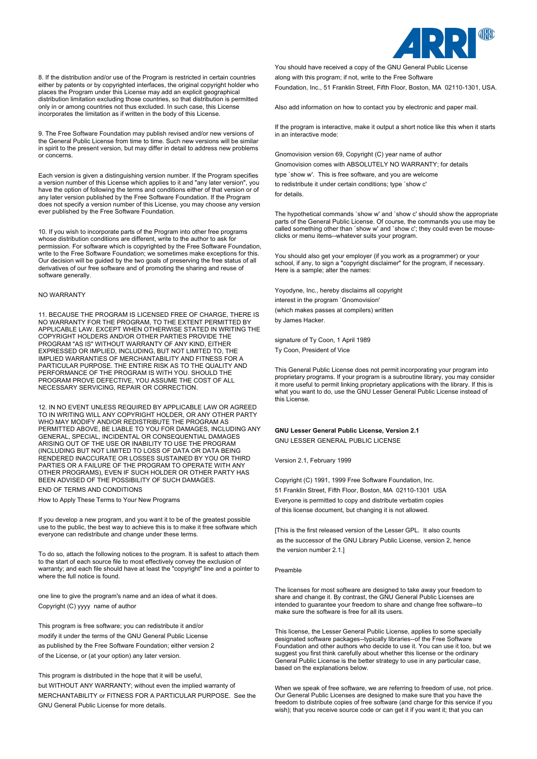8. If the distribution and/or use of the Program is restricted in certain countries either by patents or by copyrighted interfaces, the original copyright holder who places the Program under this License may add an explicit geographical distribution limitation excluding those countries, so that distribution is permitted only in or among countries not thus excluded. In such case, this License incorporates the limitation as if written in the body of this License.

9. The Free Software Foundation may publish revised and/or new versions of the General Public License from time to time. Such new versions will be similar in spirit to the present version, but may differ in detail to address new problems or concerns.

Each version is given a distinguishing version number. If the Program specifies a version number of this License which applies to it and "any later version", you have the option of following the terms and conditions either of that version or of any later version published by the Free Software Foundation. If the Program does not specify a version number of this License, you may choose any version ever published by the Free Software Foundation.

10. If you wish to incorporate parts of the Program into other free programs whose distribution conditions are different, write to the author to ask for permission. For software which is copyrighted by the Free Software Foundation, write to the Free Software Foundation; we sometimes make exceptions for this. Our decision will be guided by the two goals of preserving the free status of all derivatives of our free software and of promoting the sharing and reuse of software generally.

NO WARRANTY

11. BECAUSE THE PROGRAM IS LICENSED FREE OF CHARGE, THERE IS NO WARRANTY FOR THE PROGRAM, TO THE EXTENT PERMITTED BY APPLICABLE LAW. EXCEPT WHEN OTHERWISE STATED IN WRITING THE COPYRIGHT HOLDERS AND/OR OTHER PARTIES PROVIDE THE PROGRAM "AS IS" WITHOUT WARRANTY OF ANY KIND, EITHER EXPRESSED OR IMPLIED, INCLUDING, BUT NOT LIMITED TO, THE IMPLIED WARRANTIES OF MERCHANTABILITY AND FITNESS FOR A PARTICULAR PURPOSE. THE ENTIRE RISK AS TO THE QUALITY AND PERFORMANCE OF THE PROGRAM IS WITH YOU. SHOULD THE PROGRAM PROVE DEFECTIVE, YOU ASSUME THE COST OF ALL NECESSARY SERVICING, REPAIR OR CORRECTION.

12. IN NO EVENT UNLESS REQUIRED BY APPLICABLE LAW OR AGREED TO IN WRITING WILL ANY COPYRIGHT HOLDER, OR ANY OTHER PARTY WHO MAY MODIFY AND/OR REDISTRIBUTE THE PROGRAM AS PERMITTED ABOVE, BE LIABLE TO YOU FOR DAMAGES, INCLUDING ANY GENERAL, SPECIAL, INCIDENTAL OR CONSEQUENTIAL DAMAGES ARISING OUT OF THE USE OR INABILITY TO USE THE PROGRAM (INCLUDING BUT NOT LIMITED TO LOSS OF DATA OR DATA BEING RENDERED INACCURATE OR LOSSES SUSTAINED BY YOU OR THIRD PARTIES OR A FAILURE OF THE PROGRAM TO OPERATE WITH ANY OTHER PROGRAMS), EVEN IF SUCH HOLDER OR OTHER PARTY HAS BEEN ADVISED OF THE POSSIBILITY OF SUCH DAMAGES.

END OF TERMS AND CONDITIONS

How to Apply These Terms to Your New Programs

If you develop a new program, and you want it to be of the greatest possible use to the public, the best way to achieve this is to make it free software which everyone can redistribute and change under these terms.

To do so, attach the following notices to the program. It is safest to attach them to the start of each source file to most effectively convey the exclusion of warranty; and each file should have at least the "copyright" line and a pointer to where the full notice is found.

one line to give the program's name and an idea of what it does.
Copyright (C) yyyy name of author

This program is free software; you can redistribute it and/or
modify it under the terms of the GNU General Public License
as published by the Free Software Foundation; either version 2
of the License, or (at your option) any later version.

This program is distributed in the hope that it will be useful,
but WITHOUT ANY WARRANTY; without even the implied warranty of
MERCHANTABILITY or FITNESS FOR A PARTICULAR PURPOSE. See the
GNU General Public License for more details.

You should have received a copy of the GNU General Public License
along with this program; if not, write to the Free Software
Foundation, Inc., 51 Franklin Street, Fifth Floor, Boston, MA 02110-1301, USA.

Also add information on how to contact you by electronic and paper mail.

If the program is interactive, make it output a short notice like this when it starts in an interactive mode:

Gnomovision version 69, Copyright (C) year name of author
Gnomovision comes with ABSOLUTELY NO WARRANTY; for details
type `show w'. This is free software, and you are welcome
to redistribute it under certain conditions; type `show c'
for details.

The hypothetical commands `show w' and `show c' should show the appropriate parts of the General Public License. Of course, the commands you use may be called something other than `show w' and `show c'; they could even be mouse-clicks or menu items--whatever suits your program.

You should also get your employer (if you work as a programmer) or your school, if any, to sign a "copyright disclaimer" for the program, if necessary. Here is a sample; alter the names:

Yoyodyne, Inc., hereby disclaims all copyright
interest in the program `Gnomovision'
(which makes passes at compilers) written
by James Hacker.

signature of Ty Coon, 1 April 1989
Ty Coon, President of Vice

This General Public License does not permit incorporating your program into proprietary programs. If your program is a subroutine library, you may consider it more useful to permit linking proprietary applications with the library. If this is what you want to do, use the GNU Lesser General Public License instead of this License.

**GNU Lesser General Public License, Version 2.1**

GNU LESSER GENERAL PUBLIC LICENSE

Version 2.1, February 1999

Copyright (C) 1991, 1999 Free Software Foundation, Inc.
51 Franklin Street, Fifth Floor, Boston, MA 02110-1301 USA
Everyone is permitted to copy and distribute verbatim copies
of this license document, but changing it is not allowed.

[This is the first released version of the Lesser GPL. It also counts
as the successor of the GNU Library Public License, version 2, hence
the version number 2.1.]

Preamble

The licenses for most software are designed to take away your freedom to share and change it. By contrast, the GNU General Public Licenses are intended to guarantee your freedom to share and change free software--to make sure the software is free for all its users.

This license, the Lesser General Public License, applies to some specially designated software packages--typically libraries--of the Free Software Foundation and other authors who decide to use it. You can use it too, but we suggest you first think carefully about whether this license or the ordinary General Public License is the better strategy to use in any particular case, based on the explanations below.

When we speak of free software, we are referring to freedom of use, not price. Our General Public Licenses are designed to make sure that you have the freedom to distribute copies of free software (and charge for this service if you wish); that you receive source code or can get it if you want it; that you can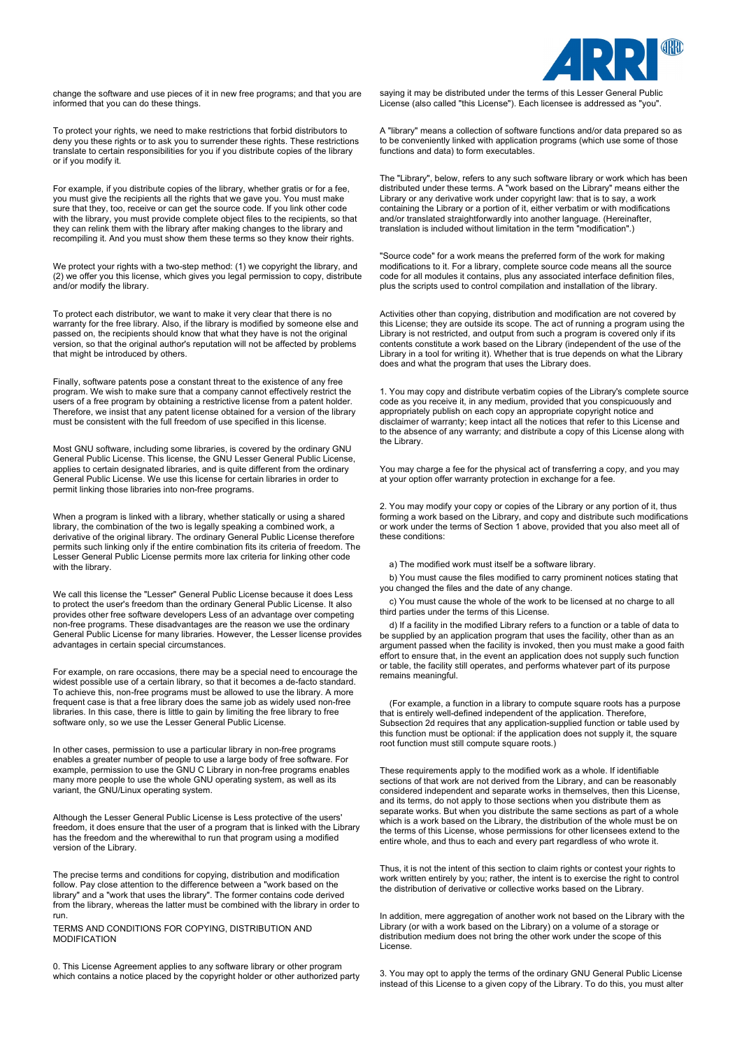change the software and use pieces of it in new free programs; and that you are informed that you can do these things.

To protect your rights, we need to make restrictions that forbid distributors to deny you these rights or to ask you to surrender these rights. These restrictions translate to certain responsibilities for you if you distribute copies of the library or if you modify it.

For example, if you distribute copies of the library, whether gratis or for a fee, you must give the recipients all the rights that we gave you. You must make sure that they, too, receive or can get the source code. If you link other code with the library, you must provide complete object files to the recipients, so that they can relink them with the library after making changes to the library and recompiling it. And you must show them these terms so they know their rights.

We protect your rights with a two-step method: (1) we copyright the library, and (2) we offer you this license, which gives you legal permission to copy, distribute and/or modify the library.

To protect each distributor, we want to make it very clear that there is no warranty for the free library. Also, if the library is modified by someone else and passed on, the recipients should know that what they have is not the original version, so that the original author's reputation will not be affected by problems that might be introduced by others.

Finally, software patents pose a constant threat to the existence of any free program. We wish to make sure that a company cannot effectively restrict the users of a free program by obtaining a restrictive license from a patent holder. Therefore, we insist that any patent license obtained for a version of the library must be consistent with the full freedom of use specified in this license.

Most GNU software, including some libraries, is covered by the ordinary GNU General Public License. This license, the GNU Lesser General Public License, applies to certain designated libraries, and is quite different from the ordinary General Public License. We use this license for certain libraries in order to permit linking those libraries into non-free programs.

When a program is linked with a library, whether statically or using a shared library, the combination of the two is legally speaking a combined work, a derivative of the original library. The ordinary General Public License therefore permits such linking only if the entire combination fits its criteria of freedom. The Lesser General Public License permits more lax criteria for linking other code with the library.

We call this license the "Lesser" General Public License because it does Less to protect the user's freedom than the ordinary General Public License. It also provides other free software developers Less of an advantage over competing non-free programs. These disadvantages are the reason we use the ordinary General Public License for many libraries. However, the Lesser license provides advantages in certain special circumstances.

For example, on rare occasions, there may be a special need to encourage the widest possible use of a certain library, so that it becomes a de-facto standard. To achieve this, non-free programs must be allowed to use the library. A more frequent case is that a free library does the same job as widely used non-free libraries. In this case, there is little to gain by limiting the free library to free software only, so we use the Lesser General Public License.

In other cases, permission to use a particular library in non-free programs enables a greater number of people to use a large body of free software. For example, permission to use the GNU C Library in non-free programs enables many more people to use the whole GNU operating system, as well as its variant, the GNU/Linux operating system.

Although the Lesser General Public License is Less protective of the users' freedom, it does ensure that the user of a program that is linked with the Library has the freedom and the wherewithal to run that program using a modified version of the Library.

The precise terms and conditions for copying, distribution and modification follow. Pay close attention to the difference between a "work based on the library" and a "work that uses the library". The former contains code derived from the library, whereas the latter must be combined with the library in order to run.

TERMS AND CONDITIONS FOR COPYING, DISTRIBUTION AND MODIFICATION

0. This License Agreement applies to any software library or other program which contains a notice placed by the copyright holder or other authorized party saying it may be distributed under the terms of this Lesser General Public License (also called "this License"). Each licensee is addressed as "you".

A "library" means a collection of software functions and/or data prepared so as to be conveniently linked with application programs (which use some of those functions and data) to form executables.

The "Library", below, refers to any such software library or work which has been distributed under these terms. A "work based on the Library" means either the Library or any derivative work under copyright law: that is to say, a work containing the Library or a portion of it, either verbatim or with modifications and/or translated straightforwardly into another language. (Hereinafter, translation is included without limitation in the term "modification".)

"Source code" for a work means the preferred form of the work for making modifications to it. For a library, complete source code means all the source code for all modules it contains, plus any associated interface definition files, plus the scripts used to control compilation and installation of the library.

Activities other than copying, distribution and modification are not covered by this License; they are outside its scope. The act of running a program using the Library is not restricted, and output from such a program is covered only if its contents constitute a work based on the Library (independent of the use of the Library in a tool for writing it). Whether that is true depends on what the Library does and what the program that uses the Library does.

1. You may copy and distribute verbatim copies of the Library's complete source code as you receive it, in any medium, provided that you conspicuously and appropriately publish on each copy an appropriate copyright notice and disclaimer of warranty; keep intact all the notices that refer to this License and to the absence of any warranty; and distribute a copy of this License along with the Library.

You may charge a fee for the physical act of transferring a copy, and you may at your option offer warranty protection in exchange for a fee.

2. You may modify your copy or copies of the Library or any portion of it, thus forming a work based on the Library, and copy and distribute such modifications or work under the terms of Section 1 above, provided that you also meet all of these conditions:

a) The modified work must itself be a software library.

b) You must cause the files modified to carry prominent notices stating that you changed the files and the date of any change.

c) You must cause the whole of the work to be licensed at no charge to all third parties under the terms of this License.

d) If a facility in the modified Library refers to a function or a table of data to be supplied by an application program that uses the facility, other than as an argument passed when the facility is invoked, then you must make a good faith effort to ensure that, in the event an application does not supply such function or table, the facility still operates, and performs whatever part of its purpose remains meaningful.

(For example, a function in a library to compute square roots has a purpose that is entirely well-defined independent of the application. Therefore, Subsection 2d requires that any application-supplied function or table used by this function must be optional: if the application does not supply it, the square root function must still compute square roots.)

These requirements apply to the modified work as a whole. If identifiable sections of that work are not derived from the Library, and can be reasonably considered independent and separate works in themselves, then this License, and its terms, do not apply to those sections when you distribute them as separate works. But when you distribute the same sections as part of a whole which is a work based on the Library, the distribution of the whole must be on the terms of this License, whose permissions for other licensees extend to the entire whole, and thus to each and every part regardless of who wrote it.

Thus, it is not the intent of this section to claim rights or contest your rights to work written entirely by you; rather, the intent is to exercise the right to control the distribution of derivative or collective works based on the Library.

In addition, mere aggregation of another work not based on the Library with the Library (or with a work based on the Library) on a volume of a storage or distribution medium does not bring the other work under the scope of this License.

3. You may opt to apply the terms of the ordinary GNU General Public License instead of this License to a given copy of the Library. To do this, you must alter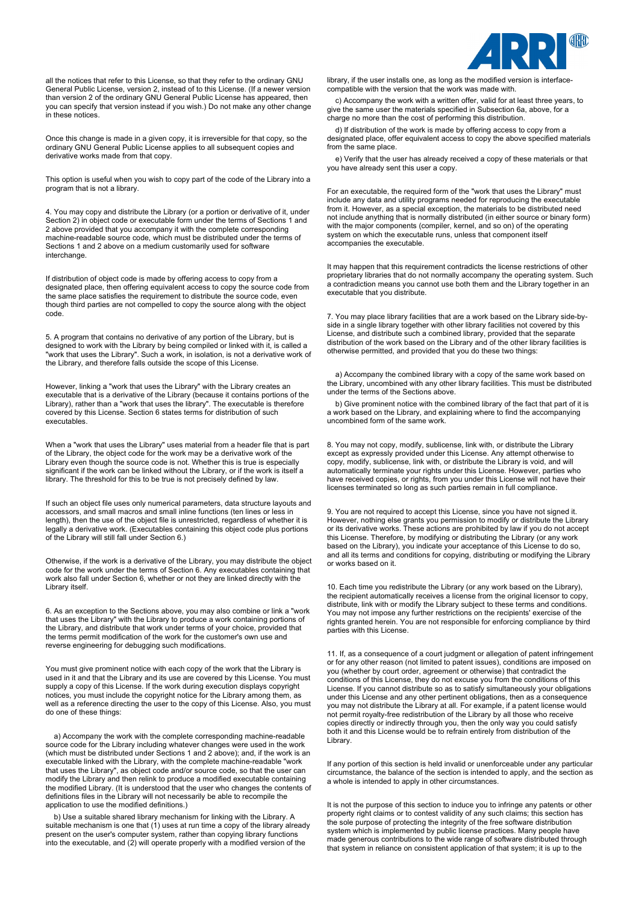all the notices that refer to this License, so that they refer to the ordinary GNU General Public License, version 2, instead of to this License. (If a newer version than version 2 of the ordinary GNU General Public License has appeared, then you can specify that version instead if you wish.) Do not make any other change in these notices.

Once this change is made in a given copy, it is irreversible for that copy, so the ordinary GNU General Public License applies to all subsequent copies and derivative works made from that copy.

This option is useful when you wish to copy part of the code of the Library into a program that is not a library.

4. You may copy and distribute the Library (or a portion or derivative of it, under Section 2) in object code or executable form under the terms of Sections 1 and 2 above provided that you accompany it with the complete corresponding machine-readable source code, which must be distributed under the terms of Sections 1 and 2 above on a medium customarily used for software interchange.

If distribution of object code is made by offering access to copy from a designated place, then offering equivalent access to copy the source code from the same place satisfies the requirement to distribute the source code, even though third parties are not compelled to copy the source along with the object code.

5. A program that contains no derivative of any portion of the Library, but is designed to work with the Library by being compiled or linked with it, is called a "work that uses the Library". Such a work, in isolation, is not a derivative work of the Library, and therefore falls outside the scope of this License.

However, linking a "work that uses the Library" with the Library creates an executable that is a derivative of the Library (because it contains portions of the Library), rather than a "work that uses the library". The executable is therefore covered by this License. Section 6 states terms for distribution of such executables.

When a "work that uses the Library" uses material from a header file that is part of the Library, the object code for the work may be a derivative work of the Library even though the source code is not. Whether this is true is especially significant if the work can be linked without the Library, or if the work is itself a library. The threshold for this to be true is not precisely defined by law.

If such an object file uses only numerical parameters, data structure layouts and accessors, and small macros and small inline functions (ten lines or less in length), then the use of the object file is unrestricted, regardless of whether it is legally a derivative work. (Executables containing this object code plus portions of the Library will still fall under Section 6.)

Otherwise, if the work is a derivative of the Library, you may distribute the object code for the work under the terms of Section 6. Any executables containing that work also fall under Section 6, whether or not they are linked directly with the Library itself.

6. As an exception to the Sections above, you may also combine or link a "work that uses the Library" with the Library to produce a work containing portions of the Library, and distribute that work under terms of your choice, provided that the terms permit modification of the work for the customer's own use and reverse engineering for debugging such modifications.

You must give prominent notice with each copy of the work that the Library is used in it and that the Library and its use are covered by this License. You must supply a copy of this License. If the work during execution displays copyright notices, you must include the copyright notice for the Library among them, as well as a reference directing the user to the copy of this License. Also, you must do one of these things:

a) Accompany the work with the complete corresponding machine-readable source code for the Library including whatever changes were used in the work (which must be distributed under Sections 1 and 2 above); and, if the work is an executable linked with the Library, with the complete machine-readable "work that uses the Library", as object code and/or source code, so that the user can modify the Library and then relink to produce a modified executable containing the modified Library. (It is understood that the user who changes the contents of definitions files in the Library will not necessarily be able to recompile the application to use the modified definitions.)

b) Use a suitable shared library mechanism for linking with the Library. A suitable mechanism is one that (1) uses at run time a copy of the library already present on the user's computer system, rather than copying library functions into the executable, and (2) will operate properly with a modified version of the library, if the user installs one, as long as the modified version is interface-compatible with the version that the work was made with.

c) Accompany the work with a written offer, valid for at least three years, to give the same user the materials specified in Subsection 6a, above, for a charge no more than the cost of performing this distribution.

d) If distribution of the work is made by offering access to copy from a designated place, offer equivalent access to copy the above specified materials from the same place.

e) Verify that the user has already received a copy of these materials or that you have already sent this user a copy.

For an executable, the required form of the "work that uses the Library" must include any data and utility programs needed for reproducing the executable from it. However, as a special exception, the materials to be distributed need not include anything that is normally distributed (in either source or binary form) with the major components (compiler, kernel, and so on) of the operating system on which the executable runs, unless that component itself accompanies the executable.

It may happen that this requirement contradicts the license restrictions of other proprietary libraries that do not normally accompany the operating system. Such a contradiction means you cannot use both them and the Library together in an executable that you distribute.

7. You may place library facilities that are a work based on the Library side-by-side in a single library together with other library facilities not covered by this License, and distribute such a combined library, provided that the separate distribution of the work based on the Library and of the other library facilities is otherwise permitted, and provided that you do these two things:

a) Accompany the combined library with a copy of the same work based on the Library, uncombined with any other library facilities. This must be distributed under the terms of the Sections above.

b) Give prominent notice with the combined library of the fact that part of it is a work based on the Library, and explaining where to find the accompanying uncombined form of the same work.

8. You may not copy, modify, sublicense, link with, or distribute the Library except as expressly provided under this License. Any attempt otherwise to copy, modify, sublicense, link with, or distribute the Library is void, and will automatically terminate your rights under this License. However, parties who have received copies, or rights, from you under this License will not have their licenses terminated so long as such parties remain in full compliance.

9. You are not required to accept this License, since you have not signed it. However, nothing else grants you permission to modify or distribute the Library or its derivative works. These actions are prohibited by law if you do not accept this License. Therefore, by modifying or distributing the Library (or any work based on the Library), you indicate your acceptance of this License to do so, and all its terms and conditions for copying, distributing or modifying the Library or works based on it.

10. Each time you redistribute the Library (or any work based on the Library), the recipient automatically receives a license from the original licensor to copy, distribute, link with or modify the Library subject to these terms and conditions. You may not impose any further restrictions on the recipients' exercise of the rights granted herein. You are not responsible for enforcing compliance by third parties with this License.

11. If, as a consequence of a court judgment or allegation of patent infringement or for any other reason (not limited to patent issues), conditions are imposed on you (whether by court order, agreement or otherwise) that contradict the conditions of this License, they do not excuse you from the conditions of this License. If you cannot distribute so as to satisfy simultaneously your obligations under this License and any other pertinent obligations, then as a consequence you may not distribute the Library at all. For example, if a patent license would not permit royalty-free redistribution of the Library by all those who receive copies directly or indirectly through you, then the only way you could satisfy both it and this License would be to refrain entirely from distribution of the Library.

If any portion of this section is held invalid or unenforceable under any particular circumstance, the balance of the section is intended to apply, and the section as a whole is intended to apply in other circumstances.

It is not the purpose of this section to induce you to infringe any patents or other property right claims or to contest validity of any such claims; this section has the sole purpose of protecting the integrity of the free software distribution system which is implemented by public license practices. Many people have made generous contributions to the wide range of software distributed through that system in reliance on consistent application of that system; it is up to the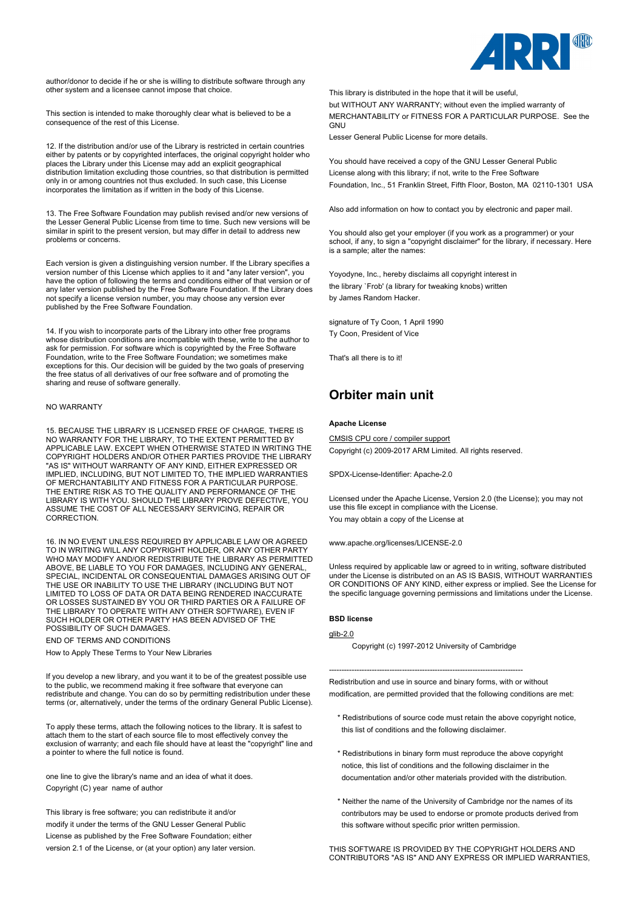author/donor to decide if he or she is willing to distribute software through any other system and a licensee cannot impose that choice.

This section is intended to make thoroughly clear what is believed to be a consequence of the rest of this License.

12. If the distribution and/or use of the Library is restricted in certain countries either by patents or by copyrighted interfaces, the original copyright holder who places the Library under this License may add an explicit geographical distribution limitation excluding those countries, so that distribution is permitted only in or among countries not thus excluded. In such case, this License incorporates the limitation as if written in the body of this License.

13. The Free Software Foundation may publish revised and/or new versions of the Lesser General Public License from time to time. Such new versions will be similar in spirit to the present version, but may differ in detail to address new problems or concerns.

Each version is given a distinguishing version number. If the Library specifies a version number of this License which applies to it and "any later version", you have the option of following the terms and conditions either of that version or of any later version published by the Free Software Foundation. If the Library does not specify a license version number, you may choose any version ever published by the Free Software Foundation.

14. If you wish to incorporate parts of the Library into other free programs whose distribution conditions are incompatible with these, write to the author to ask for permission. For software which is copyrighted by the Free Software Foundation, write to the Free Software Foundation; we sometimes make exceptions for this. Our decision will be guided by the two goals of preserving the free status of all derivatives of our free software and of promoting the sharing and reuse of software generally.

NO WARRANTY

15. BECAUSE THE LIBRARY IS LICENSED FREE OF CHARGE, THERE IS NO WARRANTY FOR THE LIBRARY, TO THE EXTENT PERMITTED BY APPLICABLE LAW. EXCEPT WHEN OTHERWISE STATED IN WRITING THE COPYRIGHT HOLDERS AND/OR OTHER PARTIES PROVIDE THE LIBRARY "AS IS" WITHOUT WARRANTY OF ANY KIND, EITHER EXPRESSED OR IMPLIED, INCLUDING, BUT NOT LIMITED TO, THE IMPLIED WARRANTIES OF MERCHANTABILITY AND FITNESS FOR A PARTICULAR PURPOSE. THE ENTIRE RISK AS TO THE QUALITY AND PERFORMANCE OF THE LIBRARY IS WITH YOU. SHOULD THE LIBRARY PROVE DEFECTIVE, YOU ASSUME THE COST OF ALL NECESSARY SERVICING, REPAIR OR CORRECTION.

16. IN NO EVENT UNLESS REQUIRED BY APPLICABLE LAW OR AGREED TO IN WRITING WILL ANY COPYRIGHT HOLDER, OR ANY OTHER PARTY WHO MAY MODIFY AND/OR REDISTRIBUTE THE LIBRARY AS PERMITTED ABOVE, BE LIABLE TO YOU FOR DAMAGES, INCLUDING ANY GENERAL, SPECIAL, INCIDENTAL OR CONSEQUENTIAL DAMAGES ARISING OUT OF THE USE OR INABILITY TO USE THE LIBRARY (INCLUDING BUT NOT LIMITED TO LOSS OF DATA OR DATA BEING RENDERED INACCURATE OR LOSSES SUSTAINED BY YOU OR THIRD PARTIES OR A FAILURE OF THE LIBRARY TO OPERATE WITH ANY OTHER SOFTWARE), EVEN IF SUCH HOLDER OR OTHER PARTY HAS BEEN ADVISED OF THE POSSIBILITY OF SUCH DAMAGES.

END OF TERMS AND CONDITIONS

How to Apply These Terms to Your New Libraries

If you develop a new library, and you want it to be of the greatest possible use to the public, we recommend making it free software that everyone can redistribute and change. You can do so by permitting redistribution under these terms (or, alternatively, under the terms of the ordinary General Public License).

To apply these terms, attach the following notices to the library. It is safest to attach them to the start of each source file to most effectively convey the exclusion of warranty; and each file should have at least the "copyright" line and a pointer to where the full notice is found.

one line to give the library's name and an idea of what it does.
Copyright (C) year name of author

This library is free software; you can redistribute it and/or
modify it under the terms of the GNU Lesser General Public
License as published by the Free Software Foundation; either
version 2.1 of the License, or (at your option) any later version.

This library is distributed in the hope that it will be useful,
but WITHOUT ANY WARRANTY; without even the implied warranty of
MERCHANTABILITY or FITNESS FOR A PARTICULAR PURPOSE. See the GNU
Lesser General Public License for more details.

You should have received a copy of the GNU Lesser General Public
License along with this library; if not, write to the Free Software
Foundation, Inc., 51 Franklin Street, Fifth Floor, Boston, MA 02110-1301 USA

Also add information on how to contact you by electronic and paper mail.

You should also get your employer (if you work as a programmer) or your school, if any, to sign a "copyright disclaimer" for the library, if necessary. Here is a sample; alter the names:

Yoyodyne, Inc., hereby disclaims all copyright interest in
the library `Frob' (a library for tweaking knobs) written
by James Random Hacker.

signature of Ty Coon, 1 April 1990
Ty Coon, President of Vice

That's all there is to it!

## Orbiter main unit

**Apache License**

CMSIS CPU core / compiler support
Copyright (c) 2009-2017 ARM Limited. All rights reserved.

SPDX-License-Identifier: Apache-2.0

Licensed under the Apache License, Version 2.0 (the License); you may not use this file except in compliance with the License.
You may obtain a copy of the License at

www.apache.org/licenses/LICENSE-2.0

Unless required by applicable law or agreed to in writing, software distributed under the License is distributed on an AS IS BASIS, WITHOUT WARRANTIES OR CONDITIONS OF ANY KIND, either express or implied. See the License for the specific language governing permissions and limitations under the License.

**BSD license**

glib-2.0
Copyright (c) 1997-2012 University of Cambridge

---------------------------------------------------------------------------

Redistribution and use in source and binary forms, with or without modification, are permitted provided that the following conditions are met:

* Redistributions of source code must retain the above copyright notice, this list of conditions and the following disclaimer.

* Redistributions in binary form must reproduce the above copyright notice, this list of conditions and the following disclaimer in the documentation and/or other materials provided with the distribution.

* Neither the name of the University of Cambridge nor the names of its contributors may be used to endorse or promote products derived from this software without specific prior written permission.

THIS SOFTWARE IS PROVIDED BY THE COPYRIGHT HOLDERS AND CONTRIBUTORS "AS IS" AND ANY EXPRESS OR IMPLIED WARRANTIES,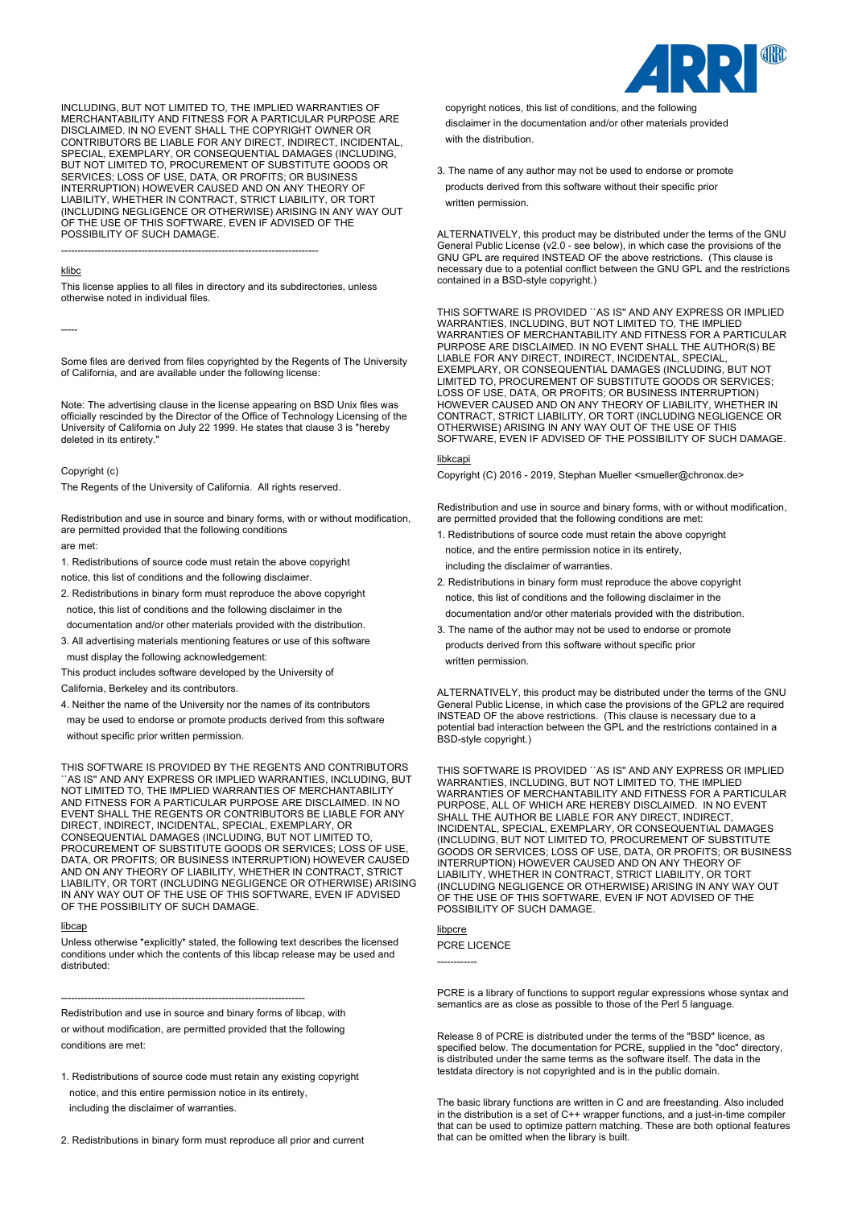INCLUDING, BUT NOT LIMITED TO, THE IMPLIED WARRANTIES OF MERCHANTABILITY AND FITNESS FOR A PARTICULAR PURPOSE ARE DISCLAIMED. IN NO EVENT SHALL THE COPYRIGHT OWNER OR CONTRIBUTORS BE LIABLE FOR ANY DIRECT, INDIRECT, INCIDENTAL, SPECIAL, EXEMPLARY, OR CONSEQUENTIAL DAMAGES (INCLUDING, BUT NOT LIMITED TO, PROCUREMENT OF SUBSTITUTE GOODS OR SERVICES; LOSS OF USE, DATA, OR PROFITS; OR BUSINESS INTERRUPTION) HOWEVER CAUSED AND ON ANY THEORY OF LIABILITY, WHETHER IN CONTRACT, STRICT LIABILITY, OR TORT (INCLUDING NEGLIGENCE OR OTHERWISE) ARISING IN ANY WAY OUT OF THE USE OF THIS SOFTWARE, EVEN IF ADVISED OF THE POSSIBILITY OF SUCH DAMAGE.

------------------------------------------------------------------------------

klibc

This license applies to all files in directory and its subdirectories, unless otherwise noted in individual files.

-----

Some files are derived from files copyrighted by the Regents of The University of California, and are available under the following license:

Note: The advertising clause in the license appearing on BSD Unix files was officially rescinded by the Director of the Office of Technology Licensing of the University of California on July 22 1999. He states that clause 3 is "hereby deleted in its entirety."

Copyright (c)

The Regents of the University of California. All rights reserved.

Redistribution and use in source and binary forms, with or without modification, are permitted provided that the following conditions

are met:

1. Redistributions of source code must retain the above copyright notice, this list of conditions and the following disclaimer.
2. Redistributions in binary form must reproduce the above copyright notice, this list of conditions and the following disclaimer in the documentation and/or other materials provided with the distribution.
3. All advertising materials mentioning features or use of this software must display the following acknowledgement:

This product includes software developed by the University of California, Berkeley and its contributors.

4. Neither the name of the University nor the names of its contributors may be used to endorse or promote products derived from this software without specific prior written permission.

THIS SOFTWARE IS PROVIDED BY THE REGENTS AND CONTRIBUTORS ``AS IS'' AND ANY EXPRESS OR IMPLIED WARRANTIES, INCLUDING, BUT NOT LIMITED TO, THE IMPLIED WARRANTIES OF MERCHANTABILITY AND FITNESS FOR A PARTICULAR PURPOSE ARE DISCLAIMED. IN NO EVENT SHALL THE REGENTS OR CONTRIBUTORS BE LIABLE FOR ANY DIRECT, INDIRECT, INCIDENTAL, SPECIAL, EXEMPLARY, OR CONSEQUENTIAL DAMAGES (INCLUDING, BUT NOT LIMITED TO, PROCUREMENT OF SUBSTITUTE GOODS OR SERVICES; LOSS OF USE, DATA, OR PROFITS; OR BUSINESS INTERRUPTION) HOWEVER CAUSED AND ON ANY THEORY OF LIABILITY, WHETHER IN CONTRACT, STRICT LIABILITY, OR TORT (INCLUDING NEGLIGENCE OR OTHERWISE) ARISING IN ANY WAY OUT OF THE USE OF THIS SOFTWARE, EVEN IF ADVISED OF THE POSSIBILITY OF SUCH DAMAGE.

libcap

Unless otherwise *explicitly* stated, the following text describes the licensed conditions under which the contents of this libcap release may be used and distributed:

-------------------------------------------------------------------------

Redistribution and use in source and binary forms of libcap, with or without modification, are permitted provided that the following conditions are met:

1. Redistributions of source code must retain any existing copyright notice, and this entire permission notice in its entirety, including the disclaimer of warranties.

2. Redistributions in binary form must reproduce all prior and current copyright notices, this list of conditions, and the following disclaimer in the documentation and/or other materials provided with the distribution.

3. The name of any author may not be used to endorse or promote products derived from this software without their specific prior written permission.

ALTERNATIVELY, this product may be distributed under the terms of the GNU General Public License (v2.0 - see below), in which case the provisions of the GNU GPL are required INSTEAD OF the above restrictions. (This clause is necessary due to a potential conflict between the GNU GPL and the restrictions contained in a BSD-style copyright.)

THIS SOFTWARE IS PROVIDED ``AS IS'' AND ANY EXPRESS OR IMPLIED WARRANTIES, INCLUDING, BUT NOT LIMITED TO, THE IMPLIED WARRANTIES OF MERCHANTABILITY AND FITNESS FOR A PARTICULAR PURPOSE ARE DISCLAIMED. IN NO EVENT SHALL THE AUTHOR(S) BE LIABLE FOR ANY DIRECT, INDIRECT, INCIDENTAL, SPECIAL, EXEMPLARY, OR CONSEQUENTIAL DAMAGES (INCLUDING, BUT NOT LIMITED TO, PROCUREMENT OF SUBSTITUTE GOODS OR SERVICES; LOSS OF USE, DATA, OR PROFITS; OR BUSINESS INTERRUPTION) HOWEVER CAUSED AND ON ANY THEORY OF LIABILITY, WHETHER IN CONTRACT, STRICT LIABILITY, OR TORT (INCLUDING NEGLIGENCE OR OTHERWISE) ARISING IN ANY WAY OUT OF THE USE OF THIS SOFTWARE, EVEN IF ADVISED OF THE POSSIBILITY OF SUCH DAMAGE.

libkcapi

Copyright (C) 2016 - 2019, Stephan Mueller <smueller@chronox.de>

Redistribution and use in source and binary forms, with or without modification, are permitted provided that the following conditions are met:

1. Redistributions of source code must retain the above copyright notice, and the entire permission notice in its entirety, including the disclaimer of warranties.
2. Redistributions in binary form must reproduce the above copyright notice, this list of conditions and the following disclaimer in the documentation and/or other materials provided with the distribution.
3. The name of the author may not be used to endorse or promote products derived from this software without specific prior written permission.

ALTERNATIVELY, this product may be distributed under the terms of the GNU General Public License, in which case the provisions of the GPL2 are required INSTEAD OF the above restrictions. (This clause is necessary due to a potential bad interaction between the GPL and the restrictions contained in a BSD-style copyright.)

THIS SOFTWARE IS PROVIDED ``AS IS'' AND ANY EXPRESS OR IMPLIED WARRANTIES, INCLUDING, BUT NOT LIMITED TO, THE IMPLIED WARRANTIES OF MERCHANTABILITY AND FITNESS FOR A PARTICULAR PURPOSE, ALL OF WHICH ARE HEREBY DISCLAIMED. IN NO EVENT SHALL THE AUTHOR BE LIABLE FOR ANY DIRECT, INDIRECT, INCIDENTAL, SPECIAL, EXEMPLARY, OR CONSEQUENTIAL DAMAGES (INCLUDING, BUT NOT LIMITED TO, PROCUREMENT OF SUBSTITUTE GOODS OR SERVICES; LOSS OF USE, DATA, OR PROFITS; OR BUSINESS INTERRUPTION) HOWEVER CAUSED AND ON ANY THEORY OF LIABILITY, WHETHER IN CONTRACT, STRICT LIABILITY, OR TORT (INCLUDING NEGLIGENCE OR OTHERWISE) ARISING IN ANY WAY OUT OF THE USE OF THIS SOFTWARE, EVEN IF NOT ADVISED OF THE POSSIBILITY OF SUCH DAMAGE.

libpcre

PCRE LICENCE

------------

PCRE is a library of functions to support regular expressions whose syntax and semantics are as close as possible to those of the Perl 5 language.

Release 8 of PCRE is distributed under the terms of the "BSD" licence, as specified below. The documentation for PCRE, supplied in the "doc" directory, is distributed under the same terms as the software itself. The data in the testdata directory is not copyrighted and is in the public domain.

The basic library functions are written in C and are freestanding. Also included in the distribution is a set of C++ wrapper functions, and a just-in-time compiler that can be used to optimize pattern matching. These are both optional features that can be omitted when the library is built.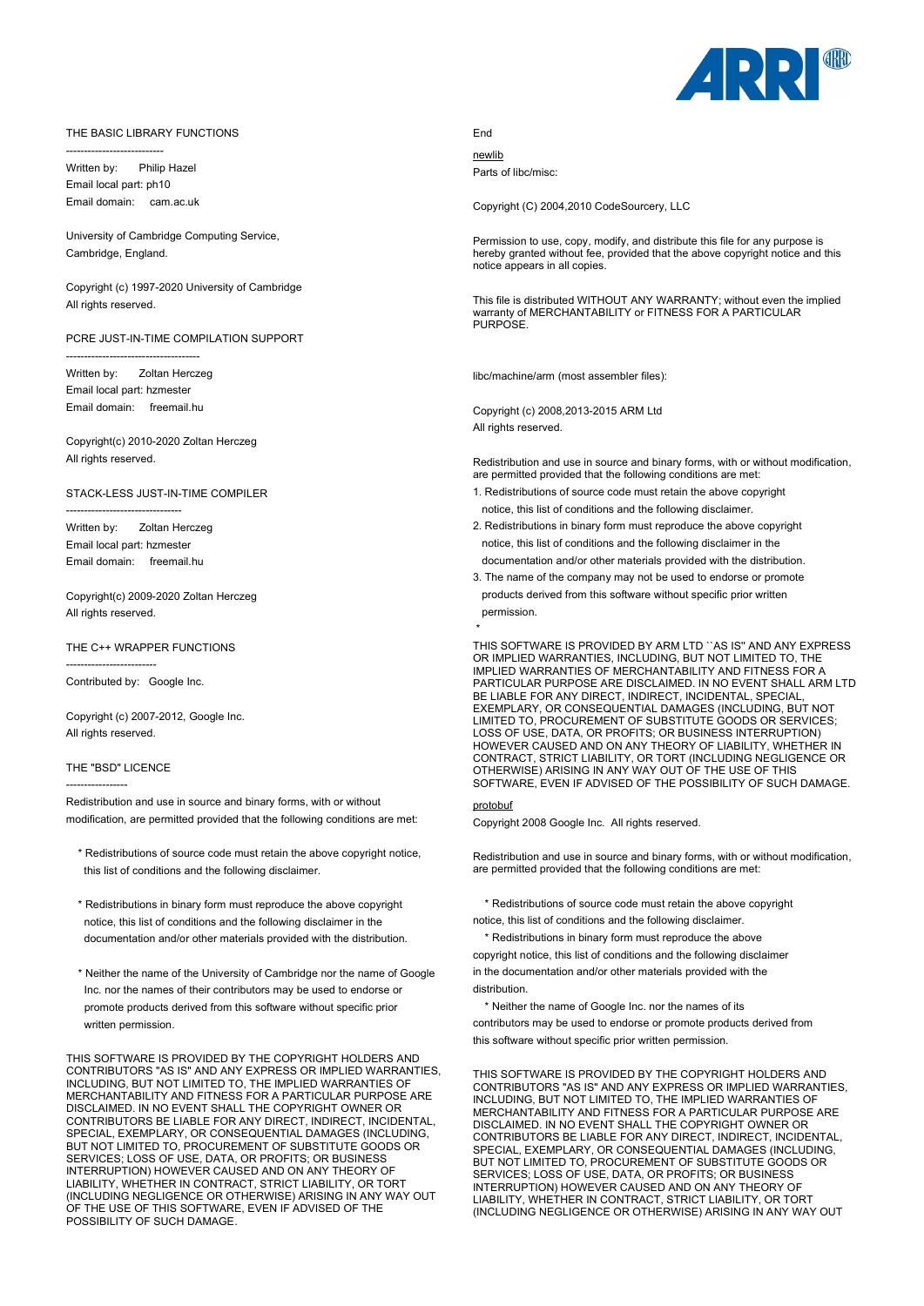THE BASIC LIBRARY FUNCTIONS
---------------------------

Written by: Philip Hazel
Email local part: ph10
Email domain: cam.ac.uk

University of Cambridge Computing Service,
Cambridge, England.

Copyright (c) 1997-2020 University of Cambridge
All rights reserved.

PCRE JUST-IN-TIME COMPILATION SUPPORT
-------------------------------------

Written by: Zoltan Herczeg
Email local part: hzmester
Email domain: freemail.hu

Copyright(c) 2010-2020 Zoltan Herczeg
All rights reserved.

STACK-LESS JUST-IN-TIME COMPILER
--------------------------------

Written by: Zoltan Herczeg
Email local part: hzmester
Email domain: freemail.hu

Copyright(c) 2009-2020 Zoltan Herczeg
All rights reserved.

THE C++ WRAPPER FUNCTIONS
-------------------------

Contributed by: Google Inc.

Copyright (c) 2007-2012, Google Inc.
All rights reserved.

THE "BSD" LICENCE
-----------------

Redistribution and use in source and binary forms, with or without modification, are permitted provided that the following conditions are met:

* Redistributions of source code must retain the above copyright notice, this list of conditions and the following disclaimer.

* Redistributions in binary form must reproduce the above copyright notice, this list of conditions and the following disclaimer in the documentation and/or other materials provided with the distribution.

* Neither the name of the University of Cambridge nor the name of Google Inc. nor the names of their contributors may be used to endorse or promote products derived from this software without specific prior written permission.

THIS SOFTWARE IS PROVIDED BY THE COPYRIGHT HOLDERS AND CONTRIBUTORS "AS IS" AND ANY EXPRESS OR IMPLIED WARRANTIES, INCLUDING, BUT NOT LIMITED TO, THE IMPLIED WARRANTIES OF MERCHANTABILITY AND FITNESS FOR A PARTICULAR PURPOSE ARE DISCLAIMED. IN NO EVENT SHALL THE COPYRIGHT OWNER OR CONTRIBUTORS BE LIABLE FOR ANY DIRECT, INDIRECT, INCIDENTAL, SPECIAL, EXEMPLARY, OR CONSEQUENTIAL DAMAGES (INCLUDING, BUT NOT LIMITED TO, PROCUREMENT OF SUBSTITUTE GOODS OR SERVICES; LOSS OF USE, DATA, OR PROFITS; OR BUSINESS INTERRUPTION) HOWEVER CAUSED AND ON ANY THEORY OF LIABILITY, WHETHER IN CONTRACT, STRICT LIABILITY, OR TORT (INCLUDING NEGLIGENCE OR OTHERWISE) ARISING IN ANY WAY OUT OF THE USE OF THIS SOFTWARE, EVEN IF ADVISED OF THE POSSIBILITY OF SUCH DAMAGE.

End

newlib

Parts of libc/misc:

Copyright (C) 2004,2010 CodeSourcery, LLC

Permission to use, copy, modify, and distribute this file for any purpose is hereby granted without fee, provided that the above copyright notice and this notice appears in all copies.

This file is distributed WITHOUT ANY WARRANTY; without even the implied warranty of MERCHANTABILITY or FITNESS FOR A PARTICULAR PURPOSE.

libc/machine/arm (most assembler files):

Copyright (c) 2008,2013-2015 ARM Ltd
All rights reserved.

Redistribution and use in source and binary forms, with or without modification, are permitted provided that the following conditions are met:

1. Redistributions of source code must retain the above copyright notice, this list of conditions and the following disclaimer.
2. Redistributions in binary form must reproduce the above copyright notice, this list of conditions and the following disclaimer in the documentation and/or other materials provided with the distribution.
3. The name of the company may not be used to endorse or promote products derived from this software without specific prior written permission.

*

THIS SOFTWARE IS PROVIDED BY ARM LTD ``AS IS'' AND ANY EXPRESS OR IMPLIED WARRANTIES, INCLUDING, BUT NOT LIMITED TO, THE IMPLIED WARRANTIES OF MERCHANTABILITY AND FITNESS FOR A PARTICULAR PURPOSE ARE DISCLAIMED. IN NO EVENT SHALL ARM LTD BE LIABLE FOR ANY DIRECT, INDIRECT, INCIDENTAL, SPECIAL, EXEMPLARY, OR CONSEQUENTIAL DAMAGES (INCLUDING, BUT NOT LIMITED TO, PROCUREMENT OF SUBSTITUTE GOODS OR SERVICES; LOSS OF USE, DATA, OR PROFITS; OR BUSINESS INTERRUPTION) HOWEVER CAUSED AND ON ANY THEORY OF LIABILITY, WHETHER IN CONTRACT, STRICT LIABILITY, OR TORT (INCLUDING NEGLIGENCE OR OTHERWISE) ARISING IN ANY WAY OUT OF THE USE OF THIS SOFTWARE, EVEN IF ADVISED OF THE POSSIBILITY OF SUCH DAMAGE.

protobuf

Copyright 2008 Google Inc. All rights reserved.

Redistribution and use in source and binary forms, with or without modification, are permitted provided that the following conditions are met:

* Redistributions of source code must retain the above copyright notice, this list of conditions and the following disclaimer.
* Redistributions in binary form must reproduce the above copyright notice, this list of conditions and the following disclaimer in the documentation and/or other materials provided with the distribution.
* Neither the name of Google Inc. nor the names of its contributors may be used to endorse or promote products derived from this software without specific prior written permission.

THIS SOFTWARE IS PROVIDED BY THE COPYRIGHT HOLDERS AND CONTRIBUTORS "AS IS" AND ANY EXPRESS OR IMPLIED WARRANTIES, INCLUDING, BUT NOT LIMITED TO, THE IMPLIED WARRANTIES OF MERCHANTABILITY AND FITNESS FOR A PARTICULAR PURPOSE ARE DISCLAIMED. IN NO EVENT SHALL THE COPYRIGHT OWNER OR CONTRIBUTORS BE LIABLE FOR ANY DIRECT, INDIRECT, INCIDENTAL, SPECIAL, EXEMPLARY, OR CONSEQUENTIAL DAMAGES (INCLUDING, BUT NOT LIMITED TO, PROCUREMENT OF SUBSTITUTE GOODS OR SERVICES; LOSS OF USE, DATA, OR PROFITS; OR BUSINESS INTERRUPTION) HOWEVER CAUSED AND ON ANY THEORY OF LIABILITY, WHETHER IN CONTRACT, STRICT LIABILITY, OR TORT (INCLUDING NEGLIGENCE OR OTHERWISE) ARISING IN ANY WAY OUT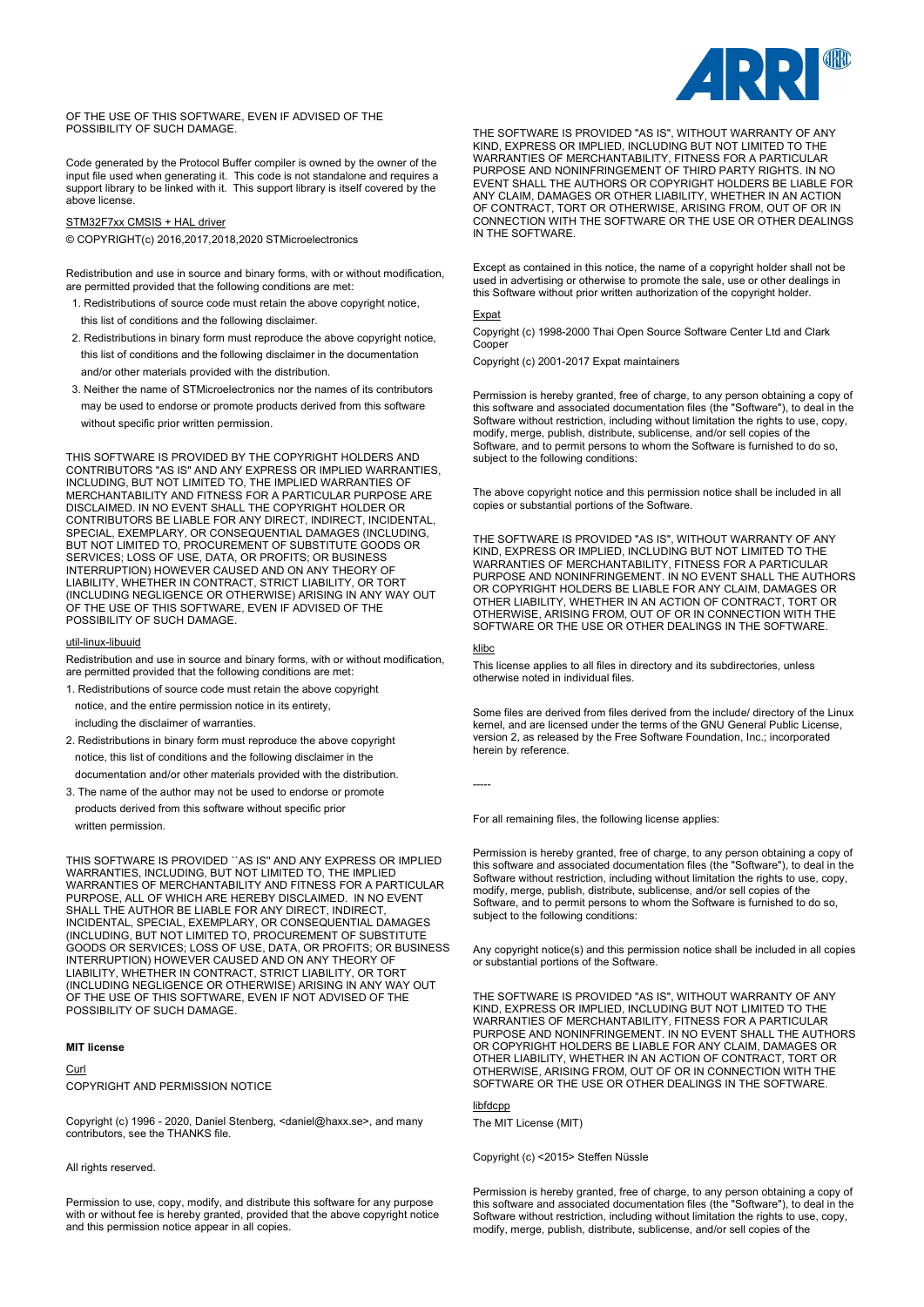OF THE USE OF THIS SOFTWARE, EVEN IF ADVISED OF THE POSSIBILITY OF SUCH DAMAGE.

Code generated by the Protocol Buffer compiler is owned by the owner of the input file used when generating it. This code is not standalone and requires a support library to be linked with it. This support library is itself covered by the above license.

STM32F7xx CMSIS + HAL driver

© COPYRIGHT(c) 2016,2017,2018,2020 STMicroelectronics

Redistribution and use in source and binary forms, with or without modification, are permitted provided that the following conditions are met:

1. Redistributions of source code must retain the above copyright notice, this list of conditions and the following disclaimer.
2. Redistributions in binary form must reproduce the above copyright notice, this list of conditions and the following disclaimer in the documentation and/or other materials provided with the distribution.
3. Neither the name of STMicroelectronics nor the names of its contributors may be used to endorse or promote products derived from this software without specific prior written permission.

THIS SOFTWARE IS PROVIDED BY THE COPYRIGHT HOLDERS AND CONTRIBUTORS "AS IS" AND ANY EXPRESS OR IMPLIED WARRANTIES, INCLUDING, BUT NOT LIMITED TO, THE IMPLIED WARRANTIES OF MERCHANTABILITY AND FITNESS FOR A PARTICULAR PURPOSE ARE DISCLAIMED. IN NO EVENT SHALL THE COPYRIGHT HOLDER OR CONTRIBUTORS BE LIABLE FOR ANY DIRECT, INDIRECT, INCIDENTAL, SPECIAL, EXEMPLARY, OR CONSEQUENTIAL DAMAGES (INCLUDING, BUT NOT LIMITED TO, PROCUREMENT OF SUBSTITUTE GOODS OR SERVICES; LOSS OF USE, DATA, OR PROFITS; OR BUSINESS INTERRUPTION) HOWEVER CAUSED AND ON ANY THEORY OF LIABILITY, WHETHER IN CONTRACT, STRICT LIABILITY, OR TORT (INCLUDING NEGLIGENCE OR OTHERWISE) ARISING IN ANY WAY OUT OF THE USE OF THIS SOFTWARE, EVEN IF ADVISED OF THE POSSIBILITY OF SUCH DAMAGE.

util-linux-libuuid

Redistribution and use in source and binary forms, with or without modification, are permitted provided that the following conditions are met:

1. Redistributions of source code must retain the above copyright notice, and the entire permission notice in its entirety, including the disclaimer of warranties.
2. Redistributions in binary form must reproduce the above copyright notice, this list of conditions and the following disclaimer in the documentation and/or other materials provided with the distribution.
3. The name of the author may not be used to endorse or promote products derived from this software without specific prior written permission.

THIS SOFTWARE IS PROVIDED ``AS IS'' AND ANY EXPRESS OR IMPLIED WARRANTIES, INCLUDING, BUT NOT LIMITED TO, THE IMPLIED WARRANTIES OF MERCHANTABILITY AND FITNESS FOR A PARTICULAR PURPOSE, ALL OF WHICH ARE HEREBY DISCLAIMED. IN NO EVENT SHALL THE AUTHOR BE LIABLE FOR ANY DIRECT, INDIRECT, INCIDENTAL, SPECIAL, EXEMPLARY, OR CONSEQUENTIAL DAMAGES (INCLUDING, BUT NOT LIMITED TO, PROCUREMENT OF SUBSTITUTE GOODS OR SERVICES; LOSS OF USE, DATA, OR PROFITS; OR BUSINESS INTERRUPTION) HOWEVER CAUSED AND ON ANY THEORY OF LIABILITY, WHETHER IN CONTRACT, STRICT LIABILITY, OR TORT (INCLUDING NEGLIGENCE OR OTHERWISE) ARISING IN ANY WAY OUT OF THE USE OF THIS SOFTWARE, EVEN IF NOT ADVISED OF THE POSSIBILITY OF SUCH DAMAGE.

**MIT license**

Curl

COPYRIGHT AND PERMISSION NOTICE

Copyright (c) 1996 - 2020, Daniel Stenberg, <daniel@haxx.se>, and many contributors, see the THANKS file.

All rights reserved.

Permission to use, copy, modify, and distribute this software for any purpose with or without fee is hereby granted, provided that the above copyright notice and this permission notice appear in all copies.

THE SOFTWARE IS PROVIDED "AS IS", WITHOUT WARRANTY OF ANY KIND, EXPRESS OR IMPLIED, INCLUDING BUT NOT LIMITED TO THE WARRANTIES OF MERCHANTABILITY, FITNESS FOR A PARTICULAR PURPOSE AND NONINFRINGEMENT OF THIRD PARTY RIGHTS. IN NO EVENT SHALL THE AUTHORS OR COPYRIGHT HOLDERS BE LIABLE FOR ANY CLAIM, DAMAGES OR OTHER LIABILITY, WHETHER IN AN ACTION OF CONTRACT, TORT OR OTHERWISE, ARISING FROM, OUT OF OR IN CONNECTION WITH THE SOFTWARE OR THE USE OR OTHER DEALINGS IN THE SOFTWARE.

Except as contained in this notice, the name of a copyright holder shall not be used in advertising or otherwise to promote the sale, use or other dealings in this Software without prior written authorization of the copyright holder.

Expat

Copyright (c) 1998-2000 Thai Open Source Software Center Ltd and Clark Cooper

Copyright (c) 2001-2017 Expat maintainers

Permission is hereby granted, free of charge, to any person obtaining a copy of this software and associated documentation files (the "Software"), to deal in the Software without restriction, including without limitation the rights to use, copy, modify, merge, publish, distribute, sublicense, and/or sell copies of the Software, and to permit persons to whom the Software is furnished to do so, subject to the following conditions:

The above copyright notice and this permission notice shall be included in all copies or substantial portions of the Software.

THE SOFTWARE IS PROVIDED "AS IS", WITHOUT WARRANTY OF ANY KIND, EXPRESS OR IMPLIED, INCLUDING BUT NOT LIMITED TO THE WARRANTIES OF MERCHANTABILITY, FITNESS FOR A PARTICULAR PURPOSE AND NONINFRINGEMENT. IN NO EVENT SHALL THE AUTHORS OR COPYRIGHT HOLDERS BE LIABLE FOR ANY CLAIM, DAMAGES OR OTHER LIABILITY, WHETHER IN AN ACTION OF CONTRACT, TORT OR OTHERWISE, ARISING FROM, OUT OF OR IN CONNECTION WITH THE SOFTWARE OR THE USE OR OTHER DEALINGS IN THE SOFTWARE.

klibc

This license applies to all files in directory and its subdirectories, unless otherwise noted in individual files.

Some files are derived from files derived from the include/ directory of the Linux kernel, and are licensed under the terms of the GNU General Public License, version 2, as released by the Free Software Foundation, Inc.; incorporated herein by reference.

-----

For all remaining files, the following license applies:

Permission is hereby granted, free of charge, to any person obtaining a copy of this software and associated documentation files (the "Software"), to deal in the Software without restriction, including without limitation the rights to use, copy, modify, merge, publish, distribute, sublicense, and/or sell copies of the Software, and to permit persons to whom the Software is furnished to do so, subject to the following conditions:

Any copyright notice(s) and this permission notice shall be included in all copies or substantial portions of the Software.

THE SOFTWARE IS PROVIDED "AS IS", WITHOUT WARRANTY OF ANY KIND, EXPRESS OR IMPLIED, INCLUDING BUT NOT LIMITED TO THE WARRANTIES OF MERCHANTABILITY, FITNESS FOR A PARTICULAR PURPOSE AND NONINFRINGEMENT. IN NO EVENT SHALL THE AUTHORS OR COPYRIGHT HOLDERS BE LIABLE FOR ANY CLAIM, DAMAGES OR OTHER LIABILITY, WHETHER IN AN ACTION OF CONTRACT, TORT OR OTHERWISE, ARISING FROM, OUT OF OR IN CONNECTION WITH THE SOFTWARE OR THE USE OR OTHER DEALINGS IN THE SOFTWARE.

libfdcpp

The MIT License (MIT)

Copyright (c) <2015> Steffen Nüssle

Permission is hereby granted, free of charge, to any person obtaining a copy of this software and associated documentation files (the "Software"), to deal in the Software without restriction, including without limitation the rights to use, copy, modify, merge, publish, distribute, sublicense, and/or sell copies of the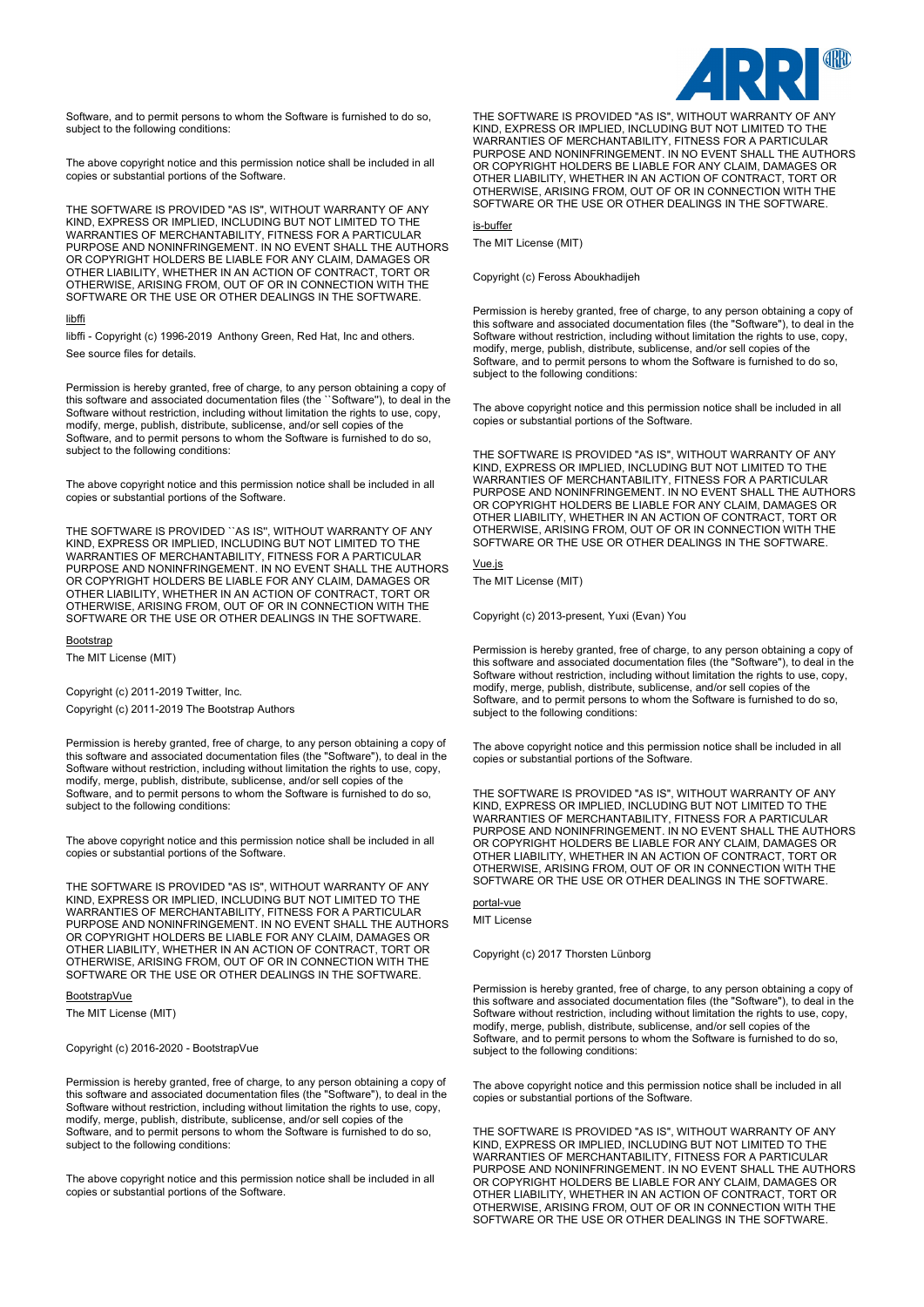Software, and to permit persons to whom the Software is furnished to do so, subject to the following conditions:

The above copyright notice and this permission notice shall be included in all copies or substantial portions of the Software.

THE SOFTWARE IS PROVIDED "AS IS", WITHOUT WARRANTY OF ANY KIND, EXPRESS OR IMPLIED, INCLUDING BUT NOT LIMITED TO THE WARRANTIES OF MERCHANTABILITY, FITNESS FOR A PARTICULAR PURPOSE AND NONINFRINGEMENT. IN NO EVENT SHALL THE AUTHORS OR COPYRIGHT HOLDERS BE LIABLE FOR ANY CLAIM, DAMAGES OR OTHER LIABILITY, WHETHER IN AN ACTION OF CONTRACT, TORT OR OTHERWISE, ARISING FROM, OUT OF OR IN CONNECTION WITH THE SOFTWARE OR THE USE OR OTHER DEALINGS IN THE SOFTWARE.

libffi

libffi - Copyright (c) 1996-2019 Anthony Green, Red Hat, Inc and others.

See source files for details.

Permission is hereby granted, free of charge, to any person obtaining a copy of this software and associated documentation files (the ``Software''), to deal in the Software without restriction, including without limitation the rights to use, copy, modify, merge, publish, distribute, sublicense, and/or sell copies of the Software, and to permit persons to whom the Software is furnished to do so, subject to the following conditions:

The above copyright notice and this permission notice shall be included in all copies or substantial portions of the Software.

THE SOFTWARE IS PROVIDED ``AS IS'', WITHOUT WARRANTY OF ANY KIND, EXPRESS OR IMPLIED, INCLUDING BUT NOT LIMITED TO THE WARRANTIES OF MERCHANTABILITY, FITNESS FOR A PARTICULAR PURPOSE AND NONINFRINGEMENT. IN NO EVENT SHALL THE AUTHORS OR COPYRIGHT HOLDERS BE LIABLE FOR ANY CLAIM, DAMAGES OR OTHER LIABILITY, WHETHER IN AN ACTION OF CONTRACT, TORT OR OTHERWISE, ARISING FROM, OUT OF OR IN CONNECTION WITH THE SOFTWARE OR THE USE OR OTHER DEALINGS IN THE SOFTWARE.

Bootstrap

The MIT License (MIT)

Copyright (c) 2011-2019 Twitter, Inc.

Copyright (c) 2011-2019 The Bootstrap Authors

Permission is hereby granted, free of charge, to any person obtaining a copy of this software and associated documentation files (the "Software"), to deal in the Software without restriction, including without limitation the rights to use, copy, modify, merge, publish, distribute, sublicense, and/or sell copies of the Software, and to permit persons to whom the Software is furnished to do so, subject to the following conditions:

The above copyright notice and this permission notice shall be included in all copies or substantial portions of the Software.

THE SOFTWARE IS PROVIDED "AS IS", WITHOUT WARRANTY OF ANY KIND, EXPRESS OR IMPLIED, INCLUDING BUT NOT LIMITED TO THE WARRANTIES OF MERCHANTABILITY, FITNESS FOR A PARTICULAR PURPOSE AND NONINFRINGEMENT. IN NO EVENT SHALL THE AUTHORS OR COPYRIGHT HOLDERS BE LIABLE FOR ANY CLAIM, DAMAGES OR OTHER LIABILITY, WHETHER IN AN ACTION OF CONTRACT, TORT OR OTHERWISE, ARISING FROM, OUT OF OR IN CONNECTION WITH THE SOFTWARE OR THE USE OR OTHER DEALINGS IN THE SOFTWARE.

BootstrapVue

The MIT License (MIT)

Copyright (c) 2016-2020 - BootstrapVue

Permission is hereby granted, free of charge, to any person obtaining a copy of this software and associated documentation files (the "Software"), to deal in the Software without restriction, including without limitation the rights to use, copy, modify, merge, publish, distribute, sublicense, and/or sell copies of the Software, and to permit persons to whom the Software is furnished to do so, subject to the following conditions:

The above copyright notice and this permission notice shall be included in all copies or substantial portions of the Software.

THE SOFTWARE IS PROVIDED "AS IS", WITHOUT WARRANTY OF ANY KIND, EXPRESS OR IMPLIED, INCLUDING BUT NOT LIMITED TO THE WARRANTIES OF MERCHANTABILITY, FITNESS FOR A PARTICULAR PURPOSE AND NONINFRINGEMENT. IN NO EVENT SHALL THE AUTHORS OR COPYRIGHT HOLDERS BE LIABLE FOR ANY CLAIM, DAMAGES OR OTHER LIABILITY, WHETHER IN AN ACTION OF CONTRACT, TORT OR OTHERWISE, ARISING FROM, OUT OF OR IN CONNECTION WITH THE SOFTWARE OR THE USE OR OTHER DEALINGS IN THE SOFTWARE.

is-buffer

The MIT License (MIT)

Copyright (c) Feross Aboukhadijeh

Permission is hereby granted, free of charge, to any person obtaining a copy of this software and associated documentation files (the "Software"), to deal in the Software without restriction, including without limitation the rights to use, copy, modify, merge, publish, distribute, sublicense, and/or sell copies of the Software, and to permit persons to whom the Software is furnished to do so, subject to the following conditions:

The above copyright notice and this permission notice shall be included in all copies or substantial portions of the Software.

THE SOFTWARE IS PROVIDED "AS IS", WITHOUT WARRANTY OF ANY KIND, EXPRESS OR IMPLIED, INCLUDING BUT NOT LIMITED TO THE WARRANTIES OF MERCHANTABILITY, FITNESS FOR A PARTICULAR PURPOSE AND NONINFRINGEMENT. IN NO EVENT SHALL THE AUTHORS OR COPYRIGHT HOLDERS BE LIABLE FOR ANY CLAIM, DAMAGES OR OTHER LIABILITY, WHETHER IN AN ACTION OF CONTRACT, TORT OR OTHERWISE, ARISING FROM, OUT OF OR IN CONNECTION WITH THE SOFTWARE OR THE USE OR OTHER DEALINGS IN THE SOFTWARE.

Vue.js

The MIT License (MIT)

Copyright (c) 2013-present, Yuxi (Evan) You

Permission is hereby granted, free of charge, to any person obtaining a copy of this software and associated documentation files (the "Software"), to deal in the Software without restriction, including without limitation the rights to use, copy, modify, merge, publish, distribute, sublicense, and/or sell copies of the Software, and to permit persons to whom the Software is furnished to do so, subject to the following conditions:

The above copyright notice and this permission notice shall be included in all copies or substantial portions of the Software.

THE SOFTWARE IS PROVIDED "AS IS", WITHOUT WARRANTY OF ANY KIND, EXPRESS OR IMPLIED, INCLUDING BUT NOT LIMITED TO THE WARRANTIES OF MERCHANTABILITY, FITNESS FOR A PARTICULAR PURPOSE AND NONINFRINGEMENT. IN NO EVENT SHALL THE AUTHORS OR COPYRIGHT HOLDERS BE LIABLE FOR ANY CLAIM, DAMAGES OR OTHER LIABILITY, WHETHER IN AN ACTION OF CONTRACT, TORT OR OTHERWISE, ARISING FROM, OUT OF OR IN CONNECTION WITH THE SOFTWARE OR THE USE OR OTHER DEALINGS IN THE SOFTWARE.

portal-vue

MIT License

Copyright (c) 2017 Thorsten Lünborg

Permission is hereby granted, free of charge, to any person obtaining a copy of this software and associated documentation files (the "Software"), to deal in the Software without restriction, including without limitation the rights to use, copy, modify, merge, publish, distribute, sublicense, and/or sell copies of the Software, and to permit persons to whom the Software is furnished to do so, subject to the following conditions:

The above copyright notice and this permission notice shall be included in all copies or substantial portions of the Software.

THE SOFTWARE IS PROVIDED "AS IS", WITHOUT WARRANTY OF ANY KIND, EXPRESS OR IMPLIED, INCLUDING BUT NOT LIMITED TO THE WARRANTIES OF MERCHANTABILITY, FITNESS FOR A PARTICULAR PURPOSE AND NONINFRINGEMENT. IN NO EVENT SHALL THE AUTHORS OR COPYRIGHT HOLDERS BE LIABLE FOR ANY CLAIM, DAMAGES OR OTHER LIABILITY, WHETHER IN AN ACTION OF CONTRACT, TORT OR OTHERWISE, ARISING FROM, OUT OF OR IN CONNECTION WITH THE SOFTWARE OR THE USE OR OTHER DEALINGS IN THE SOFTWARE.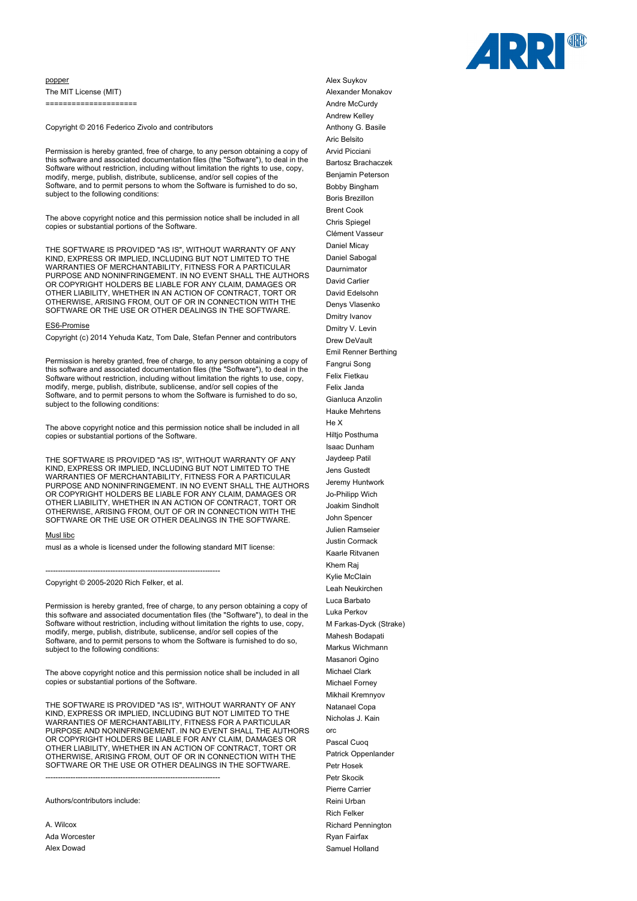popper

The MIT License (MIT)

====================

Copyright © 2016 Federico Zivolo and contributors

Permission is hereby granted, free of charge, to any person obtaining a copy of this software and associated documentation files (the "Software"), to deal in the Software without restriction, including without limitation the rights to use, copy, modify, merge, publish, distribute, sublicense, and/or sell copies of the Software, and to permit persons to whom the Software is furnished to do so, subject to the following conditions:

The above copyright notice and this permission notice shall be included in all copies or substantial portions of the Software.

THE SOFTWARE IS PROVIDED "AS IS", WITHOUT WARRANTY OF ANY KIND, EXPRESS OR IMPLIED, INCLUDING BUT NOT LIMITED TO THE WARRANTIES OF MERCHANTABILITY, FITNESS FOR A PARTICULAR PURPOSE AND NONINFRINGEMENT. IN NO EVENT SHALL THE AUTHORS OR COPYRIGHT HOLDERS BE LIABLE FOR ANY CLAIM, DAMAGES OR OTHER LIABILITY, WHETHER IN AN ACTION OF CONTRACT, TORT OR OTHERWISE, ARISING FROM, OUT OF OR IN CONNECTION WITH THE SOFTWARE OR THE USE OR OTHER DEALINGS IN THE SOFTWARE.

ES6-Promise

Copyright (c) 2014 Yehuda Katz, Tom Dale, Stefan Penner and contributors

Permission is hereby granted, free of charge, to any person obtaining a copy of this software and associated documentation files (the "Software"), to deal in the Software without restriction, including without limitation the rights to use, copy, modify, merge, publish, distribute, sublicense, and/or sell copies of the Software, and to permit persons to whom the Software is furnished to do so, subject to the following conditions:

The above copyright notice and this permission notice shall be included in all copies or substantial portions of the Software.

THE SOFTWARE IS PROVIDED "AS IS", WITHOUT WARRANTY OF ANY KIND, EXPRESS OR IMPLIED, INCLUDING BUT NOT LIMITED TO THE WARRANTIES OF MERCHANTABILITY, FITNESS FOR A PARTICULAR PURPOSE AND NONINFRINGEMENT. IN NO EVENT SHALL THE AUTHORS OR COPYRIGHT HOLDERS BE LIABLE FOR ANY CLAIM, DAMAGES OR OTHER LIABILITY, WHETHER IN AN ACTION OF CONTRACT, TORT OR OTHERWISE, ARISING FROM, OUT OF OR IN CONNECTION WITH THE SOFTWARE OR THE USE OR OTHER DEALINGS IN THE SOFTWARE.

Musl libc

musl as a whole is licensed under the following standard MIT license:

----------------------------------------------------------------------

Copyright © 2005-2020 Rich Felker, et al.

Permission is hereby granted, free of charge, to any person obtaining a copy of this software and associated documentation files (the "Software"), to deal in the Software without restriction, including without limitation the rights to use, copy, modify, merge, publish, distribute, sublicense, and/or sell copies of the Software, and to permit persons to whom the Software is furnished to do so, subject to the following conditions:

The above copyright notice and this permission notice shall be included in all copies or substantial portions of the Software.

THE SOFTWARE IS PROVIDED "AS IS", WITHOUT WARRANTY OF ANY KIND, EXPRESS OR IMPLIED, INCLUDING BUT NOT LIMITED TO THE WARRANTIES OF MERCHANTABILITY, FITNESS FOR A PARTICULAR PURPOSE AND NONINFRINGEMENT. IN NO EVENT SHALL THE AUTHORS OR COPYRIGHT HOLDERS BE LIABLE FOR ANY CLAIM, DAMAGES OR OTHER LIABILITY, WHETHER IN AN ACTION OF CONTRACT, TORT OR OTHERWISE, ARISING FROM, OUT OF OR IN CONNECTION WITH THE SOFTWARE OR THE USE OR OTHER DEALINGS IN THE SOFTWARE.

----------------------------------------------------------------------

Authors/contributors include:

A. Wilcox
Ada Worcester
Alex Dowad
Alex Suykov
Alexander Monakov
Andre McCurdy
Andrew Kelley
Anthony G. Basile
Aric Belsito
Arvid Picciani
Bartosz Brachaczek
Benjamin Peterson
Bobby Bingham
Boris Brezillon
Brent Cook
Chris Spiegel
Clément Vasseur
Daniel Micay
Daniel Sabogal
Daurnimator
David Carlier
David Edelsohn
Denys Vlasenko
Dmitry Ivanov
Dmitry V. Levin
Drew DeVault
Emil Renner Berthing
Fangrui Song
Felix Fietkau
Felix Janda
Gianluca Anzolin
Hauke Mehrtens
He X
Hiltjo Posthuma
Isaac Dunham
Jaydeep Patil
Jens Gustedt
Jeremy Huntwork
Jo-Philipp Wich
Joakim Sindholt
John Spencer
Julien Ramseier
Justin Cormack
Kaarle Ritvanen
Khem Raj
Kylie McClain
Leah Neukirchen
Luca Barbato
Luka Perkov
M Farkas-Dyck (Strake)
Mahesh Bodapati
Markus Wichmann
Masanori Ogino
Michael Clark
Michael Forney
Mikhail Kremnyov
Natanael Copa
Nicholas J. Kain
orc
Pascal Cuoq
Patrick Oppenlander
Petr Hosek
Petr Skocik
Pierre Carrier
Reini Urban
Rich Felker
Richard Pennington
Ryan Fairfax
Samuel Holland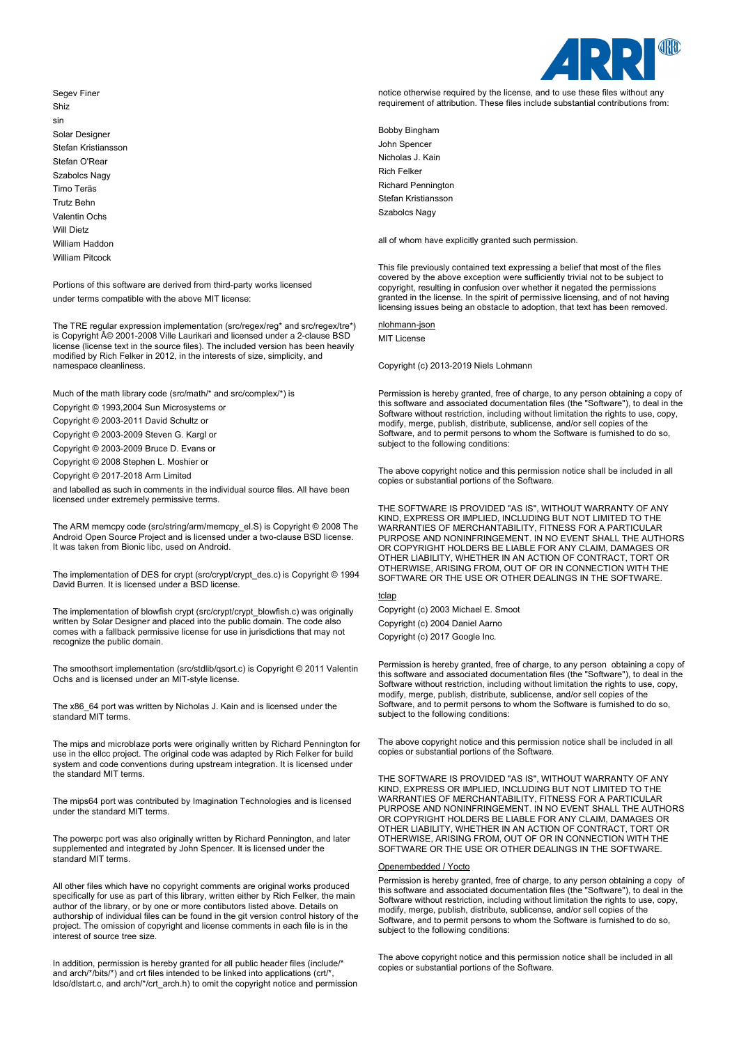Segev Finer

Shiz

sin

Solar Designer

Stefan Kristiansson

Stefan O'Rear

Szabolcs Nagy

Timo Teräs

Trutz Behn

Valentin Ochs

Will Dietz

William Haddon

William Pitcock

Portions of this software are derived from third-party works licensed under terms compatible with the above MIT license:

The TRE regular expression implementation (src/regex/reg* and src/regex/tre*) is Copyright Â© 2001-2008 Ville Laurikari and licensed under a 2-clause BSD license (license text in the source files). The included version has been heavily modified by Rich Felker in 2012, in the interests of size, simplicity, and namespace cleanliness.

Much of the math library code (src/math/* and src/complex/*) is

Copyright © 1993,2004 Sun Microsystems or

Copyright © 2003-2011 David Schultz or

Copyright © 2003-2009 Steven G. Kargl or

Copyright © 2003-2009 Bruce D. Evans or

Copyright © 2008 Stephen L. Moshier or

Copyright © 2017-2018 Arm Limited

and labelled as such in comments in the individual source files. All have been licensed under extremely permissive terms.

The ARM memcpy code (src/string/arm/memcpy_el.S) is Copyright © 2008 The Android Open Source Project and is licensed under a two-clause BSD license. It was taken from Bionic libc, used on Android.

The implementation of DES for crypt (src/crypt/crypt_des.c) is Copyright © 1994 David Burren. It is licensed under a BSD license.

The implementation of blowfish crypt (src/crypt/crypt_blowfish.c) was originally written by Solar Designer and placed into the public domain. The code also comes with a fallback permissive license for use in jurisdictions that may not recognize the public domain.

The smoothsort implementation (src/stdlib/qsort.c) is Copyright © 2011 Valentin Ochs and is licensed under an MIT-style license.

The x86_64 port was written by Nicholas J. Kain and is licensed under the standard MIT terms.

The mips and microblaze ports were originally written by Richard Pennington for use in the ellcc project. The original code was adapted by Rich Felker for build system and code conventions during upstream integration. It is licensed under the standard MIT terms.

The mips64 port was contributed by Imagination Technologies and is licensed under the standard MIT terms.

The powerpc port was also originally written by Richard Pennington, and later supplemented and integrated by John Spencer. It is licensed under the standard MIT terms.

All other files which have no copyright comments are original works produced specifically for use as part of this library, written either by Rich Felker, the main author of the library, or by one or more contibutors listed above. Details on authorship of individual files can be found in the git version control history of the project. The omission of copyright and license comments in each file is in the interest of source tree size.

In addition, permission is hereby granted for all public header files (include/* and arch/*/bits/*) and crt files intended to be linked into applications (crt/*, ldso/dlstart.c, and arch/*/crt_arch.h) to omit the copyright notice and permission notice otherwise required by the license, and to use these files without any requirement of attribution. These files include substantial contributions from:

Bobby Bingham

John Spencer

Nicholas J. Kain

Rich Felker

Richard Pennington

Stefan Kristiansson

Szabolcs Nagy

all of whom have explicitly granted such permission.

This file previously contained text expressing a belief that most of the files covered by the above exception were sufficiently trivial not to be subject to copyright, resulting in confusion over whether it negated the permissions granted in the license. In the spirit of permissive licensing, and of not having licensing issues being an obstacle to adoption, that text has been removed.

nlohmann-json

MIT License

Copyright (c) 2013-2019 Niels Lohmann

Permission is hereby granted, free of charge, to any person obtaining a copy of this software and associated documentation files (the "Software"), to deal in the Software without restriction, including without limitation the rights to use, copy, modify, merge, publish, distribute, sublicense, and/or sell copies of the Software, and to permit persons to whom the Software is furnished to do so, subject to the following conditions:

The above copyright notice and this permission notice shall be included in all copies or substantial portions of the Software.

THE SOFTWARE IS PROVIDED "AS IS", WITHOUT WARRANTY OF ANY KIND, EXPRESS OR IMPLIED, INCLUDING BUT NOT LIMITED TO THE WARRANTIES OF MERCHANTABILITY, FITNESS FOR A PARTICULAR PURPOSE AND NONINFRINGEMENT. IN NO EVENT SHALL THE AUTHORS OR COPYRIGHT HOLDERS BE LIABLE FOR ANY CLAIM, DAMAGES OR OTHER LIABILITY, WHETHER IN AN ACTION OF CONTRACT, TORT OR OTHERWISE, ARISING FROM, OUT OF OR IN CONNECTION WITH THE SOFTWARE OR THE USE OR OTHER DEALINGS IN THE SOFTWARE.

tclap

Copyright (c) 2003 Michael E. Smoot

Copyright (c) 2004 Daniel Aarno

Copyright (c) 2017 Google Inc.

Permission is hereby granted, free of charge, to any person obtaining a copy of this software and associated documentation files (the "Software"), to deal in the Software without restriction, including without limitation the rights to use, copy, modify, merge, publish, distribute, sublicense, and/or sell copies of the Software, and to permit persons to whom the Software is furnished to do so, subject to the following conditions:

The above copyright notice and this permission notice shall be included in all copies or substantial portions of the Software.

THE SOFTWARE IS PROVIDED "AS IS", WITHOUT WARRANTY OF ANY KIND, EXPRESS OR IMPLIED, INCLUDING BUT NOT LIMITED TO THE WARRANTIES OF MERCHANTABILITY, FITNESS FOR A PARTICULAR PURPOSE AND NONINFRINGEMENT. IN NO EVENT SHALL THE AUTHORS OR COPYRIGHT HOLDERS BE LIABLE FOR ANY CLAIM, DAMAGES OR OTHER LIABILITY, WHETHER IN AN ACTION OF CONTRACT, TORT OR OTHERWISE, ARISING FROM, OUT OF OR IN CONNECTION WITH THE SOFTWARE OR THE USE OR OTHER DEALINGS IN THE SOFTWARE.

Openembedded / Yocto

Permission is hereby granted, free of charge, to any person obtaining a copy of this software and associated documentation files (the "Software"), to deal in the Software without restriction, including without limitation the rights to use, copy, modify, merge, publish, distribute, sublicense, and/or sell copies of the Software, and to permit persons to whom the Software is furnished to do so, subject to the following conditions:

The above copyright notice and this permission notice shall be included in all copies or substantial portions of the Software.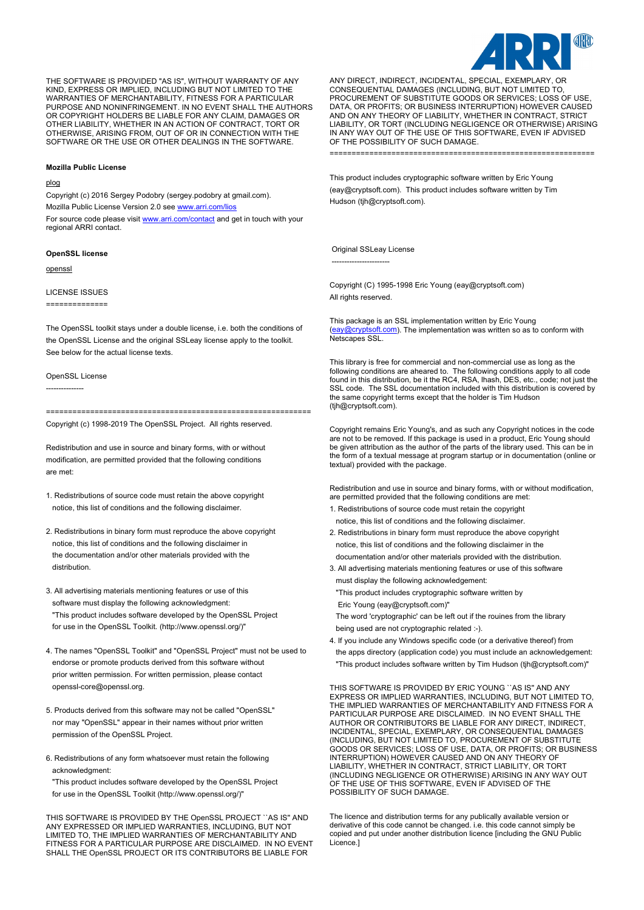THE SOFTWARE IS PROVIDED "AS IS", WITHOUT WARRANTY OF ANY KIND, EXPRESS OR IMPLIED, INCLUDING BUT NOT LIMITED TO THE WARRANTIES OF MERCHANTABILITY, FITNESS FOR A PARTICULAR PURPOSE AND NONINFRINGEMENT. IN NO EVENT SHALL THE AUTHORS OR COPYRIGHT HOLDERS BE LIABLE FOR ANY CLAIM, DAMAGES OR OTHER LIABILITY, WHETHER IN AN ACTION OF CONTRACT, TORT OR OTHERWISE, ARISING FROM, OUT OF OR IN CONNECTION WITH THE SOFTWARE OR THE USE OR OTHER DEALINGS IN THE SOFTWARE.

**Mozilla Public License**

plog

Copyright (c) 2016 Sergey Podobry (sergey.podobry at gmail.com).

Mozilla Public License Version 2.0 see www.arri.com/lios

For source code please visit www.arri.com/contact and get in touch with your regional ARRI contact.

**OpenSSL license**

openssl

LICENSE ISSUES
==============

The OpenSSL toolkit stays under a double license, i.e. both the conditions of the OpenSSL License and the original SSLeay license apply to the toolkit. See below for the actual license texts.

OpenSSL License
---------------

==============================================================

Copyright (c) 1998-2019 The OpenSSL Project. All rights reserved.

Redistribution and use in source and binary forms, with or without modification, are permitted provided that the following conditions are met:

1. Redistributions of source code must retain the above copyright notice, this list of conditions and the following disclaimer.

2. Redistributions in binary form must reproduce the above copyright notice, this list of conditions and the following disclaimer in the documentation and/or other materials provided with the distribution.

3. All advertising materials mentioning features or use of this software must display the following acknowledgment:
"This product includes software developed by the OpenSSL Project for use in the OpenSSL Toolkit. (http://www.openssl.org/)"

4. The names "OpenSSL Toolkit" and "OpenSSL Project" must not be used to endorse or promote products derived from this software without prior written permission. For written permission, please contact openssl-core@openssl.org.

5. Products derived from this software may not be called "OpenSSL" nor may "OpenSSL" appear in their names without prior written permission of the OpenSSL Project.

6. Redistributions of any form whatsoever must retain the following acknowledgment:
"This product includes software developed by the OpenSSL Project for use in the OpenSSL Toolkit (http://www.openssl.org/)"

THIS SOFTWARE IS PROVIDED BY THE OpenSSL PROJECT ``AS IS'' AND ANY EXPRESSED OR IMPLIED WARRANTIES, INCLUDING, BUT NOT LIMITED TO, THE IMPLIED WARRANTIES OF MERCHANTABILITY AND FITNESS FOR A PARTICULAR PURPOSE ARE DISCLAIMED. IN NO EVENT SHALL THE OpenSSL PROJECT OR ITS CONTRIBUTORS BE LIABLE FOR ANY DIRECT, INDIRECT, INCIDENTAL, SPECIAL, EXEMPLARY, OR CONSEQUENTIAL DAMAGES (INCLUDING, BUT NOT LIMITED TO, PROCUREMENT OF SUBSTITUTE GOODS OR SERVICES; LOSS OF USE, DATA, OR PROFITS; OR BUSINESS INTERRUPTION) HOWEVER CAUSED AND ON ANY THEORY OF LIABILITY, WHETHER IN CONTRACT, STRICT LIABILITY, OR TORT (INCLUDING NEGLIGENCE OR OTHERWISE) ARISING IN ANY WAY OUT OF THE USE OF THIS SOFTWARE, EVEN IF ADVISED OF THE POSSIBILITY OF SUCH DAMAGE.

==============================================================

This product includes cryptographic software written by Eric Young (eay@cryptsoft.com). This product includes software written by Tim Hudson (tjh@cryptsoft.com).

Original SSLeay License
-----------------------

Copyright (C) 1995-1998 Eric Young (eay@cryptsoft.com)
All rights reserved.

This package is an SSL implementation written by Eric Young (eay@cryptsoft.com). The implementation was written so as to conform with Netscapes SSL.

This library is free for commercial and non-commercial use as long as the following conditions are aheared to. The following conditions apply to all code found in this distribution, be it the RC4, RSA, lhash, DES, etc., code; not just the SSL code. The SSL documentation included with this distribution is covered by the same copyright terms except that the holder is Tim Hudson (tjh@cryptsoft.com).

Copyright remains Eric Young's, and as such any Copyright notices in the code are not to be removed. If this package is used in a product, Eric Young should be given attribution as the author of the parts of the library used. This can be in the form of a textual message at program startup or in documentation (online or textual) provided with the package.

Redistribution and use in source and binary forms, with or without modification, are permitted provided that the following conditions are met:

1. Redistributions of source code must retain the copyright notice, this list of conditions and the following disclaimer.
2. Redistributions in binary form must reproduce the above copyright notice, this list of conditions and the following disclaimer in the documentation and/or other materials provided with the distribution.
3. All advertising materials mentioning features or use of this software must display the following acknowledgement:
"This product includes cryptographic software written by Eric Young (eay@cryptsoft.com)"
The word 'cryptographic' can be left out if the rouines from the library being used are not cryptographic related :-).
4. If you include any Windows specific code (or a derivative thereof) from the apps directory (application code) you must include an acknowledgement:
"This product includes software written by Tim Hudson (tjh@cryptsoft.com)"

THIS SOFTWARE IS PROVIDED BY ERIC YOUNG ``AS IS'' AND ANY EXPRESS OR IMPLIED WARRANTIES, INCLUDING, BUT NOT LIMITED TO, THE IMPLIED WARRANTIES OF MERCHANTABILITY AND FITNESS FOR A PARTICULAR PURPOSE ARE DISCLAIMED. IN NO EVENT SHALL THE AUTHOR OR CONTRIBUTORS BE LIABLE FOR ANY DIRECT, INDIRECT, INCIDENTAL, SPECIAL, EXEMPLARY, OR CONSEQUENTIAL DAMAGES (INCLUDING, BUT NOT LIMITED TO, PROCUREMENT OF SUBSTITUTE GOODS OR SERVICES; LOSS OF USE, DATA, OR PROFITS; OR BUSINESS INTERRUPTION) HOWEVER CAUSED AND ON ANY THEORY OF LIABILITY, WHETHER IN CONTRACT, STRICT LIABILITY, OR TORT (INCLUDING NEGLIGENCE OR OTHERWISE) ARISING IN ANY WAY OUT OF THE USE OF THIS SOFTWARE, EVEN IF ADVISED OF THE POSSIBILITY OF SUCH DAMAGE.

The licence and distribution terms for any publically available version or derivative of this code cannot be changed. i.e. this code cannot simply be copied and put under another distribution licence [including the GNU Public Licence.]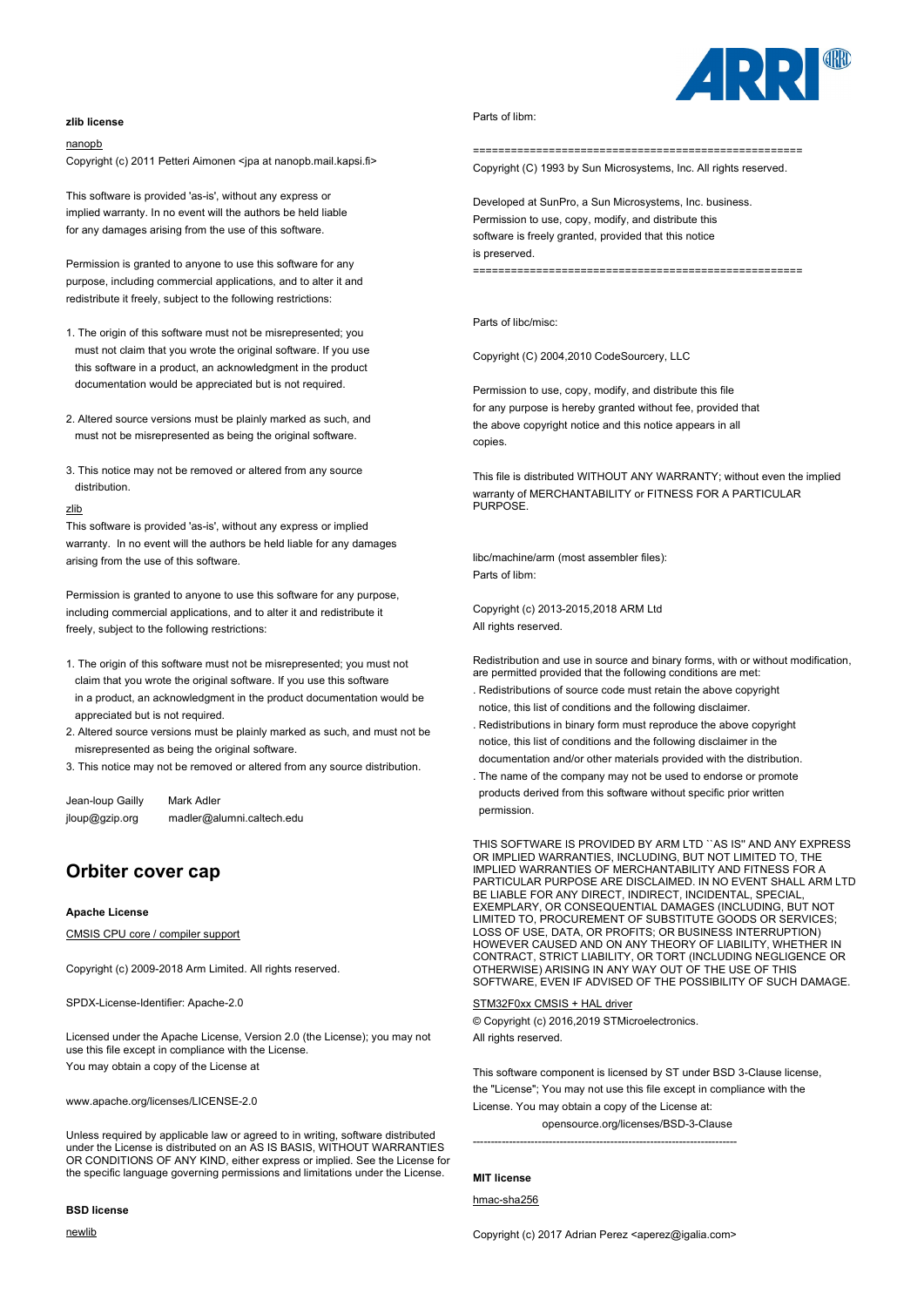**zlib license**

nanopb

Copyright (c) 2011 Petteri Aimonen <jpa at nanopb.mail.kapsi.fi>

This software is provided 'as-is', without any express or implied warranty. In no event will the authors be held liable for any damages arising from the use of this software.

Permission is granted to anyone to use this software for any purpose, including commercial applications, and to alter it and redistribute it freely, subject to the following restrictions:

1. The origin of this software must not be misrepresented; you must not claim that you wrote the original software. If you use this software in a product, an acknowledgment in the product documentation would be appreciated but is not required.

2. Altered source versions must be plainly marked as such, and must not be misrepresented as being the original software.

3. This notice may not be removed or altered from any source distribution.

zlib

This software is provided 'as-is', without any express or implied warranty. In no event will the authors be held liable for any damages arising from the use of this software.

Permission is granted to anyone to use this software for any purpose, including commercial applications, and to alter it and redistribute it freely, subject to the following restrictions:

1. The origin of this software must not be misrepresented; you must not claim that you wrote the original software. If you use this software in a product, an acknowledgment in the product documentation would be appreciated but is not required.
2. Altered source versions must be plainly marked as such, and must not be misrepresented as being the original software.
3. This notice may not be removed or altered from any source distribution.

Jean-loup Gailly jloup@gzip.org

Mark Adler madler@alumni.caltech.edu

## Orbiter cover cap

**Apache License**

CMSIS CPU core / compiler support

Copyright (c) 2009-2018 Arm Limited. All rights reserved.

SPDX-License-Identifier: Apache-2.0

Licensed under the Apache License, Version 2.0 (the License); you may not use this file except in compliance with the License.
You may obtain a copy of the License at

www.apache.org/licenses/LICENSE-2.0

Unless required by applicable law or agreed to in writing, software distributed under the License is distributed on an AS IS BASIS, WITHOUT WARRANTIES OR CONDITIONS OF ANY KIND, either express or implied. See the License for the specific language governing permissions and limitations under the License.

**BSD license**

newlib

Parts of libm:

====================================================
Copyright (C) 1993 by Sun Microsystems, Inc. All rights reserved.

Developed at SunPro, a Sun Microsystems, Inc. business.
Permission to use, copy, modify, and distribute this software is freely granted, provided that this notice is preserved.
====================================================

Parts of libc/misc:

Copyright (C) 2004,2010 CodeSourcery, LLC

Permission to use, copy, modify, and distribute this file for any purpose is hereby granted without fee, provided that the above copyright notice and this notice appears in all copies.

This file is distributed WITHOUT ANY WARRANTY; without even the implied warranty of MERCHANTABILITY or FITNESS FOR A PARTICULAR PURPOSE.

libc/machine/arm (most assembler files):
Parts of libm:

Copyright (c) 2013-2015,2018 ARM Ltd
All rights reserved.

Redistribution and use in source and binary forms, with or without modification, are permitted provided that the following conditions are met:
. Redistributions of source code must retain the above copyright notice, this list of conditions and the following disclaimer.
. Redistributions in binary form must reproduce the above copyright notice, this list of conditions and the following disclaimer in the documentation and/or other materials provided with the distribution.
. The name of the company may not be used to endorse or promote products derived from this software without specific prior written permission.

THIS SOFTWARE IS PROVIDED BY ARM LTD ``AS IS'' AND ANY EXPRESS OR IMPLIED WARRANTIES, INCLUDING, BUT NOT LIMITED TO, THE IMPLIED WARRANTIES OF MERCHANTABILITY AND FITNESS FOR A PARTICULAR PURPOSE ARE DISCLAIMED. IN NO EVENT SHALL ARM LTD BE LIABLE FOR ANY DIRECT, INDIRECT, INCIDENTAL, SPECIAL, EXEMPLARY, OR CONSEQUENTIAL DAMAGES (INCLUDING, BUT NOT LIMITED TO, PROCUREMENT OF SUBSTITUTE GOODS OR SERVICES; LOSS OF USE, DATA, OR PROFITS; OR BUSINESS INTERRUPTION) HOWEVER CAUSED AND ON ANY THEORY OF LIABILITY, WHETHER IN CONTRACT, STRICT LIABILITY, OR TORT (INCLUDING NEGLIGENCE OR OTHERWISE) ARISING IN ANY WAY OUT OF THE USE OF THIS SOFTWARE, EVEN IF ADVISED OF THE POSSIBILITY OF SUCH DAMAGE.

STM32F0xx CMSIS + HAL driver

© Copyright (c) 2016,2019 STMicroelectronics.
All rights reserved.

This software component is licensed by ST under BSD 3-Clause license, the "License"; You may not use this file except in compliance with the License. You may obtain a copy of the License at:
opensource.org/licenses/BSD-3-Clause

-----------------------------------------------------------------------

**MIT license**

hmac-sha256

Copyright (c) 2017 Adrian Perez <aperez@igalia.com>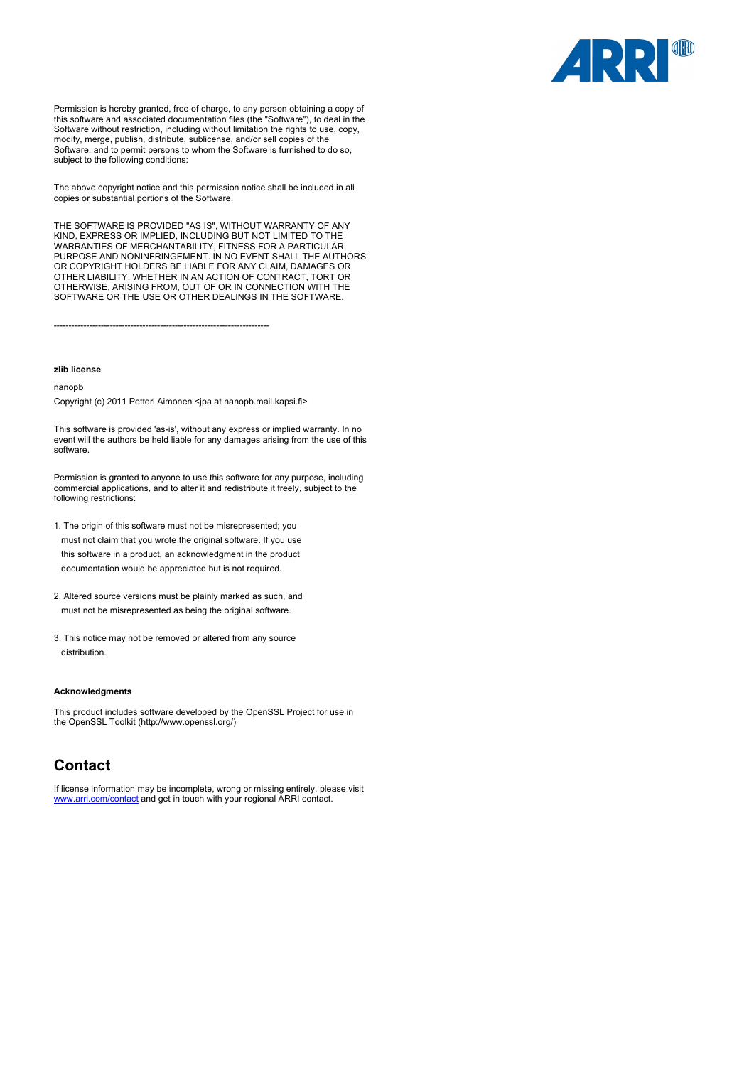Permission is hereby granted, free of charge, to any person obtaining a copy of this software and associated documentation files (the "Software"), to deal in the Software without restriction, including without limitation the rights to use, copy, modify, merge, publish, distribute, sublicense, and/or sell copies of the Software, and to permit persons to whom the Software is furnished to do so, subject to the following conditions:

The above copyright notice and this permission notice shall be included in all copies or substantial portions of the Software.

THE SOFTWARE IS PROVIDED "AS IS", WITHOUT WARRANTY OF ANY KIND, EXPRESS OR IMPLIED, INCLUDING BUT NOT LIMITED TO THE WARRANTIES OF MERCHANTABILITY, FITNESS FOR A PARTICULAR PURPOSE AND NONINFRINGEMENT. IN NO EVENT SHALL THE AUTHORS OR COPYRIGHT HOLDERS BE LIABLE FOR ANY CLAIM, DAMAGES OR OTHER LIABILITY, WHETHER IN AN ACTION OF CONTRACT, TORT OR OTHERWISE, ARISING FROM, OUT OF OR IN CONNECTION WITH THE SOFTWARE OR THE USE OR OTHER DEALINGS IN THE SOFTWARE.

--------------------------------------------------------------------------

**zlib license**

nanopb

Copyright (c) 2011 Petteri Aimonen <jpa at nanopb.mail.kapsi.fi>

This software is provided 'as-is', without any express or implied warranty. In no event will the authors be held liable for any damages arising from the use of this software.

Permission is granted to anyone to use this software for any purpose, including commercial applications, and to alter it and redistribute it freely, subject to the following restrictions:

1. The origin of this software must not be misrepresented; you must not claim that you wrote the original software. If you use this software in a product, an acknowledgment in the product documentation would be appreciated but is not required.

2. Altered source versions must be plainly marked as such, and must not be misrepresented as being the original software.

3. This notice may not be removed or altered from any source distribution.

**Acknowledgments**

This product includes software developed by the OpenSSL Project for use in the OpenSSL Toolkit (http://www.openssl.org/)

## Contact

If license information may be incomplete, wrong or missing entirely, please visit www.arri.com/contact and get in touch with your regional ARRI contact.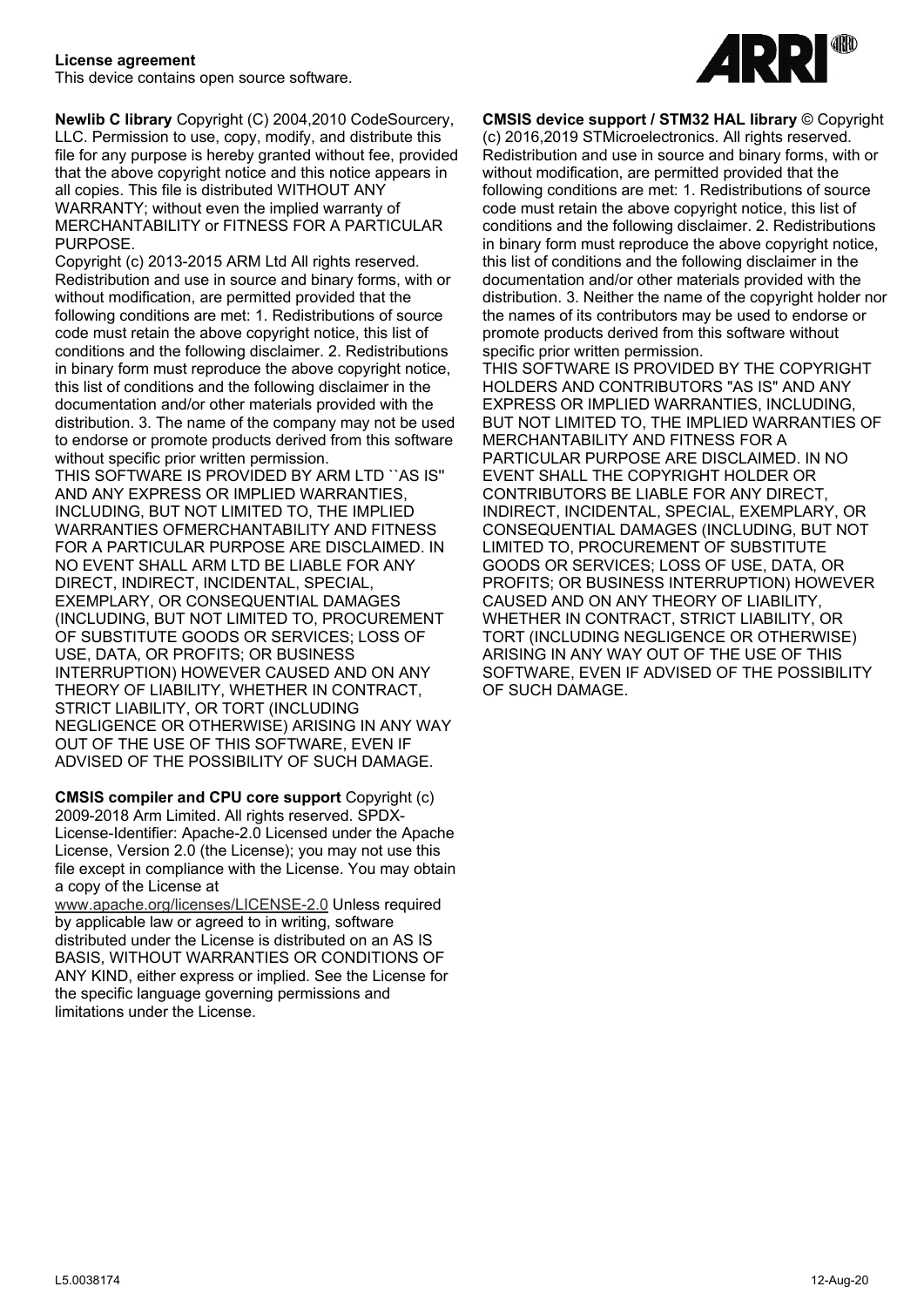**License agreement**

This device contains open source software.

**Newlib C library** Copyright (C) 2004,2010 CodeSourcery, LLC. Permission to use, copy, modify, and distribute this file for any purpose is hereby granted without fee, provided that the above copyright notice and this notice appears in all copies. This file is distributed WITHOUT ANY WARRANTY; without even the implied warranty of MERCHANTABILITY or FITNESS FOR A PARTICULAR PURPOSE.

Copyright (c) 2013-2015 ARM Ltd All rights reserved. Redistribution and use in source and binary forms, with or without modification, are permitted provided that the following conditions are met: 1. Redistributions of source code must retain the above copyright notice, this list of conditions and the following disclaimer. 2. Redistributions in binary form must reproduce the above copyright notice, this list of conditions and the following disclaimer in the documentation and/or other materials provided with the distribution. 3. The name of the company may not be used to endorse or promote products derived from this software without specific prior written permission.

THIS SOFTWARE IS PROVIDED BY ARM LTD ``AS IS'' AND ANY EXPRESS OR IMPLIED WARRANTIES, INCLUDING, BUT NOT LIMITED TO, THE IMPLIED WARRANTIES OFMERCHANTABILITY AND FITNESS FOR A PARTICULAR PURPOSE ARE DISCLAIMED. IN NO EVENT SHALL ARM LTD BE LIABLE FOR ANY DIRECT, INDIRECT, INCIDENTAL, SPECIAL, EXEMPLARY, OR CONSEQUENTIAL DAMAGES (INCLUDING, BUT NOT LIMITED TO, PROCUREMENT OF SUBSTITUTE GOODS OR SERVICES; LOSS OF USE, DATA, OR PROFITS; OR BUSINESS INTERRUPTION) HOWEVER CAUSED AND ON ANY THEORY OF LIABILITY, WHETHER IN CONTRACT, STRICT LIABILITY, OR TORT (INCLUDING NEGLIGENCE OR OTHERWISE) ARISING IN ANY WAY OUT OF THE USE OF THIS SOFTWARE, EVEN IF ADVISED OF THE POSSIBILITY OF SUCH DAMAGE.

**CMSIS compiler and CPU core support** Copyright (c) 2009-2018 Arm Limited. All rights reserved. SPDX-License-Identifier: Apache-2.0 Licensed under the Apache License, Version 2.0 (the License); you may not use this file except in compliance with the License. You may obtain a copy of the License at www.apache.org/licenses/LICENSE-2.0 Unless required by applicable law or agreed to in writing, software distributed under the License is distributed on an AS IS BASIS, WITHOUT WARRANTIES OR CONDITIONS OF ANY KIND, either express or implied. See the License for the specific language governing permissions and limitations under the License.

**CMSIS device support / STM32 HAL library** © Copyright (c) 2016,2019 STMicroelectronics. All rights reserved. Redistribution and use in source and binary forms, with or without modification, are permitted provided that the following conditions are met: 1. Redistributions of source code must retain the above copyright notice, this list of conditions and the following disclaimer. 2. Redistributions in binary form must reproduce the above copyright notice, this list of conditions and the following disclaimer in the documentation and/or other materials provided with the distribution. 3. Neither the name of the copyright holder nor the names of its contributors may be used to endorse or promote products derived from this software without specific prior written permission.

THIS SOFTWARE IS PROVIDED BY THE COPYRIGHT HOLDERS AND CONTRIBUTORS "AS IS" AND ANY EXPRESS OR IMPLIED WARRANTIES, INCLUDING, BUT NOT LIMITED TO, THE IMPLIED WARRANTIES OF MERCHANTABILITY AND FITNESS FOR A PARTICULAR PURPOSE ARE DISCLAIMED. IN NO EVENT SHALL THE COPYRIGHT HOLDER OR CONTRIBUTORS BE LIABLE FOR ANY DIRECT, INDIRECT, INCIDENTAL, SPECIAL, EXEMPLARY, OR CONSEQUENTIAL DAMAGES (INCLUDING, BUT NOT LIMITED TO, PROCUREMENT OF SUBSTITUTE GOODS OR SERVICES; LOSS OF USE, DATA, OR PROFITS; OR BUSINESS INTERRUPTION) HOWEVER CAUSED AND ON ANY THEORY OF LIABILITY, WHETHER IN CONTRACT, STRICT LIABILITY, OR TORT (INCLUDING NEGLIGENCE OR OTHERWISE) ARISING IN ANY WAY OUT OF THE USE OF THIS SOFTWARE, EVEN IF ADVISED OF THE POSSIBILITY OF SUCH DAMAGE.